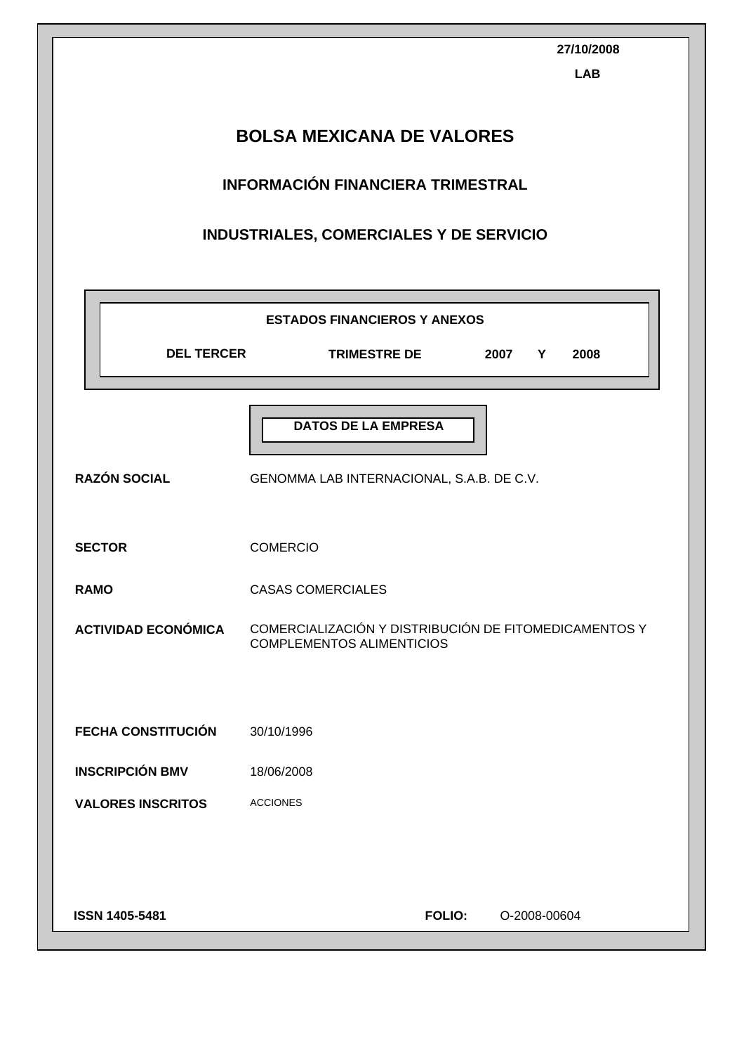27/10/2008

LAB

# BOLSA MEXICANA DE VALORES

## INFORMACIÓN FINANCIERA TRIMESTRAL

## INDUSTRIALES, COMERCIALES Y DE SERVICIO

**ESTADOS FINANCIEROS Y ANEXOS**

**DEL TERCER TRIMESTRE DE 2007 Y 2008**

**DATOS DE LA EMPRESA**

| | |
|---|---|
| **RAZÓN SOCIAL** | GENOMMA LAB INTERNACIONAL, S.A.B. DE C.V. |
| **SECTOR** | COMERCIO |
| **RAMO** | CASAS COMERCIALES |
| **ACTIVIDAD ECONÓMICA** | COMERCIALIZACIÓN Y DISTRIBUCIÓN DE FITOMEDICAMENTOS Y COMPLEMENTOS ALIMENTICIOS |
| **FECHA CONSTITUCIÓN** | 30/10/1996 |
| **INSCRIPCIÓN BMV** | 18/06/2008 |
| **VALORES INSCRITOS** | ACCIONES |

**ISSN 1405-5481**

**FOLIO:** O-2008-00604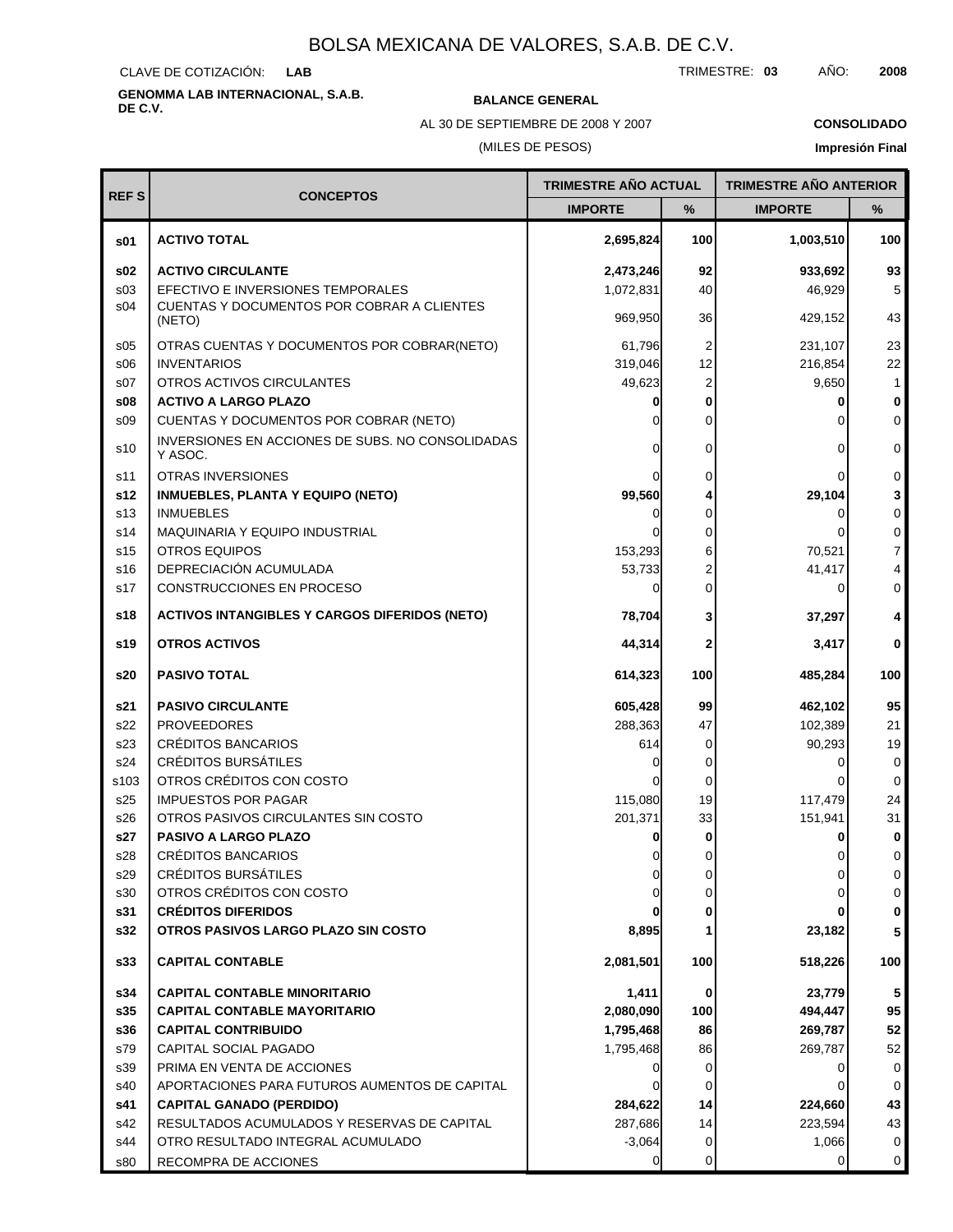# BOLSA MEXICANA DE VALORES, S.A.B. DE C.V.

CLAVE DE COTIZACIÓN: **LAB**

TRIMESTRE: **03** AÑO: **2008**

**GENOMMA LAB INTERNACIONAL, S.A.B. DE C.V.**

**BALANCE GENERAL**

AL 30 DE SEPTIEMBRE DE 2008 Y 2007

(MILES DE PESOS)

**CONSOLIDADO**

**Impresión Final**

| REF S | CONCEPTOS | TRIMESTRE AÑO ACTUAL | | TRIMESTRE AÑO ANTERIOR | |
|---|---|---|---|---|---|
| | | IMPORTE | % | IMPORTE | % |
| **s01** | **ACTIVO TOTAL** | **2,695,824** | **100** | **1,003,510** | **100** |
| **s02** | **ACTIVO CIRCULANTE** | **2,473,246** | **92** | **933,692** | **93** |
| s03 | EFECTIVO E INVERSIONES TEMPORALES | 1,072,831 | 40 | 46,929 | 5 |
| s04 | CUENTAS Y DOCUMENTOS POR COBRAR A CLIENTES (NETO) | 969,950 | 36 | 429,152 | 43 |
| s05 | OTRAS CUENTAS Y DOCUMENTOS POR COBRAR(NETO) | 61,796 | 2 | 231,107 | 23 |
| s06 | INVENTARIOS | 319,046 | 12 | 216,854 | 22 |
| s07 | OTROS ACTIVOS CIRCULANTES | 49,623 | 2 | 9,650 | 1 |
| **s08** | **ACTIVO A LARGO PLAZO** | **0** | **0** | **0** | **0** |
| s09 | CUENTAS Y DOCUMENTOS POR COBRAR (NETO) | 0 | 0 | 0 | 0 |
| s10 | INVERSIONES EN ACCIONES DE SUBS. NO CONSOLIDADAS Y ASOC. | 0 | 0 | 0 | 0 |
| s11 | OTRAS INVERSIONES | 0 | 0 | 0 | 0 |
| **s12** | **INMUEBLES, PLANTA Y EQUIPO (NETO)** | **99,560** | **4** | **29,104** | **3** |
| s13 | INMUEBLES | 0 | 0 | 0 | 0 |
| s14 | MAQUINARIA Y EQUIPO INDUSTRIAL | 0 | 0 | 0 | 0 |
| s15 | OTROS EQUIPOS | 153,293 | 6 | 70,521 | 7 |
| s16 | DEPRECIACIÓN ACUMULADA | 53,733 | 2 | 41,417 | 4 |
| s17 | CONSTRUCCIONES EN PROCESO | 0 | 0 | 0 | 0 |
| **s18** | **ACTIVOS INTANGIBLES Y CARGOS DIFERIDOS (NETO)** | **78,704** | **3** | **37,297** | **4** |
| **s19** | **OTROS ACTIVOS** | **44,314** | **2** | **3,417** | **0** |
| **s20** | **PASIVO TOTAL** | **614,323** | **100** | **485,284** | **100** |
| **s21** | **PASIVO CIRCULANTE** | **605,428** | **99** | **462,102** | **95** |
| s22 | PROVEEDORES | 288,363 | 47 | 102,389 | 21 |
| s23 | CRÉDITOS BANCARIOS | 614 | 0 | 90,293 | 19 |
| s24 | CRÉDITOS BURSÁTILES | 0 | 0 | 0 | 0 |
| s103 | OTROS CRÉDITOS CON COSTO | 0 | 0 | 0 | 0 |
| s25 | IMPUESTOS POR PAGAR | 115,080 | 19 | 117,479 | 24 |
| s26 | OTROS PASIVOS CIRCULANTES SIN COSTO | 201,371 | 33 | 151,941 | 31 |
| **s27** | **PASIVO A LARGO PLAZO** | **0** | **0** | **0** | **0** |
| s28 | CRÉDITOS BANCARIOS | 0 | 0 | 0 | 0 |
| s29 | CRÉDITOS BURSÁTILES | 0 | 0 | 0 | 0 |
| s30 | OTROS CRÉDITOS CON COSTO | 0 | 0 | 0 | 0 |
| **s31** | **CRÉDITOS DIFERIDOS** | **0** | **0** | **0** | **0** |
| **s32** | **OTROS PASIVOS LARGO PLAZO SIN COSTO** | **8,895** | **1** | **23,182** | **5** |
| **s33** | **CAPITAL CONTABLE** | **2,081,501** | **100** | **518,226** | **100** |
| **s34** | **CAPITAL CONTABLE MINORITARIO** | **1,411** | **0** | **23,779** | **5** |
| **s35** | **CAPITAL CONTABLE MAYORITARIO** | **2,080,090** | **100** | **494,447** | **95** |
| **s36** | **CAPITAL CONTRIBUIDO** | **1,795,468** | **86** | **269,787** | **52** |
| s79 | CAPITAL SOCIAL PAGADO | 1,795,468 | 86 | 269,787 | 52 |
| s39 | PRIMA EN VENTA DE ACCIONES | 0 | 0 | 0 | 0 |
| s40 | APORTACIONES PARA FUTUROS AUMENTOS DE CAPITAL | 0 | 0 | 0 | 0 |
| **s41** | **CAPITAL GANADO (PERDIDO)** | **284,622** | **14** | **224,660** | **43** |
| s42 | RESULTADOS ACUMULADOS Y RESERVAS DE CAPITAL | 287,686 | 14 | 223,594 | 43 |
| s44 | OTRO RESULTADO INTEGRAL ACUMULADO | -3,064 | 0 | 1,066 | 0 |
| s80 | RECOMPRA DE ACCIONES | 0 | 0 | 0 | 0 |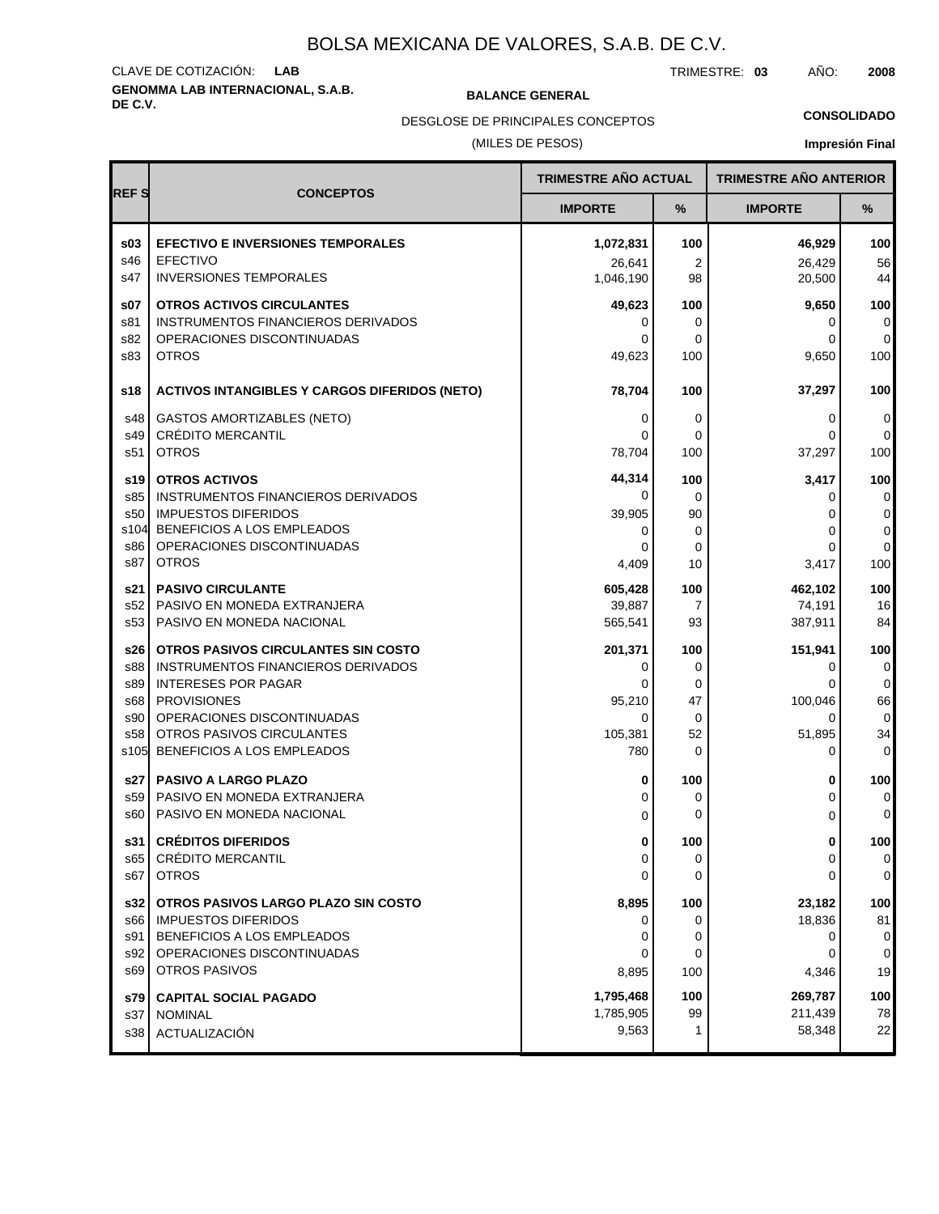# BOLSA MEXICANA DE VALORES, S.A.B. DE C.V.

CLAVE DE COTIZACIÓN: **LAB**

TRIMESTRE: **03** AÑO: **2008**

**GENOMMA LAB INTERNACIONAL, S.A.B. DE C.V.**

**BALANCE GENERAL**

DESGLOSE DE PRINCIPALES CONCEPTOS

(MILES DE PESOS)

**CONSOLIDADO**

**Impresión Final**

| REF S | CONCEPTOS | TRIMESTRE AÑO ACTUAL | | TRIMESTRE AÑO ANTERIOR | |
|---|---|---|---|---|---|
| | | IMPORTE | % | IMPORTE | % |
| **s03** | **EFECTIVO E INVERSIONES TEMPORALES** | **1,072,831** | **100** | **46,929** | **100** |
| s46 | EFECTIVO | 26,641 | 2 | 26,429 | 56 |
| s47 | INVERSIONES TEMPORALES | 1,046,190 | 98 | 20,500 | 44 |
| **s07** | **OTROS ACTIVOS CIRCULANTES** | **49,623** | **100** | **9,650** | **100** |
| s81 | INSTRUMENTOS FINANCIEROS DERIVADOS | 0 | 0 | 0 | 0 |
| s82 | OPERACIONES DISCONTINUADAS | 0 | 0 | 0 | 0 |
| s83 | OTROS | 49,623 | 100 | 9,650 | 100 |
| **s18** | **ACTIVOS INTANGIBLES Y CARGOS DIFERIDOS (NETO)** | **78,704** | **100** | **37,297** | **100** |
| s48 | GASTOS AMORTIZABLES (NETO) | 0 | 0 | 0 | 0 |
| s49 | CRÉDITO MERCANTIL | 0 | 0 | 0 | 0 |
| s51 | OTROS | 78,704 | 100 | 37,297 | 100 |
| **s19** | **OTROS ACTIVOS** | **44,314** | **100** | **3,417** | **100** |
| s85 | INSTRUMENTOS FINANCIEROS DERIVADOS | 0 | 0 | 0 | 0 |
| s50 | IMPUESTOS DIFERIDOS | 39,905 | 90 | 0 | 0 |
| s104 | BENEFICIOS A LOS EMPLEADOS | 0 | 0 | 0 | 0 |
| s86 | OPERACIONES DISCONTINUADAS | 0 | 0 | 0 | 0 |
| s87 | OTROS | 4,409 | 10 | 3,417 | 100 |
| **s21** | **PASIVO CIRCULANTE** | **605,428** | **100** | **462,102** | **100** |
| s52 | PASIVO EN MONEDA EXTRANJERA | 39,887 | 7 | 74,191 | 16 |
| s53 | PASIVO EN MONEDA NACIONAL | 565,541 | 93 | 387,911 | 84 |
| **s26** | **OTROS PASIVOS CIRCULANTES SIN COSTO** | **201,371** | **100** | **151,941** | **100** |
| s88 | INSTRUMENTOS FINANCIEROS DERIVADOS | 0 | 0 | 0 | 0 |
| s89 | INTERESES POR PAGAR | 0 | 0 | 0 | 0 |
| s68 | PROVISIONES | 95,210 | 47 | 100,046 | 66 |
| s90 | OPERACIONES DISCONTINUADAS | 0 | 0 | 0 | 0 |
| s58 | OTROS PASIVOS CIRCULANTES | 105,381 | 52 | 51,895 | 34 |
| s105 | BENEFICIOS A LOS EMPLEADOS | 780 | 0 | 0 | 0 |
| **s27** | **PASIVO A LARGO PLAZO** | **0** | **100** | **0** | **100** |
| s59 | PASIVO EN MONEDA EXTRANJERA | 0 | 0 | 0 | 0 |
| s60 | PASIVO EN MONEDA NACIONAL | 0 | 0 | 0 | 0 |
| **s31** | **CRÉDITOS DIFERIDOS** | **0** | **100** | **0** | **100** |
| s65 | CRÉDITO MERCANTIL | 0 | 0 | 0 | 0 |
| s67 | OTROS | 0 | 0 | 0 | 0 |
| **s32** | **OTROS PASIVOS LARGO PLAZO SIN COSTO** | **8,895** | **100** | **23,182** | **100** |
| s66 | IMPUESTOS DIFERIDOS | 0 | 0 | 18,836 | 81 |
| s91 | BENEFICIOS A LOS EMPLEADOS | 0 | 0 | 0 | 0 |
| s92 | OPERACIONES DISCONTINUADAS | 0 | 0 | 0 | 0 |
| s69 | OTROS PASIVOS | 8,895 | 100 | 4,346 | 19 |
| **s79** | **CAPITAL SOCIAL PAGADO** | **1,795,468** | **100** | **269,787** | **100** |
| s37 | NOMINAL | 1,785,905 | 99 | 211,439 | 78 |
| s38 | ACTUALIZACIÓN | 9,563 | 1 | 58,348 | 22 |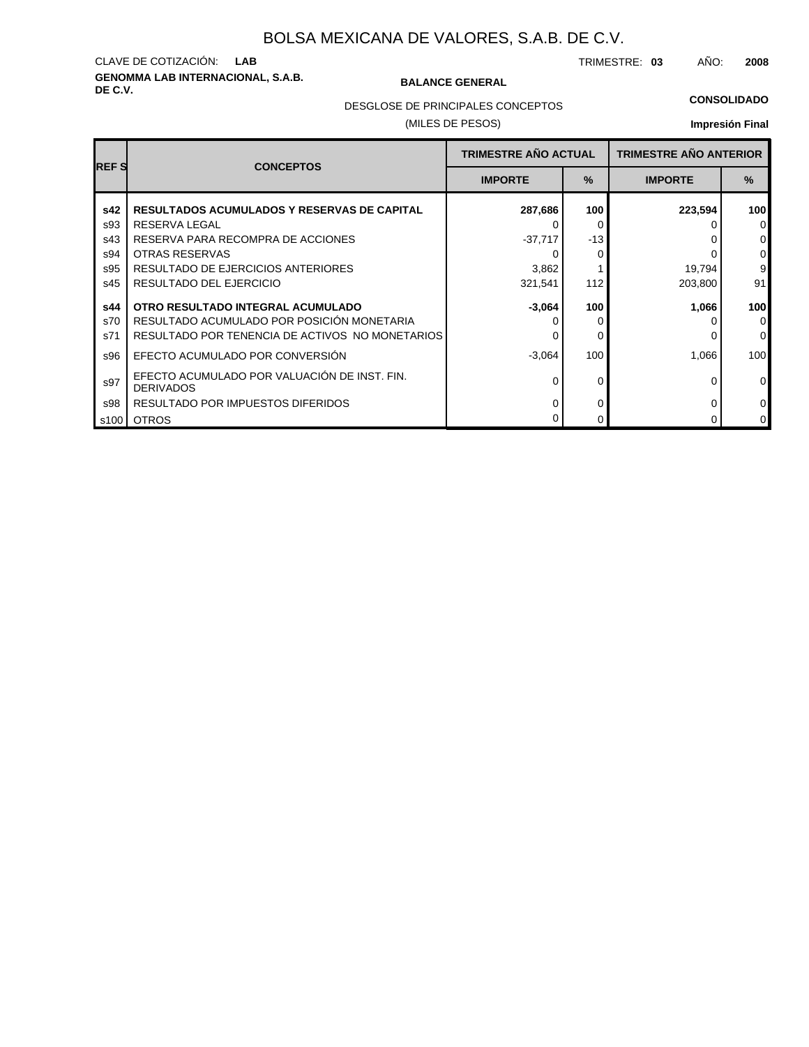# BOLSA MEXICANA DE VALORES, S.A.B. DE C.V.

CLAVE DE COTIZACIÓN: **LAB**

TRIMESTRE: **03** AÑO: **2008**

**GENOMMA LAB INTERNACIONAL, S.A.B. DE C.V.**

**BALANCE GENERAL**

**CONSOLIDADO**

DESGLOSE DE PRINCIPALES CONCEPTOS

(MILES DE PESOS)

**Impresión Final**

| REF S | CONCEPTOS | TRIMESTRE AÑO ACTUAL | | TRIMESTRE AÑO ANTERIOR | |
|---|---|---|---|---|---|
| | | IMPORTE | % | IMPORTE | % |
| **s42** | **RESULTADOS ACUMULADOS Y RESERVAS DE CAPITAL** | **287,686** | **100** | **223,594** | **100** |
| s93 | RESERVA LEGAL | 0 | 0 | 0 | 0 |
| s43 | RESERVA PARA RECOMPRA DE ACCIONES | -37,717 | -13 | 0 | 0 |
| s94 | OTRAS RESERVAS | 0 | 0 | 0 | 0 |
| s95 | RESULTADO DE EJERCICIOS ANTERIORES | 3,862 | 1 | 19,794 | 9 |
| s45 | RESULTADO DEL EJERCICIO | 321,541 | 112 | 203,800 | 91 |
| **s44** | **OTRO RESULTADO INTEGRAL ACUMULADO** | **-3,064** | **100** | **1,066** | **100** |
| s70 | RESULTADO ACUMULADO POR POSICIÓN MONETARIA | 0 | 0 | 0 | 0 |
| s71 | RESULTADO POR TENENCIA DE ACTIVOS NO MONETARIOS | 0 | 0 | 0 | 0 |
| s96 | EFECTO ACUMULADO POR CONVERSIÓN | -3,064 | 100 | 1,066 | 100 |
| s97 | EFECTO ACUMULADO POR VALUACIÓN DE INST. FIN. DERIVADOS | 0 | 0 | 0 | 0 |
| s98 | RESULTADO POR IMPUESTOS DIFERIDOS | 0 | 0 | 0 | 0 |
| s100 | OTROS | 0 | 0 | 0 | 0 |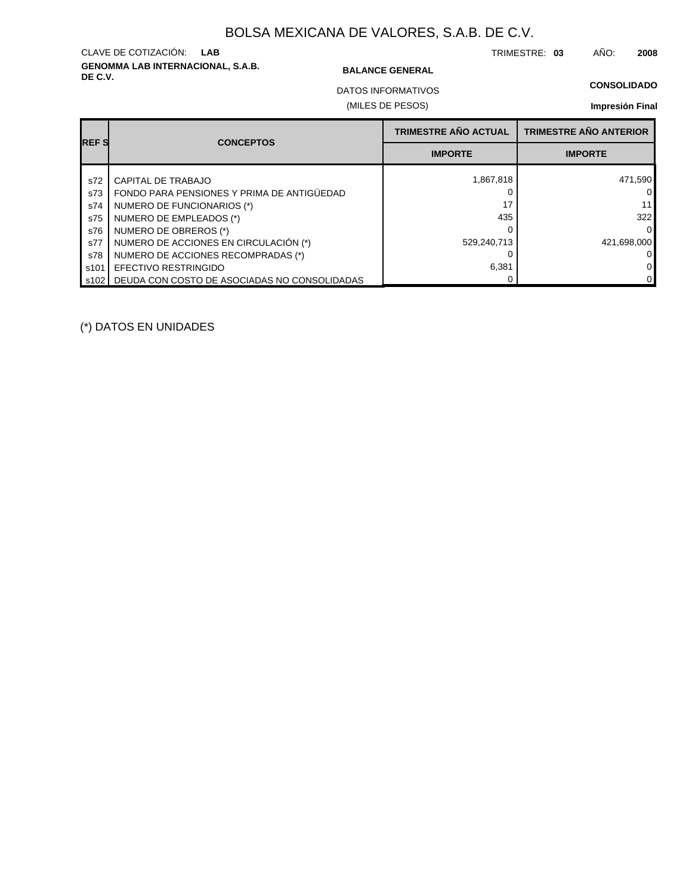# BOLSA MEXICANA DE VALORES, S.A.B. DE C.V.

CLAVE DE COTIZACIÓN: **LAB**

TRIMESTRE: **03** AÑO: **2008**

**GENOMMA LAB INTERNACIONAL, S.A.B. DE C.V.**

**BALANCE GENERAL**

**CONSOLIDADO**

DATOS INFORMATIVOS

(MILES DE PESOS)

**Impresión Final**

| REF S | CONCEPTOS | TRIMESTRE AÑO ACTUAL | TRIMESTRE AÑO ANTERIOR |
|---|---|---|---|
| | | IMPORTE | IMPORTE |
| s72 | CAPITAL DE TRABAJO | 1,867,818 | 471,590 |
| s73 | FONDO PARA PENSIONES Y PRIMA DE ANTIGÜEDAD | 0 | 0 |
| s74 | NUMERO DE FUNCIONARIOS (*) | 17 | 11 |
| s75 | NUMERO DE EMPLEADOS (*) | 435 | 322 |
| s76 | NUMERO DE OBREROS (*) | 0 | 0 |
| s77 | NUMERO DE ACCIONES EN CIRCULACIÓN (*) | 529,240,713 | 421,698,000 |
| s78 | NUMERO DE ACCIONES RECOMPRADAS (*) | 0 | 0 |
| s101 | EFECTIVO RESTRINGIDO | 6,381 | 0 |
| s102 | DEUDA CON COSTO DE ASOCIADAS NO CONSOLIDADAS | 0 | 0 |

(*) DATOS EN UNIDADES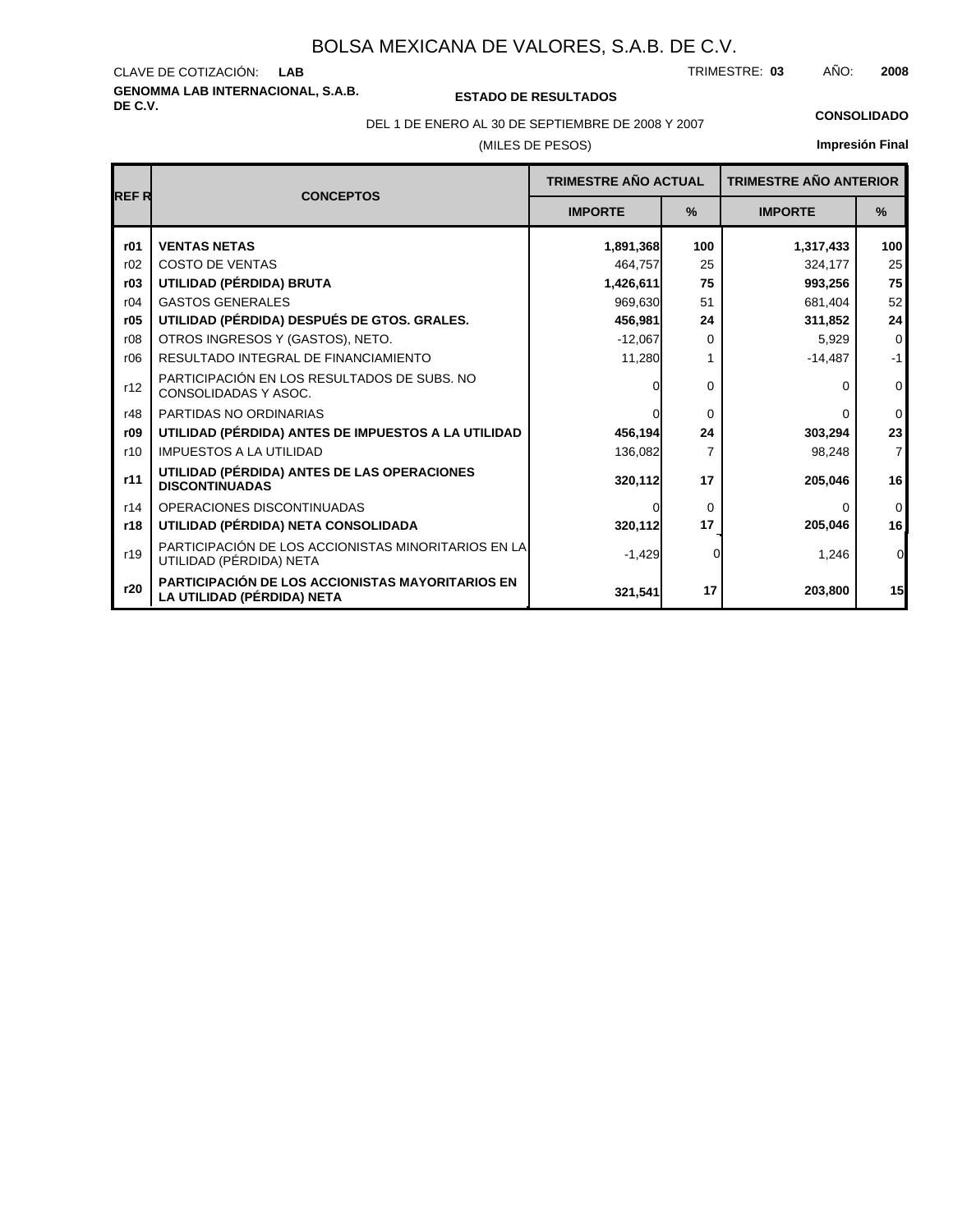# BOLSA MEXICANA DE VALORES, S.A.B. DE C.V.

CLAVE DE COTIZACIÓN: **LAB**

TRIMESTRE: **03** AÑO: **2008**

**GENOMMA LAB INTERNACIONAL, S.A.B. DE C.V.**

**ESTADO DE RESULTADOS**

**CONSOLIDADO**

DEL 1 DE ENERO AL 30 DE SEPTIEMBRE DE 2008 Y 2007

(MILES DE PESOS)

**Impresión Final**

| REF R | CONCEPTOS | TRIMESTRE AÑO ACTUAL | | TRIMESTRE AÑO ANTERIOR | |
|---|---|---|---|---|---|
| | | IMPORTE | % | IMPORTE | % |
| **r01** | **VENTAS NETAS** | **1,891,368** | **100** | **1,317,433** | **100** |
| r02 | COSTO DE VENTAS | 464,757 | 25 | 324,177 | 25 |
| **r03** | **UTILIDAD (PÉRDIDA) BRUTA** | **1,426,611** | **75** | **993,256** | **75** |
| r04 | GASTOS GENERALES | 969,630 | 51 | 681,404 | 52 |
| **r05** | **UTILIDAD (PÉRDIDA) DESPUÉS DE GTOS. GRALES.** | **456,981** | **24** | **311,852** | **24** |
| r08 | OTROS INGRESOS Y (GASTOS), NETO. | -12,067 | 0 | 5,929 | 0 |
| r06 | RESULTADO INTEGRAL DE FINANCIAMIENTO | 11,280 | 1 | -14,487 | -1 |
| r12 | PARTICIPACIÓN EN LOS RESULTADOS DE SUBS. NO CONSOLIDADAS Y ASOC. | 0 | 0 | 0 | 0 |
| r48 | PARTIDAS NO ORDINARIAS | 0 | 0 | 0 | 0 |
| **r09** | **UTILIDAD (PÉRDIDA) ANTES DE IMPUESTOS A LA UTILIDAD** | **456,194** | **24** | **303,294** | **23** |
| r10 | IMPUESTOS A LA UTILIDAD | 136,082 | 7 | 98,248 | 7 |
| **r11** | **UTILIDAD (PÉRDIDA) ANTES DE LAS OPERACIONES DISCONTINUADAS** | **320,112** | **17** | **205,046** | **16** |
| r14 | OPERACIONES DISCONTINUADAS | 0 | 0 | 0 | 0 |
| **r18** | **UTILIDAD (PÉRDIDA) NETA CONSOLIDADA** | **320,112** | **17** | **205,046** | **16** |
| r19 | PARTICIPACIÓN DE LOS ACCIONISTAS MINORITARIOS EN LA UTILIDAD (PÉRDIDA) NETA | -1,429 | 0 | 1,246 | 0 |
| **r20** | **PARTICIPACIÓN DE LOS ACCIONISTAS MAYORITARIOS EN LA UTILIDAD (PÉRDIDA) NETA** | **321,541** | **17** | **203,800** | **15** |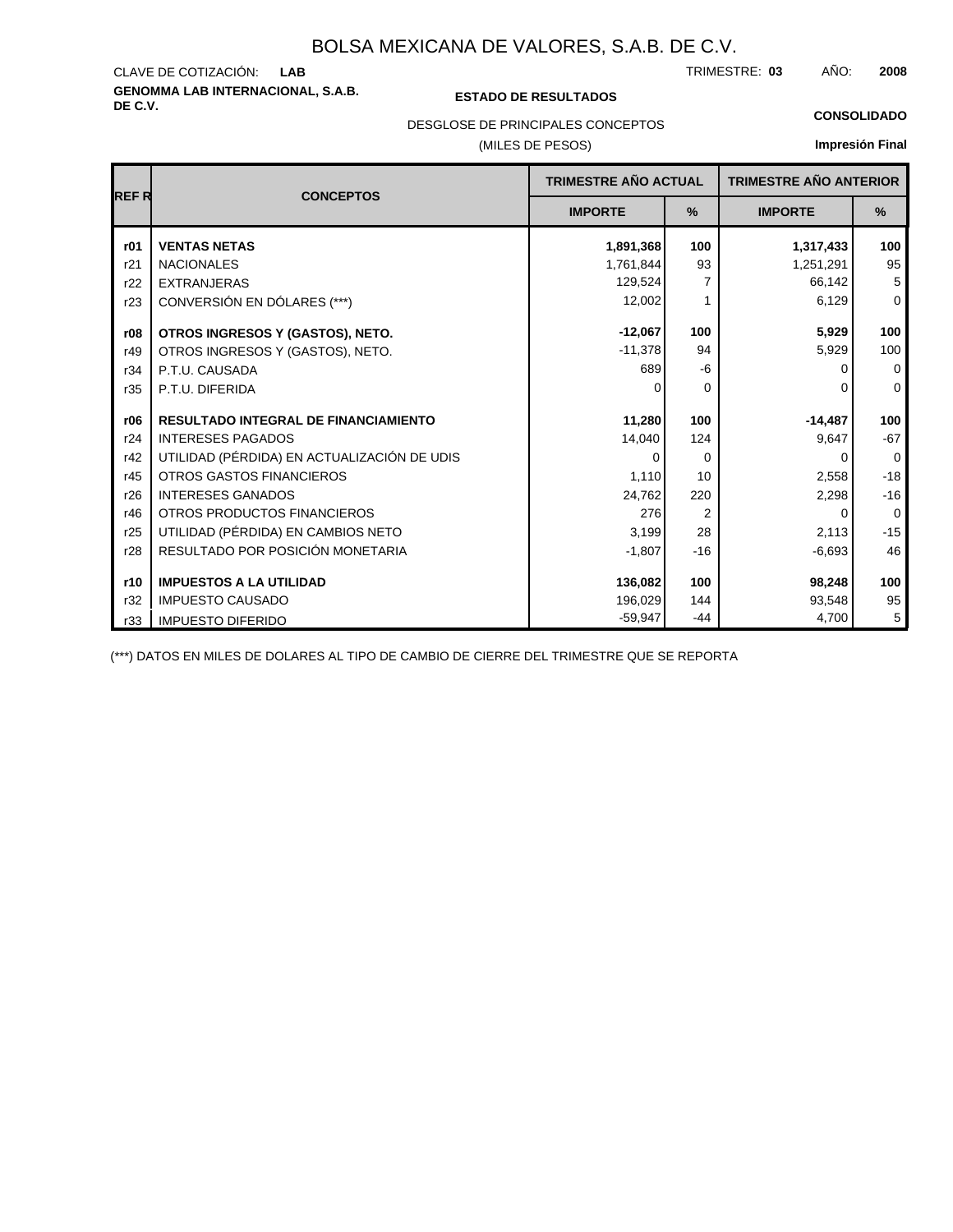# BOLSA MEXICANA DE VALORES, S.A.B. DE C.V.

CLAVE DE COTIZACIÓN: **LAB**

TRIMESTRE: **03** AÑO: **2008**

**GENOMMA LAB INTERNACIONAL, S.A.B. DE C.V.**

**ESTADO DE RESULTADOS**

**CONSOLIDADO**

DESGLOSE DE PRINCIPALES CONCEPTOS

(MILES DE PESOS)

**Impresión Final**

| REF R | CONCEPTOS | TRIMESTRE AÑO ACTUAL | | TRIMESTRE AÑO ANTERIOR | |
|---|---|---|---|---|---|
| | | IMPORTE | % | IMPORTE | % |
| **r01** | **VENTAS NETAS** | **1,891,368** | **100** | **1,317,433** | **100** |
| r21 | NACIONALES | 1,761,844 | 93 | 1,251,291 | 95 |
| r22 | EXTRANJERAS | 129,524 | 7 | 66,142 | 5 |
| r23 | CONVERSIÓN EN DÓLARES (***) | 12,002 | 1 | 6,129 | 0 |
| **r08** | **OTROS INGRESOS Y (GASTOS), NETO.** | **-12,067** | **100** | **5,929** | **100** |
| r49 | OTROS INGRESOS Y (GASTOS), NETO. | -11,378 | 94 | 5,929 | 100 |
| r34 | P.T.U. CAUSADA | 689 | -6 | 0 | 0 |
| r35 | P.T.U. DIFERIDA | 0 | 0 | 0 | 0 |
| **r06** | **RESULTADO INTEGRAL DE FINANCIAMIENTO** | **11,280** | **100** | **-14,487** | **100** |
| r24 | INTERESES PAGADOS | 14,040 | 124 | 9,647 | -67 |
| r42 | UTILIDAD (PÉRDIDA) EN ACTUALIZACIÓN DE UDIS | 0 | 0 | 0 | 0 |
| r45 | OTROS GASTOS FINANCIEROS | 1,110 | 10 | 2,558 | -18 |
| r26 | INTERESES GANADOS | 24,762 | 220 | 2,298 | -16 |
| r46 | OTROS PRODUCTOS FINANCIEROS | 276 | 2 | 0 | 0 |
| r25 | UTILIDAD (PÉRDIDA) EN CAMBIOS NETO | 3,199 | 28 | 2,113 | -15 |
| r28 | RESULTADO POR POSICIÓN MONETARIA | -1,807 | -16 | -6,693 | 46 |
| **r10** | **IMPUESTOS A LA UTILIDAD** | **136,082** | **100** | **98,248** | **100** |
| r32 | IMPUESTO CAUSADO | 196,029 | 144 | 93,548 | 95 |
| r33 | IMPUESTO DIFERIDO | -59,947 | -44 | 4,700 | 5 |

(***) DATOS EN MILES DE DOLARES AL TIPO DE CAMBIO DE CIERRE DEL TRIMESTRE QUE SE REPORTA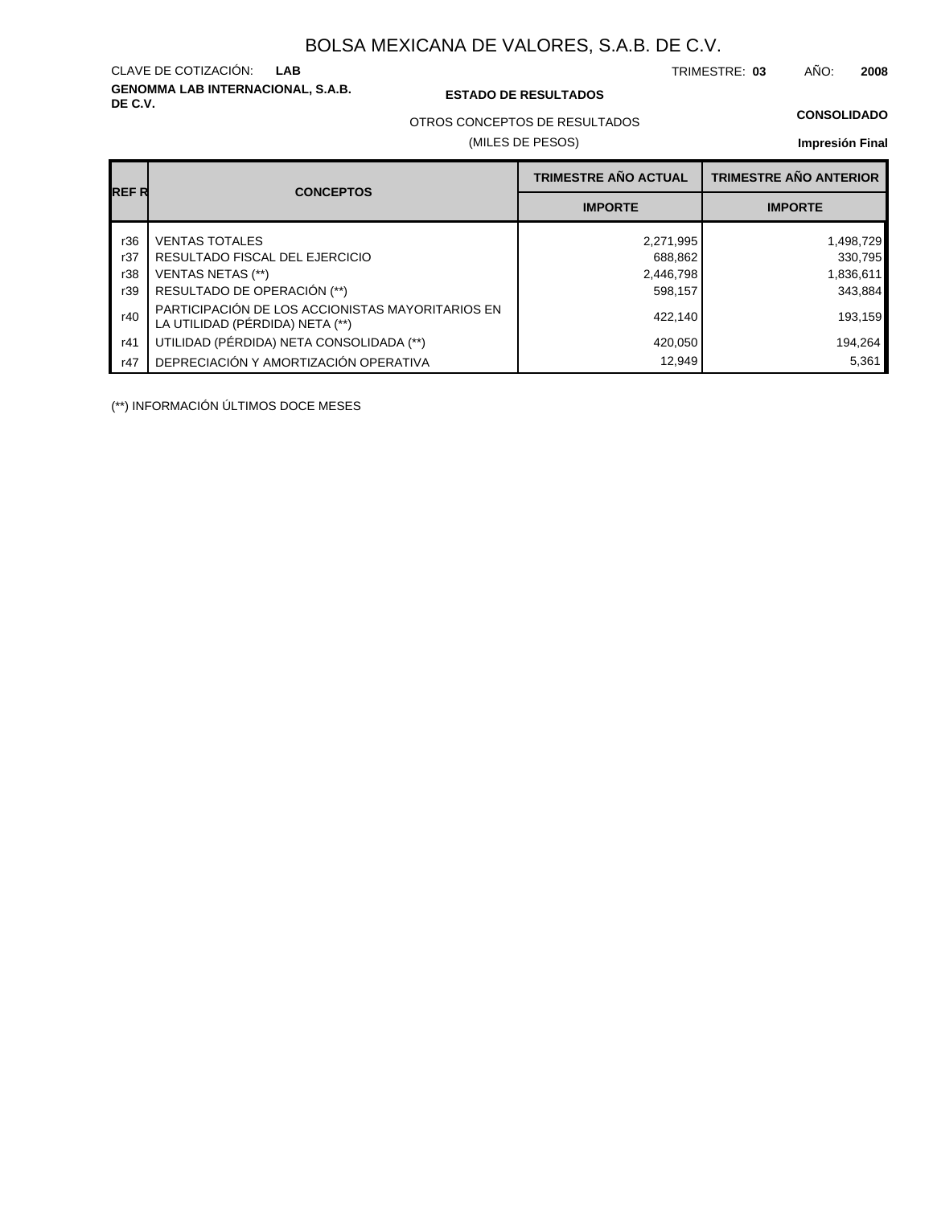# BOLSA MEXICANA DE VALORES, S.A.B. DE C.V.

CLAVE DE COTIZACIÓN: **LAB**

TRIMESTRE: **03** AÑO: **2008**

**GENOMMA LAB INTERNACIONAL, S.A.B. DE C.V.**

**ESTADO DE RESULTADOS**

OTROS CONCEPTOS DE RESULTADOS

(MILES DE PESOS)

**CONSOLIDADO**

**Impresión Final**

| REF R | CONCEPTOS | TRIMESTRE AÑO ACTUAL | TRIMESTRE AÑO ANTERIOR |
|---|---|---|---|
| | | IMPORTE | IMPORTE |
| r36 | VENTAS TOTALES | 2,271,995 | 1,498,729 |
| r37 | RESULTADO FISCAL DEL EJERCICIO | 688,862 | 330,795 |
| r38 | VENTAS NETAS (**) | 2,446,798 | 1,836,611 |
| r39 | RESULTADO DE OPERACIÓN (**) | 598,157 | 343,884 |
| r40 | PARTICIPACIÓN DE LOS ACCIONISTAS MAYORITARIOS EN LA UTILIDAD (PÉRDIDA) NETA (**) | 422,140 | 193,159 |
| r41 | UTILIDAD (PÉRDIDA) NETA CONSOLIDADA (**) | 420,050 | 194,264 |
| r47 | DEPRECIACIÓN Y AMORTIZACIÓN OPERATIVA | 12,949 | 5,361 |

(**) INFORMACIÓN ÚLTIMOS DOCE MESES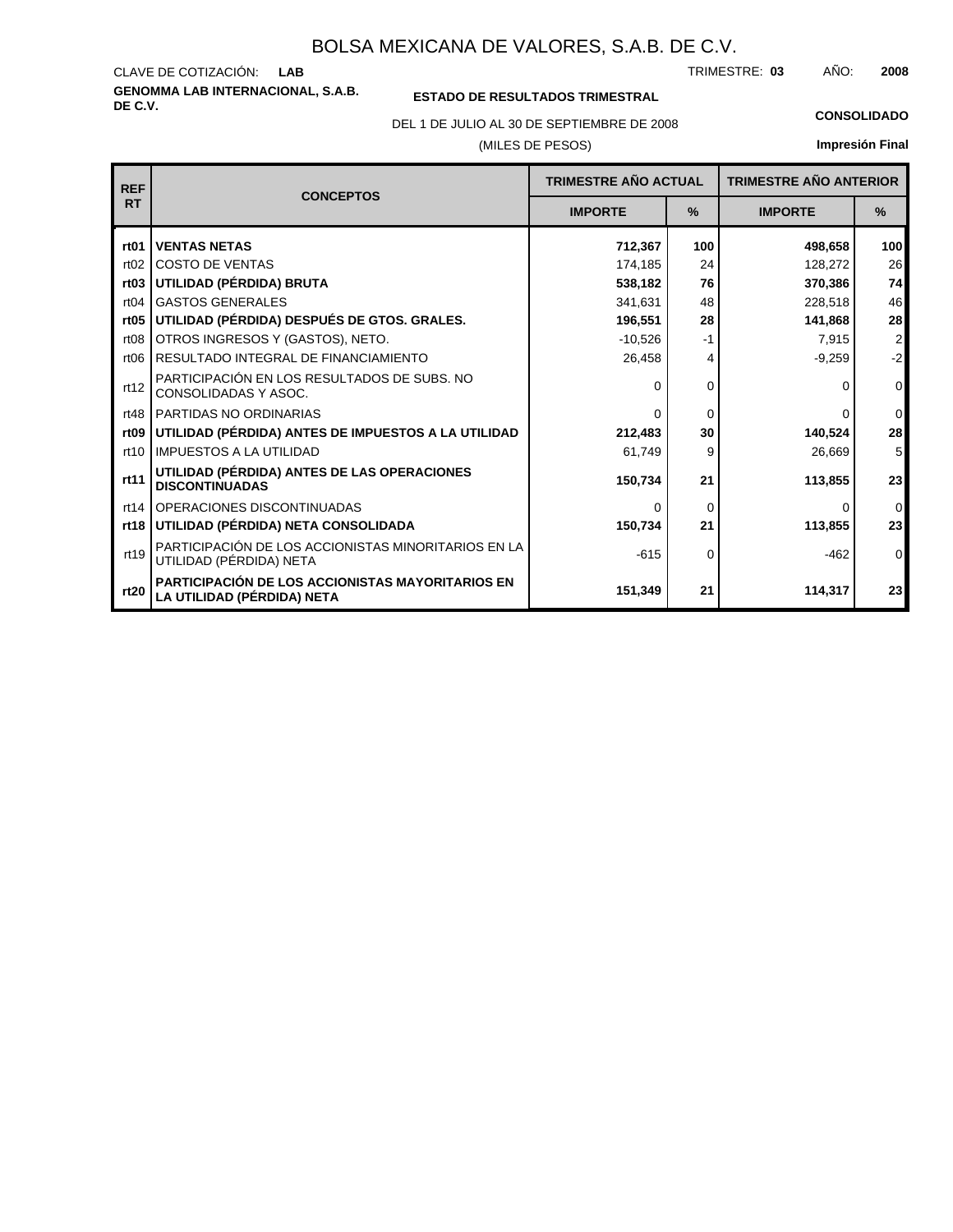# BOLSA MEXICANA DE VALORES, S.A.B. DE C.V.

CLAVE DE COTIZACIÓN: **LAB**

TRIMESTRE: **03** AÑO: **2008**

**GENOMMA LAB INTERNACIONAL, S.A.B. DE C.V.**

**ESTADO DE RESULTADOS TRIMESTRAL**

DEL 1 DE JULIO AL 30 DE SEPTIEMBRE DE 2008

(MILES DE PESOS)

**CONSOLIDADO**

**Impresión Final**

| REF RT | CONCEPTOS | TRIMESTRE AÑO ACTUAL | | TRIMESTRE AÑO ANTERIOR | |
|---|---|---|---|---|---|
| | | IMPORTE | % | IMPORTE | % |
| **rt01** | **VENTAS NETAS** | **712,367** | **100** | **498,658** | **100** |
| rt02 | COSTO DE VENTAS | 174,185 | 24 | 128,272 | 26 |
| **rt03** | **UTILIDAD (PÉRDIDA) BRUTA** | **538,182** | **76** | **370,386** | **74** |
| rt04 | GASTOS GENERALES | 341,631 | 48 | 228,518 | 46 |
| **rt05** | **UTILIDAD (PÉRDIDA) DESPUÉS DE GTOS. GRALES.** | **196,551** | **28** | **141,868** | **28** |
| rt08 | OTROS INGRESOS Y (GASTOS), NETO. | -10,526 | -1 | 7,915 | 2 |
| rt06 | RESULTADO INTEGRAL DE FINANCIAMIENTO | 26,458 | 4 | -9,259 | -2 |
| rt12 | PARTICIPACIÓN EN LOS RESULTADOS DE SUBS. NO CONSOLIDADAS Y ASOC. | 0 | 0 | 0 | 0 |
| rt48 | PARTIDAS NO ORDINARIAS | 0 | 0 | 0 | 0 |
| **rt09** | **UTILIDAD (PÉRDIDA) ANTES DE IMPUESTOS A LA UTILIDAD** | **212,483** | **30** | **140,524** | **28** |
| rt10 | IMPUESTOS A LA UTILIDAD | 61,749 | 9 | 26,669 | 5 |
| **rt11** | **UTILIDAD (PÉRDIDA) ANTES DE LAS OPERACIONES DISCONTINUADAS** | **150,734** | **21** | **113,855** | **23** |
| rt14 | OPERACIONES DISCONTINUADAS | 0 | 0 | 0 | 0 |
| **rt18** | **UTILIDAD (PÉRDIDA) NETA CONSOLIDADA** | **150,734** | **21** | **113,855** | **23** |
| rt19 | PARTICIPACIÓN DE LOS ACCIONISTAS MINORITARIOS EN LA UTILIDAD (PÉRDIDA) NETA | -615 | 0 | -462 | 0 |
| **rt20** | **PARTICIPACIÓN DE LOS ACCIONISTAS MAYORITARIOS EN LA UTILIDAD (PÉRDIDA) NETA** | **151,349** | **21** | **114,317** | **23** |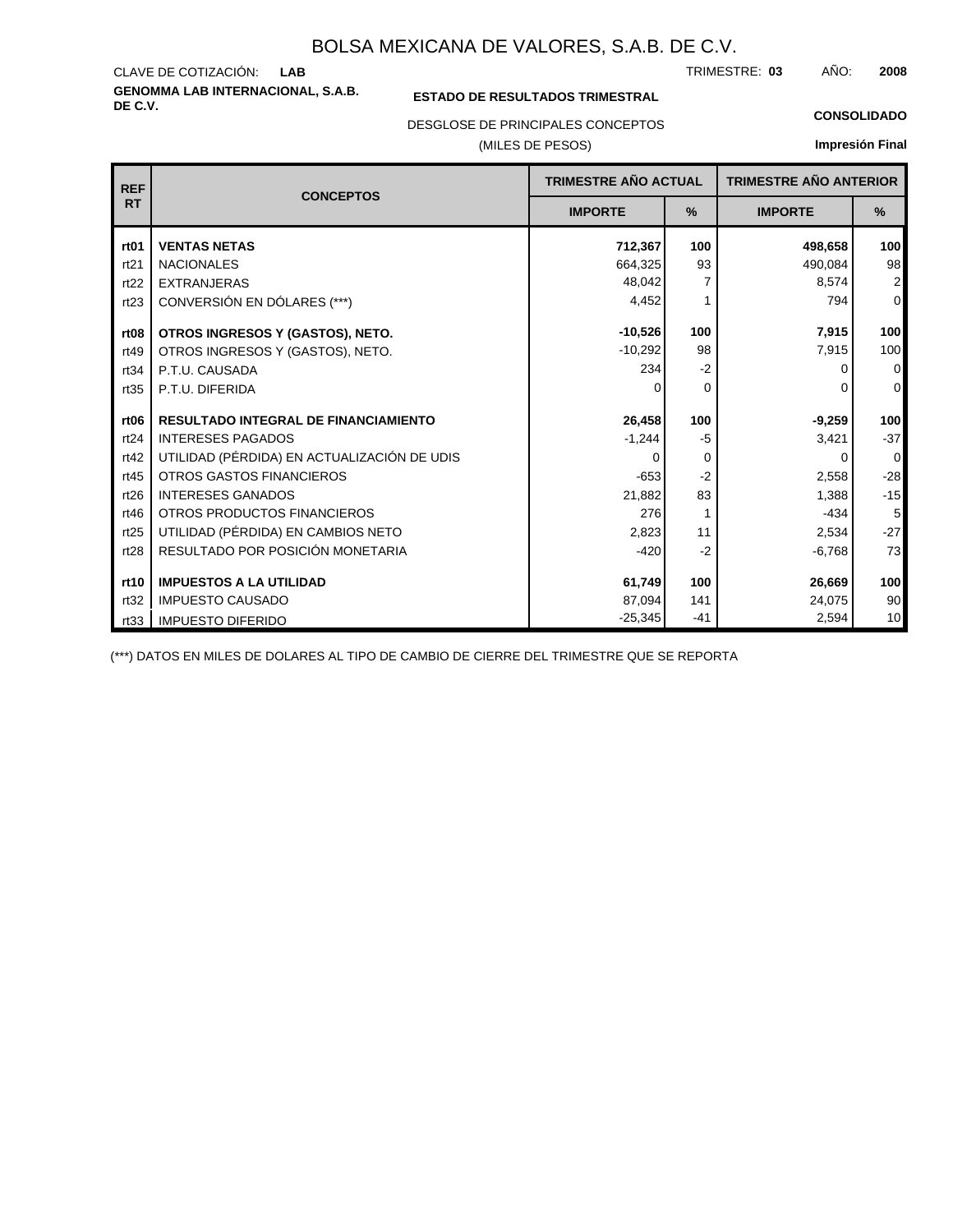# BOLSA MEXICANA DE VALORES, S.A.B. DE C.V.

CLAVE DE COTIZACIÓN: **LAB**

TRIMESTRE: **03** AÑO: **2008**

**GENOMMA LAB INTERNACIONAL, S.A.B. DE C.V.**

**ESTADO DE RESULTADOS TRIMESTRAL**

DESGLOSE DE PRINCIPALES CONCEPTOS

(MILES DE PESOS)

**CONSOLIDADO**

**Impresión Final**

| REF RT | CONCEPTOS | TRIMESTRE AÑO ACTUAL | | TRIMESTRE AÑO ANTERIOR | |
|---|---|---|---|---|---|
| | | IMPORTE | % | IMPORTE | % |
| **rt01** | **VENTAS NETAS** | **712,367** | **100** | **498,658** | **100** |
| rt21 | NACIONALES | 664,325 | 93 | 490,084 | 98 |
| rt22 | EXTRANJERAS | 48,042 | 7 | 8,574 | 2 |
| rt23 | CONVERSIÓN EN DÓLARES (***) | 4,452 | 1 | 794 | 0 |
| **rt08** | **OTROS INGRESOS Y (GASTOS), NETO.** | **-10,526** | **100** | **7,915** | **100** |
| rt49 | OTROS INGRESOS Y (GASTOS), NETO. | -10,292 | 98 | 7,915 | 100 |
| rt34 | P.T.U. CAUSADA | 234 | -2 | 0 | 0 |
| rt35 | P.T.U. DIFERIDA | 0 | 0 | 0 | 0 |
| **rt06** | **RESULTADO INTEGRAL DE FINANCIAMIENTO** | **26,458** | **100** | **-9,259** | **100** |
| rt24 | INTERESES PAGADOS | -1,244 | -5 | 3,421 | -37 |
| rt42 | UTILIDAD (PÉRDIDA) EN ACTUALIZACIÓN DE UDIS | 0 | 0 | 0 | 0 |
| rt45 | OTROS GASTOS FINANCIEROS | -653 | -2 | 2,558 | -28 |
| rt26 | INTERESES GANADOS | 21,882 | 83 | 1,388 | -15 |
| rt46 | OTROS PRODUCTOS FINANCIEROS | 276 | 1 | -434 | 5 |
| rt25 | UTILIDAD (PÉRDIDA) EN CAMBIOS NETO | 2,823 | 11 | 2,534 | -27 |
| rt28 | RESULTADO POR POSICIÓN MONETARIA | -420 | -2 | -6,768 | 73 |
| **rt10** | **IMPUESTOS A LA UTILIDAD** | **61,749** | **100** | **26,669** | **100** |
| rt32 | IMPUESTO CAUSADO | 87,094 | 141 | 24,075 | 90 |
| rt33 | IMPUESTO DIFERIDO | -25,345 | -41 | 2,594 | 10 |

(***) DATOS EN MILES DE DOLARES AL TIPO DE CAMBIO DE CIERRE DEL TRIMESTRE QUE SE REPORTA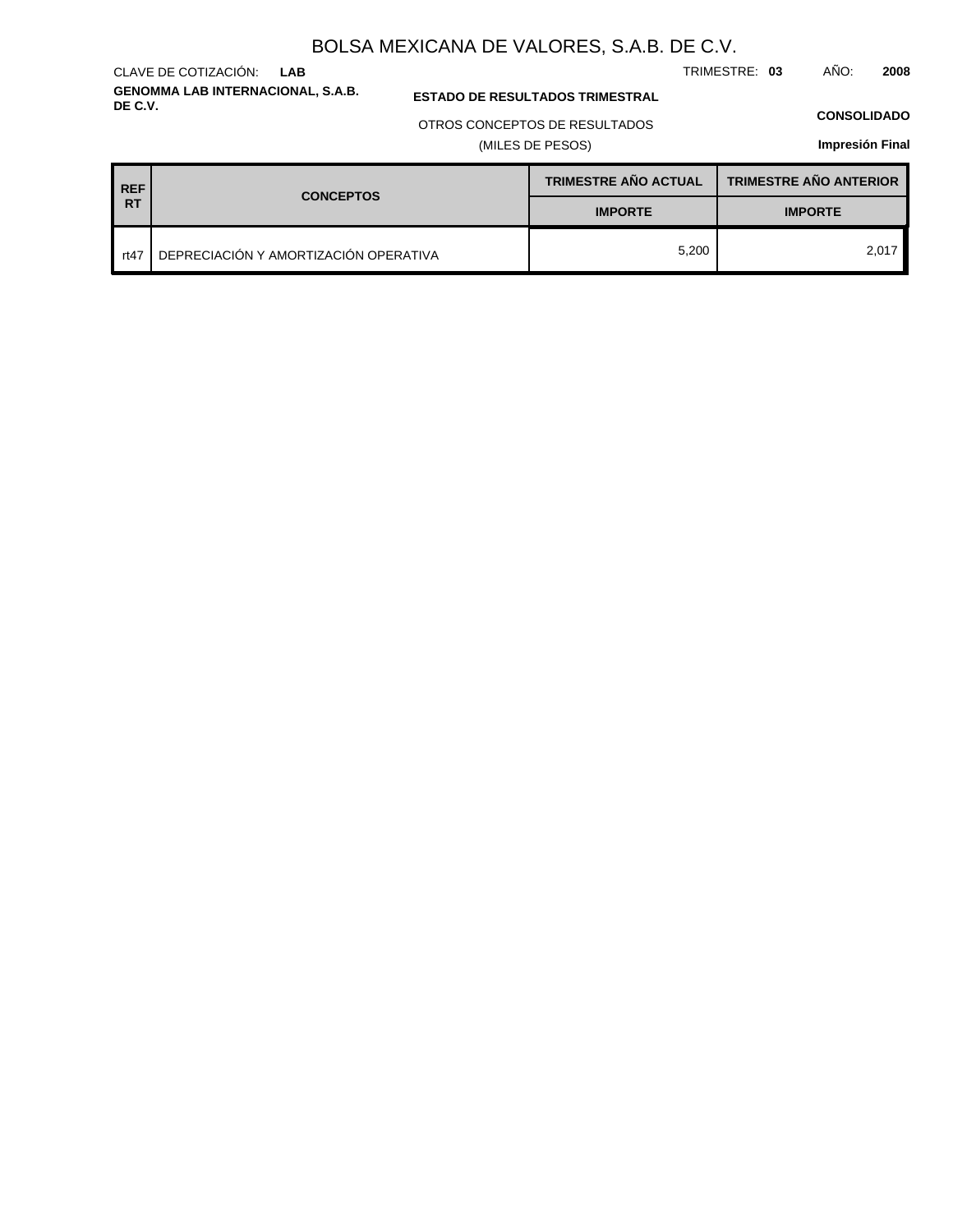# BOLSA MEXICANA DE VALORES, S.A.B. DE C.V.

CLAVE DE COTIZACIÓN: **LAB**

TRIMESTRE: **03** AÑO: **2008**

**GENOMMA LAB INTERNACIONAL, S.A.B. DE C.V.**

**ESTADO DE RESULTADOS TRIMESTRAL**

OTROS CONCEPTOS DE RESULTADOS

(MILES DE PESOS)

**CONSOLIDADO**

**Impresión Final**

| REF RT | CONCEPTOS | TRIMESTRE AÑO ACTUAL | TRIMESTRE AÑO ANTERIOR |
|---|---|---|---|
| | | IMPORTE | IMPORTE |
| rt47 | DEPRECIACIÓN Y AMORTIZACIÓN OPERATIVA | 5,200 | 2,017 |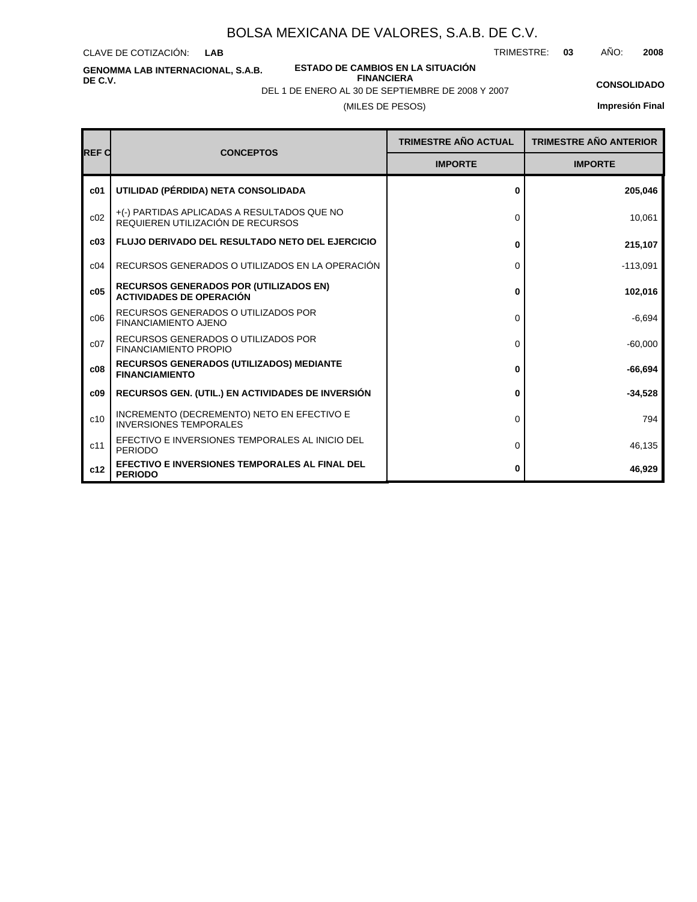# BOLSA MEXICANA DE VALORES, S.A.B. DE C.V.

CLAVE DE COTIZACIÓN: **LAB**

TRIMESTRE: **03** AÑO: **2008**

**GENOMMA LAB INTERNACIONAL, S.A.B. DE C.V.**

**ESTADO DE CAMBIOS EN LA SITUACIÓN FINANCIERA**

DEL 1 DE ENERO AL 30 DE SEPTIEMBRE DE 2008 Y 2007

(MILES DE PESOS)

**CONSOLIDADO**

**Impresión Final**

| REF C | CONCEPTOS | TRIMESTRE AÑO ACTUAL | TRIMESTRE AÑO ANTERIOR |
|---|---|---|---|
| | | IMPORTE | IMPORTE |
| **c01** | **UTILIDAD (PÉRDIDA) NETA CONSOLIDADA** | **0** | **205,046** |
| c02 | +(-) PARTIDAS APLICADAS A RESULTADOS QUE NO REQUIEREN UTILIZACIÓN DE RECURSOS | 0 | 10,061 |
| **c03** | **FLUJO DERIVADO DEL RESULTADO NETO DEL EJERCICIO** | **0** | **215,107** |
| c04 | RECURSOS GENERADOS O UTILIZADOS EN LA OPERACIÓN | 0 | -113,091 |
| **c05** | **RECURSOS GENERADOS POR (UTILIZADOS EN) ACTIVIDADES DE OPERACIÓN** | **0** | **102,016** |
| c06 | RECURSOS GENERADOS O UTILIZADOS POR FINANCIAMIENTO AJENO | 0 | -6,694 |
| c07 | RECURSOS GENERADOS O UTILIZADOS POR FINANCIAMIENTO PROPIO | 0 | -60,000 |
| **c08** | **RECURSOS GENERADOS (UTILIZADOS) MEDIANTE FINANCIAMIENTO** | **0** | **-66,694** |
| **c09** | **RECURSOS GEN. (UTIL.) EN ACTIVIDADES DE INVERSIÓN** | **0** | **-34,528** |
| c10 | INCREMENTO (DECREMENTO) NETO EN EFECTIVO E INVERSIONES TEMPORALES | 0 | 794 |
| c11 | EFECTIVO E INVERSIONES TEMPORALES AL INICIO DEL PERIODO | 0 | 46,135 |
| **c12** | **EFECTIVO E INVERSIONES TEMPORALES AL FINAL DEL PERIODO** | **0** | **46,929** |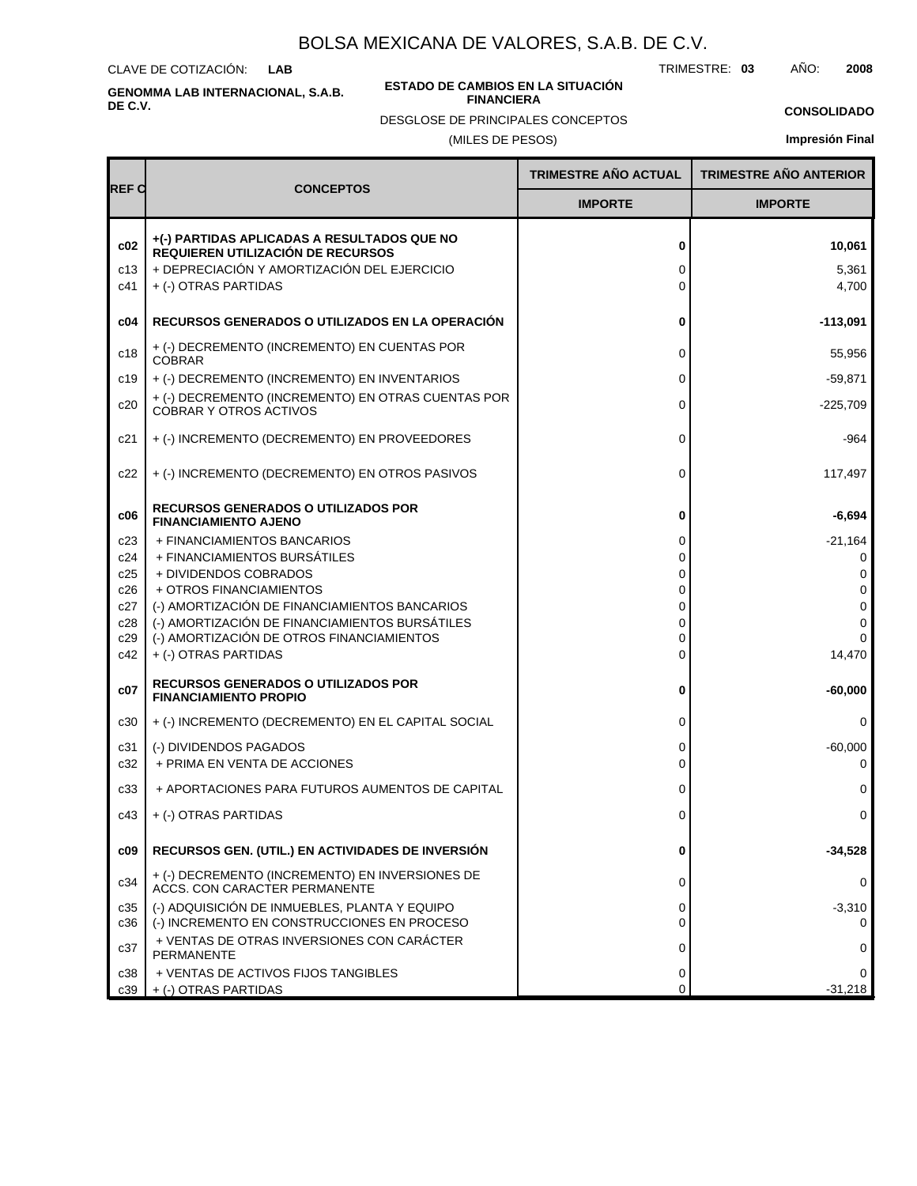# BOLSA MEXICANA DE VALORES, S.A.B. DE C.V.

CLAVE DE COTIZACIÓN: **LAB**

TRIMESTRE: **03** AÑO: **2008**

**GENOMMA LAB INTERNACIONAL, S.A.B. DE C.V.**

**ESTADO DE CAMBIOS EN LA SITUACIÓN FINANCIERA**

DESGLOSE DE PRINCIPALES CONCEPTOS

(MILES DE PESOS)

**CONSOLIDADO**

**Impresión Final**

| REF C | CONCEPTOS | TRIMESTRE AÑO ACTUAL | TRIMESTRE AÑO ANTERIOR |
|---|---|---|---|
| | | IMPORTE | IMPORTE |
| **c02** | **+(-) PARTIDAS APLICADAS A RESULTADOS QUE NO REQUIEREN UTILIZACIÓN DE RECURSOS** | **0** | **10,061** |
| c13 | + DEPRECIACIÓN Y AMORTIZACIÓN DEL EJERCICIO | 0 | 5,361 |
| c41 | + (-) OTRAS PARTIDAS | 0 | 4,700 |
| **c04** | **RECURSOS GENERADOS O UTILIZADOS EN LA OPERACIÓN** | **0** | **-113,091** |
| c18 | + (-) DECREMENTO (INCREMENTO) EN CUENTAS POR COBRAR | 0 | 55,956 |
| c19 | + (-) DECREMENTO (INCREMENTO) EN INVENTARIOS | 0 | -59,871 |
| c20 | + (-) DECREMENTO (INCREMENTO) EN OTRAS CUENTAS POR COBRAR Y OTROS ACTIVOS | 0 | -225,709 |
| c21 | + (-) INCREMENTO (DECREMENTO) EN PROVEEDORES | 0 | -964 |
| c22 | + (-) INCREMENTO (DECREMENTO) EN OTROS PASIVOS | 0 | 117,497 |
| **c06** | **RECURSOS GENERADOS O UTILIZADOS POR FINANCIAMIENTO AJENO** | **0** | **-6,694** |
| c23 | + FINANCIAMIENTOS BANCARIOS | 0 | -21,164 |
| c24 | + FINANCIAMIENTOS BURSÁTILES | 0 | 0 |
| c25 | + DIVIDENDOS COBRADOS | 0 | 0 |
| c26 | + OTROS FINANCIAMIENTOS | 0 | 0 |
| c27 | (-) AMORTIZACIÓN DE FINANCIAMIENTOS BANCARIOS | 0 | 0 |
| c28 | (-) AMORTIZACIÓN DE FINANCIAMIENTOS BURSÁTILES | 0 | 0 |
| c29 | (-) AMORTIZACIÓN DE OTROS FINANCIAMIENTOS | 0 | 0 |
| c42 | + (-) OTRAS PARTIDAS | 0 | 14,470 |
| **c07** | **RECURSOS GENERADOS O UTILIZADOS POR FINANCIAMIENTO PROPIO** | **0** | **-60,000** |
| c30 | + (-) INCREMENTO (DECREMENTO) EN EL CAPITAL SOCIAL | 0 | 0 |
| c31 | (-) DIVIDENDOS PAGADOS | 0 | -60,000 |
| c32 | + PRIMA EN VENTA DE ACCIONES | 0 | 0 |
| c33 | + APORTACIONES PARA FUTUROS AUMENTOS DE CAPITAL | 0 | 0 |
| c43 | + (-) OTRAS PARTIDAS | 0 | 0 |
| **c09** | **RECURSOS GEN. (UTIL.) EN ACTIVIDADES DE INVERSIÓN** | **0** | **-34,528** |
| c34 | + (-) DECREMENTO (INCREMENTO) EN INVERSIONES DE ACCS. CON CARACTER PERMANENTE | 0 | 0 |
| c35 | (-) ADQUISICIÓN DE INMUEBLES, PLANTA Y EQUIPO | 0 | -3,310 |
| c36 | (-) INCREMENTO EN CONSTRUCCIONES EN PROCESO | 0 | 0 |
| c37 | + VENTAS DE OTRAS INVERSIONES CON CARÁCTER PERMANENTE | 0 | 0 |
| c38 | + VENTAS DE ACTIVOS FIJOS TANGIBLES | 0 | 0 |
| c39 | + (-) OTRAS PARTIDAS | 0 | -31,218 |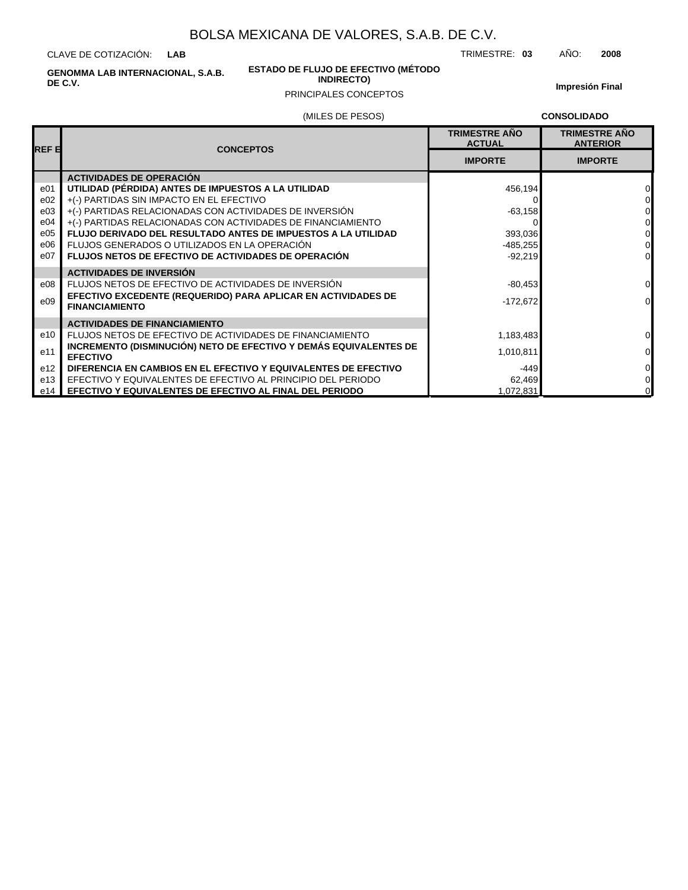# BOLSA MEXICANA DE VALORES, S.A.B. DE C.V.

CLAVE DE COTIZACIÓN: **LAB**

TRIMESTRE: **03** AÑO: **2008**

**GENOMMA LAB INTERNACIONAL, S.A.B. DE C.V.**

**ESTADO DE FLUJO DE EFECTIVO (MÉTODO INDIRECTO)**

PRINCIPALES CONCEPTOS

**Impresión Final**

(MILES DE PESOS)

**CONSOLIDADO**

| REF E | CONCEPTOS | TRIMESTRE AÑO ACTUAL IMPORTE | TRIMESTRE AÑO ANTERIOR IMPORTE |
|---|---|---|---|
| | **ACTIVIDADES DE OPERACIÓN** | | |
| e01 | **UTILIDAD (PÉRDIDA) ANTES DE IMPUESTOS A LA UTILIDAD** | 456,194 | 0 |
| e02 | +(-) PARTIDAS SIN IMPACTO EN EL EFECTIVO | 0 | 0 |
| e03 | +(-) PARTIDAS RELACIONADAS CON ACTIVIDADES DE INVERSIÓN | -63,158 | 0 |
| e04 | +(-) PARTIDAS RELACIONADAS CON ACTIVIDADES DE FINANCIAMIENTO | 0 | 0 |
| e05 | **FLUJO DERIVADO DEL RESULTADO ANTES DE IMPUESTOS A LA UTILIDAD** | 393,036 | 0 |
| e06 | FLUJOS GENERADOS O UTILIZADOS EN LA OPERACIÓN | -485,255 | 0 |
| e07 | **FLUJOS NETOS DE EFECTIVO DE ACTIVIDADES DE OPERACIÓN** | -92,219 | 0 |
| | **ACTIVIDADES DE INVERSIÓN** | | |
| e08 | FLUJOS NETOS DE EFECTIVO DE ACTIVIDADES DE INVERSIÓN | -80,453 | 0 |
| e09 | **EFECTIVO EXCEDENTE (REQUERIDO) PARA APLICAR EN ACTIVIDADES DE FINANCIAMIENTO** | -172,672 | 0 |
| | **ACTIVIDADES DE FINANCIAMIENTO** | | |
| e10 | FLUJOS NETOS DE EFECTIVO DE ACTIVIDADES DE FINANCIAMIENTO | 1,183,483 | 0 |
| e11 | **INCREMENTO (DISMINUCIÓN) NETO DE EFECTIVO Y DEMÁS EQUIVALENTES DE EFECTIVO** | 1,010,811 | 0 |
| e12 | **DIFERENCIA EN CAMBIOS EN EL EFECTIVO Y EQUIVALENTES DE EFECTIVO** | -449 | 0 |
| e13 | EFECTIVO Y EQUIVALENTES DE EFECTIVO AL PRINCIPIO DEL PERIODO | 62,469 | 0 |
| e14 | **EFECTIVO Y EQUIVALENTES DE EFECTIVO AL FINAL DEL PERIODO** | 1,072,831 | 0 |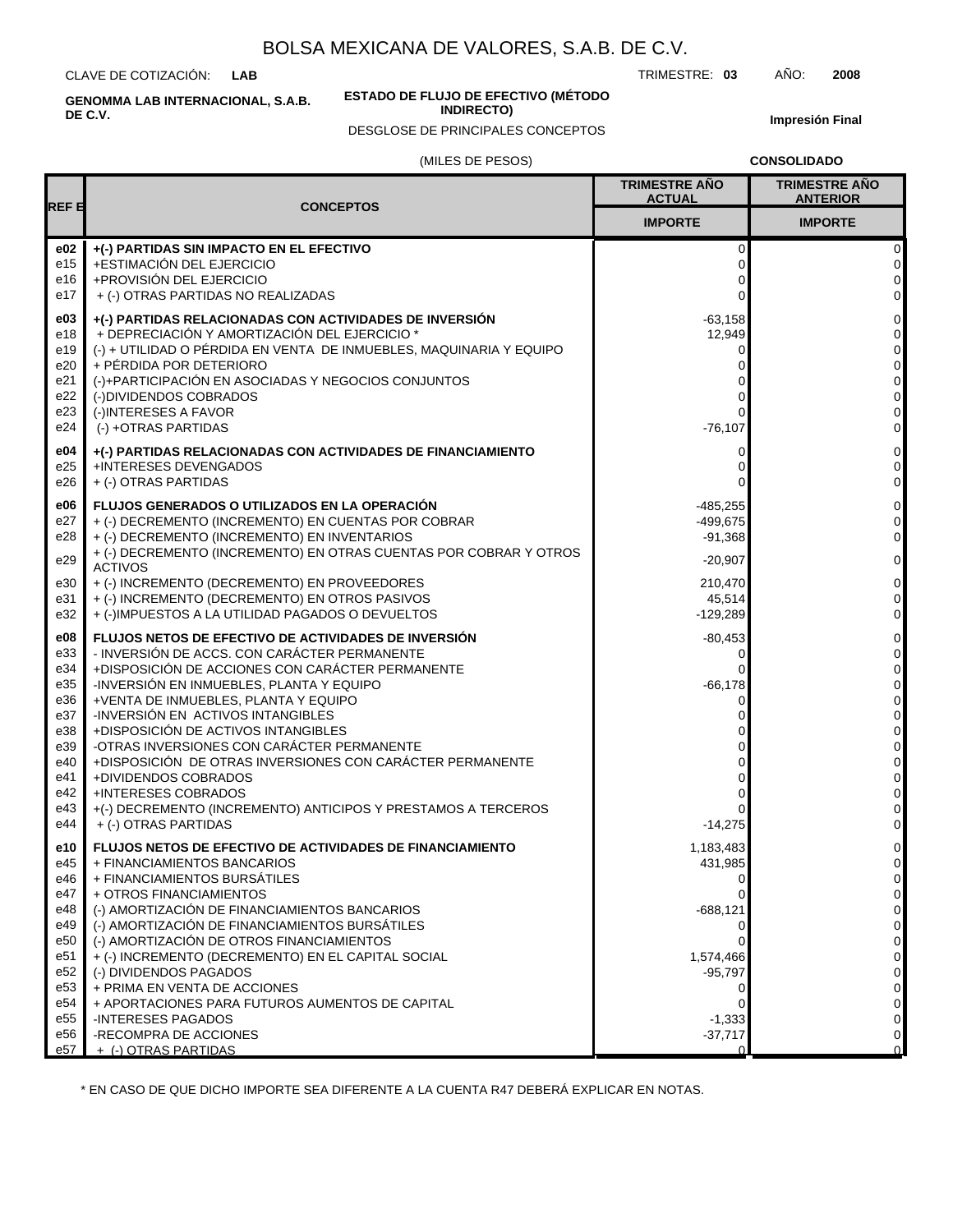# BOLSA MEXICANA DE VALORES, S.A.B. DE C.V.

CLAVE DE COTIZACIÓN: **LAB** TRIMESTRE: **03** AÑO: **2008**

**GENOMMA LAB INTERNACIONAL, S.A.B. DE C.V.**

**ESTADO DE FLUJO DE EFECTIVO (MÉTODO INDIRECTO)**

DESGLOSE DE PRINCIPALES CONCEPTOS

**Impresión Final**

(MILES DE PESOS) **CONSOLIDADO**

| REF E | CONCEPTOS | TRIMESTRE AÑO ACTUAL | TRIMESTRE AÑO ANTERIOR |
|---|---|---|---|
| | | IMPORTE | IMPORTE |
| **e02** | **+(-) PARTIDAS SIN IMPACTO EN EL EFECTIVO** | 0 | 0 |
| e15 | +ESTIMACIÓN DEL EJERCICIO | 0 | 0 |
| e16 | +PROVISIÓN DEL EJERCICIO | 0 | 0 |
| e17 | + (-) OTRAS PARTIDAS NO REALIZADAS | 0 | 0 |
| **e03** | **+(-) PARTIDAS RELACIONADAS CON ACTIVIDADES DE INVERSIÓN** | -63,158 | 0 |
| e18 | + DEPRECIACIÓN Y AMORTIZACIÓN DEL EJERCICIO * | 12,949 | 0 |
| e19 | (-) + UTILIDAD O PÉRDIDA EN VENTA DE INMUEBLES, MAQUINARIA Y EQUIPO | 0 | 0 |
| e20 | + PÉRDIDA POR DETERIORO | 0 | 0 |
| e21 | (-)+PARTICIPACIÓN EN ASOCIADAS Y NEGOCIOS CONJUNTOS | 0 | 0 |
| e22 | (-)DIVIDENDOS COBRADOS | 0 | 0 |
| e23 | (-)INTERESES A FAVOR | 0 | 0 |
| e24 | (-) +OTRAS PARTIDAS | -76,107 | 0 |
| **e04** | **+(-) PARTIDAS RELACIONADAS CON ACTIVIDADES DE FINANCIAMIENTO** | 0 | 0 |
| e25 | +INTERESES DEVENGADOS | 0 | 0 |
| e26 | + (-) OTRAS PARTIDAS | 0 | 0 |
| **e06** | **FLUJOS GENERADOS O UTILIZADOS EN LA OPERACIÓN** | -485,255 | 0 |
| e27 | + (-) DECREMENTO (INCREMENTO) EN CUENTAS POR COBRAR | -499,675 | 0 |
| e28 | + (-) DECREMENTO (INCREMENTO) EN INVENTARIOS | -91,368 | 0 |
| e29 | + (-) DECREMENTO (INCREMENTO) EN OTRAS CUENTAS POR COBRAR Y OTROS ACTIVOS | -20,907 | 0 |
| e30 | + (-) INCREMENTO (DECREMENTO) EN PROVEEDORES | 210,470 | 0 |
| e31 | + (-) INCREMENTO (DECREMENTO) EN OTROS PASIVOS | 45,514 | 0 |
| e32 | + (-)IMPUESTOS A LA UTILIDAD PAGADOS O DEVUELTOS | -129,289 | 0 |
| **e08** | **FLUJOS NETOS DE EFECTIVO DE ACTIVIDADES DE INVERSIÓN** | -80,453 | 0 |
| e33 | - INVERSIÓN DE ACCS. CON CARÁCTER PERMANENTE | 0 | 0 |
| e34 | +DISPOSICIÓN DE ACCIONES CON CARÁCTER PERMANENTE | 0 | 0 |
| e35 | -INVERSIÓN EN INMUEBLES, PLANTA Y EQUIPO | -66,178 | 0 |
| e36 | +VENTA DE INMUEBLES, PLANTA Y EQUIPO | 0 | 0 |
| e37 | -INVERSIÓN EN ACTIVOS INTANGIBLES | 0 | 0 |
| e38 | +DISPOSICIÓN DE ACTIVOS INTANGIBLES | 0 | 0 |
| e39 | -OTRAS INVERSIONES CON CARÁCTER PERMANENTE | 0 | 0 |
| e40 | +DISPOSICIÓN DE OTRAS INVERSIONES CON CARÁCTER PERMANENTE | 0 | 0 |
| e41 | +DIVIDENDOS COBRADOS | 0 | 0 |
| e42 | +INTERESES COBRADOS | 0 | 0 |
| e43 | +(-) DECREMENTO (INCREMENTO) ANTICIPOS Y PRESTAMOS A TERCEROS | 0 | 0 |
| e44 | + (-) OTRAS PARTIDAS | -14,275 | 0 |
| **e10** | **FLUJOS NETOS DE EFECTIVO DE ACTIVIDADES DE FINANCIAMIENTO** | 1,183,483 | 0 |
| e45 | + FINANCIAMIENTOS BANCARIOS | 431,985 | 0 |
| e46 | + FINANCIAMIENTOS BURSÁTILES | 0 | 0 |
| e47 | + OTROS FINANCIAMIENTOS | 0 | 0 |
| e48 | (-) AMORTIZACIÓN DE FINANCIAMIENTOS BANCARIOS | -688,121 | 0 |
| e49 | (-) AMORTIZACIÓN DE FINANCIAMIENTOS BURSÁTILES | 0 | 0 |
| e50 | (-) AMORTIZACIÓN DE OTROS FINANCIAMIENTOS | 0 | 0 |
| e51 | + (-) INCREMENTO (DECREMENTO) EN EL CAPITAL SOCIAL | 1,574,466 | 0 |
| e52 | (-) DIVIDENDOS PAGADOS | -95,797 | 0 |
| e53 | + PRIMA EN VENTA DE ACCIONES | 0 | 0 |
| e54 | + APORTACIONES PARA FUTUROS AUMENTOS DE CAPITAL | 0 | 0 |
| e55 | -INTERESES PAGADOS | -1,333 | 0 |
| e56 | -RECOMPRA DE ACCIONES | -37,717 | 0 |
| e57 | + (-) OTRAS PARTIDAS | 0 | 0 |

* EN CASO DE QUE DICHO IMPORTE SEA DIFERENTE A LA CUENTA R47 DEBERÁ EXPLICAR EN NOTAS.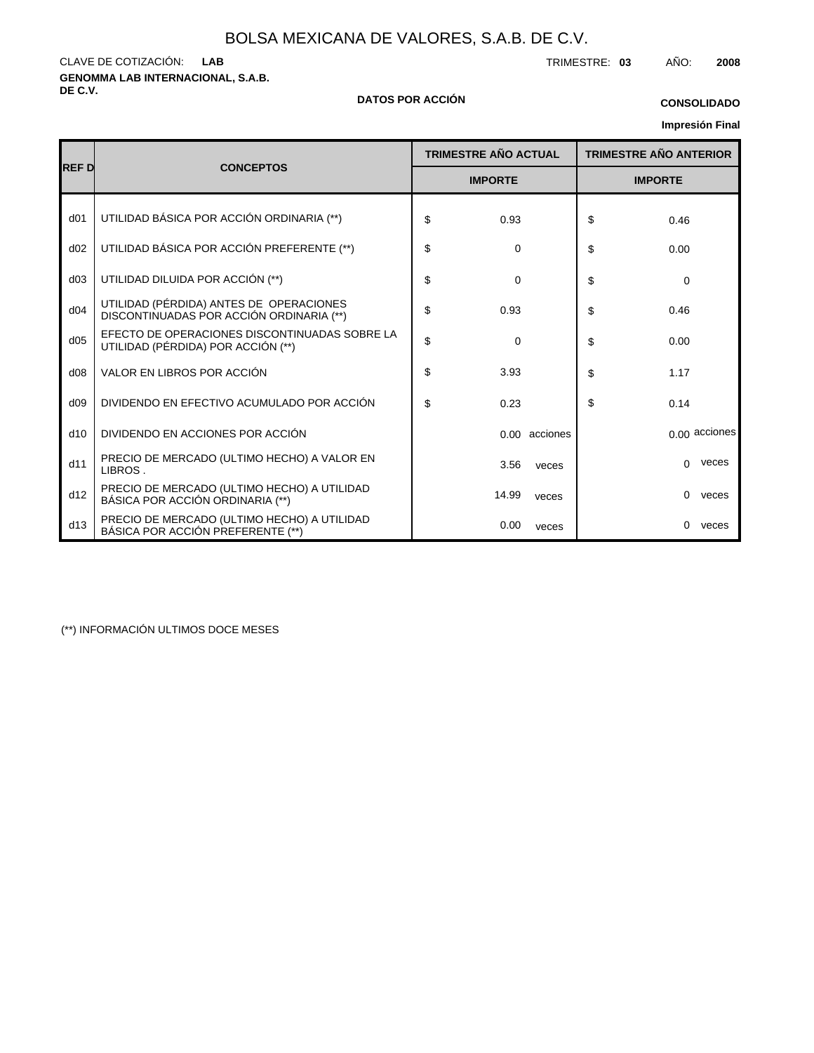# BOLSA MEXICANA DE VALORES, S.A.B. DE C.V.

CLAVE DE COTIZACIÓN: **LAB**

TRIMESTRE: **03** AÑO: **2008**

**GENOMMA LAB INTERNACIONAL, S.A.B. DE C.V.**

**DATOS POR ACCIÓN**

**CONSOLIDADO**

**Impresión Final**

| REF D | CONCEPTOS | TRIMESTRE AÑO ACTUAL | TRIMESTRE AÑO ANTERIOR |
|---|---|---|---|
| | | IMPORTE | IMPORTE |
| d01 | UTILIDAD BÁSICA POR ACCIÓN ORDINARIA (**) | $ 0.93 | $ 0.46 |
| d02 | UTILIDAD BÁSICA POR ACCIÓN PREFERENTE (**) | $ 0 | $ 0.00 |
| d03 | UTILIDAD DILUIDA POR ACCIÓN (**) | $ 0 | $ 0 |
| d04 | UTILIDAD (PÉRDIDA) ANTES DE OPERACIONES DISCONTINUADAS POR ACCIÓN ORDINARIA (**) | $ 0.93 | $ 0.46 |
| d05 | EFECTO DE OPERACIONES DISCONTINUADAS SOBRE LA UTILIDAD (PÉRDIDA) POR ACCIÓN (**) | $ 0 | $ 0.00 |
| d08 | VALOR EN LIBROS POR ACCIÓN | $ 3.93 | $ 1.17 |
| d09 | DIVIDENDO EN EFECTIVO ACUMULADO POR ACCIÓN | $ 0.23 | $ 0.14 |
| d10 | DIVIDENDO EN ACCIONES POR ACCIÓN | 0.00 acciones | 0.00 acciones |
| d11 | PRECIO DE MERCADO (ULTIMO HECHO) A VALOR EN LIBROS . | 3.56 veces | 0 veces |
| d12 | PRECIO DE MERCADO (ULTIMO HECHO) A UTILIDAD BÁSICA POR ACCIÓN ORDINARIA (**) | 14.99 veces | 0 veces |
| d13 | PRECIO DE MERCADO (ULTIMO HECHO) A UTILIDAD BÁSICA POR ACCIÓN PREFERENTE (**) | 0.00 veces | 0 veces |

(**) INFORMACIÓN ULTIMOS DOCE MESES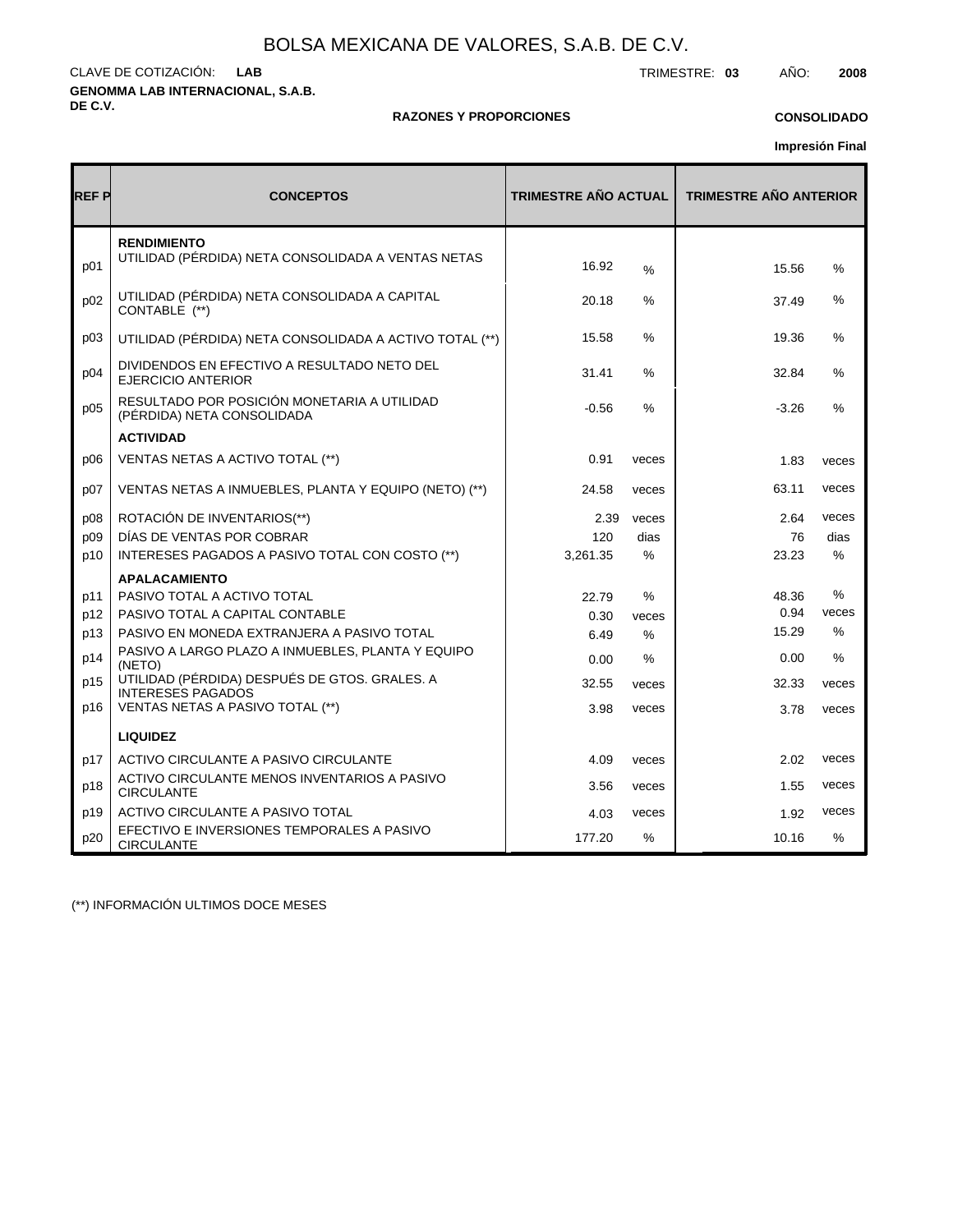# BOLSA MEXICANA DE VALORES, S.A.B. DE C.V.

CLAVE DE COTIZACIÓN: **LAB**

TRIMESTRE: **03** AÑO: **2008**

**GENOMMA LAB INTERNACIONAL, S.A.B. DE C.V.**

**RAZONES Y PROPORCIONES**

**CONSOLIDADO**

**Impresión Final**

| REF P | CONCEPTOS | TRIMESTRE AÑO ACTUAL | | TRIMESTRE AÑO ANTERIOR | |
|---|---|---|---|---|---|
| | **RENDIMIENTO** | | | | |
| p01 | UTILIDAD (PÉRDIDA) NETA CONSOLIDADA A VENTAS NETAS | 16.92 | % | 15.56 | % |
| p02 | UTILIDAD (PÉRDIDA) NETA CONSOLIDADA A CAPITAL CONTABLE (**) | 20.18 | % | 37.49 | % |
| p03 | UTILIDAD (PÉRDIDA) NETA CONSOLIDADA A ACTIVO TOTAL (**) | 15.58 | % | 19.36 | % |
| p04 | DIVIDENDOS EN EFECTIVO A RESULTADO NETO DEL EJERCICIO ANTERIOR | 31.41 | % | 32.84 | % |
| p05 | RESULTADO POR POSICIÓN MONETARIA A UTILIDAD (PÉRDIDA) NETA CONSOLIDADA | -0.56 | % | -3.26 | % |
| | **ACTIVIDAD** | | | | |
| p06 | VENTAS NETAS A ACTIVO TOTAL (**) | 0.91 | veces | 1.83 | veces |
| p07 | VENTAS NETAS A INMUEBLES, PLANTA Y EQUIPO (NETO) (**) | 24.58 | veces | 63.11 | veces |
| p08 | ROTACIÓN DE INVENTARIOS(**) | 2.39 | veces | 2.64 | veces |
| p09 | DÍAS DE VENTAS POR COBRAR | 120 | dias | 76 | dias |
| p10 | INTERESES PAGADOS A PASIVO TOTAL CON COSTO (**) | 3,261.35 | % | 23.23 | % |
| | **APALACAMIENTO** | | | | |
| p11 | PASIVO TOTAL A ACTIVO TOTAL | 22.79 | % | 48.36 | % |
| p12 | PASIVO TOTAL A CAPITAL CONTABLE | 0.30 | veces | 0.94 | veces |
| p13 | PASIVO EN MONEDA EXTRANJERA A PASIVO TOTAL | 6.49 | % | 15.29 | % |
| p14 | PASIVO A LARGO PLAZO A INMUEBLES, PLANTA Y EQUIPO (NETO) | 0.00 | % | 0.00 | % |
| p15 | UTILIDAD (PÉRDIDA) DESPUÉS DE GTOS. GRALES. A INTERESES PAGADOS | 32.55 | veces | 32.33 | veces |
| p16 | VENTAS NETAS A PASIVO TOTAL (**) | 3.98 | veces | 3.78 | veces |
| | **LIQUIDEZ** | | | | |
| p17 | ACTIVO CIRCULANTE A PASIVO CIRCULANTE | 4.09 | veces | 2.02 | veces |
| p18 | ACTIVO CIRCULANTE MENOS INVENTARIOS A PASIVO CIRCULANTE | 3.56 | veces | 1.55 | veces |
| p19 | ACTIVO CIRCULANTE A PASIVO TOTAL | 4.03 | veces | 1.92 | veces |
| p20 | EFECTIVO E INVERSIONES TEMPORALES A PASIVO CIRCULANTE | 177.20 | % | 10.16 | % |

(**) INFORMACIÓN ULTIMOS DOCE MESES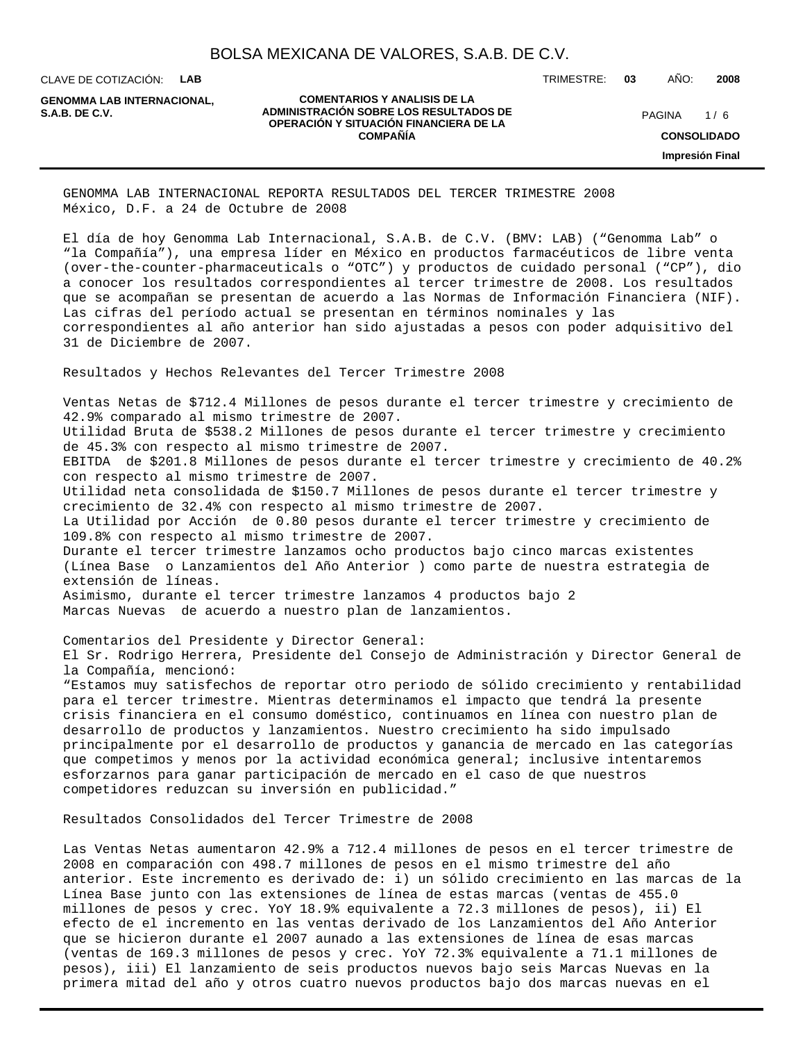GENOMMA LAB INTERNACIONAL REPORTA RESULTADOS DEL TERCER TRIMESTRE 2008
México, D.F. a 24 de Octubre de 2008

El día de hoy Genomma Lab Internacional, S.A.B. de C.V. (BMV: LAB) (“Genomma Lab” o “la Compañía”), una empresa líder en México en productos farmacéuticos de libre venta (over-the-counter-pharmaceuticals o “OTC”) y productos de cuidado personal (“CP”), dio a conocer los resultados correspondientes al tercer trimestre de 2008. Los resultados que se acompañan se presentan de acuerdo a las Normas de Información Financiera (NIF). Las cifras del período actual se presentan en términos nominales y las correspondientes al año anterior han sido ajustadas a pesos con poder adquisitivo del 31 de Diciembre de 2007.

Resultados y Hechos Relevantes del Tercer Trimestre 2008

Ventas Netas de $712.4 Millones de pesos durante el tercer trimestre y crecimiento de 42.9% comparado al mismo trimestre de 2007.
Utilidad Bruta de $538.2 Millones de pesos durante el tercer trimestre y crecimiento de 45.3% con respecto al mismo trimestre de 2007.
EBITDA de $201.8 Millones de pesos durante el tercer trimestre y crecimiento de 40.2% con respecto al mismo trimestre de 2007.
Utilidad neta consolidada de $150.7 Millones de pesos durante el tercer trimestre y crecimiento de 32.4% con respecto al mismo trimestre de 2007.
La Utilidad por Acción de 0.80 pesos durante el tercer trimestre y crecimiento de 109.8% con respecto al mismo trimestre de 2007.
Durante el tercer trimestre lanzamos ocho productos bajo cinco marcas existentes (Línea Base o Lanzamientos del Año Anterior ) como parte de nuestra estrategia de extensión de líneas.
Asimismo, durante el tercer trimestre lanzamos 4 productos bajo 2 Marcas Nuevas de acuerdo a nuestro plan de lanzamientos.

Comentarios del Presidente y Director General:
El Sr. Rodrigo Herrera, Presidente del Consejo de Administración y Director General de la Compañía, mencionó:
“Estamos muy satisfechos de reportar otro periodo de sólido crecimiento y rentabilidad para el tercer trimestre. Mientras determinamos el impacto que tendrá la presente crisis financiera en el consumo doméstico, continuamos en línea con nuestro plan de desarrollo de productos y lanzamientos. Nuestro crecimiento ha sido impulsado principalmente por el desarrollo de productos y ganancia de mercado en las categorías que competimos y menos por la actividad económica general; inclusive intentaremos esforzarnos para ganar participación de mercado en el caso de que nuestros competidores reduzcan su inversión en publicidad.”

Resultados Consolidados del Tercer Trimestre de 2008

Las Ventas Netas aumentaron 42.9% a 712.4 millones de pesos en el tercer trimestre de 2008 en comparación con 498.7 millones de pesos en el mismo trimestre del año anterior. Este incremento es derivado de: i) un sólido crecimiento en las marcas de la Línea Base junto con las extensiones de línea de estas marcas (ventas de 455.0 millones de pesos y crec. YoY 18.9% equivalente a 72.3 millones de pesos), ii) El efecto de el incremento en las ventas derivado de los Lanzamientos del Año Anterior que se hicieron durante el 2007 aunado a las extensiones de línea de esas marcas (ventas de 169.3 millones de pesos y crec. YoY 72.3% equivalente a 71.1 millones de pesos), iii) El lanzamiento de seis productos nuevos bajo seis Marcas Nuevas en la primera mitad del año y otros cuatro nuevos productos bajo dos marcas nuevas en el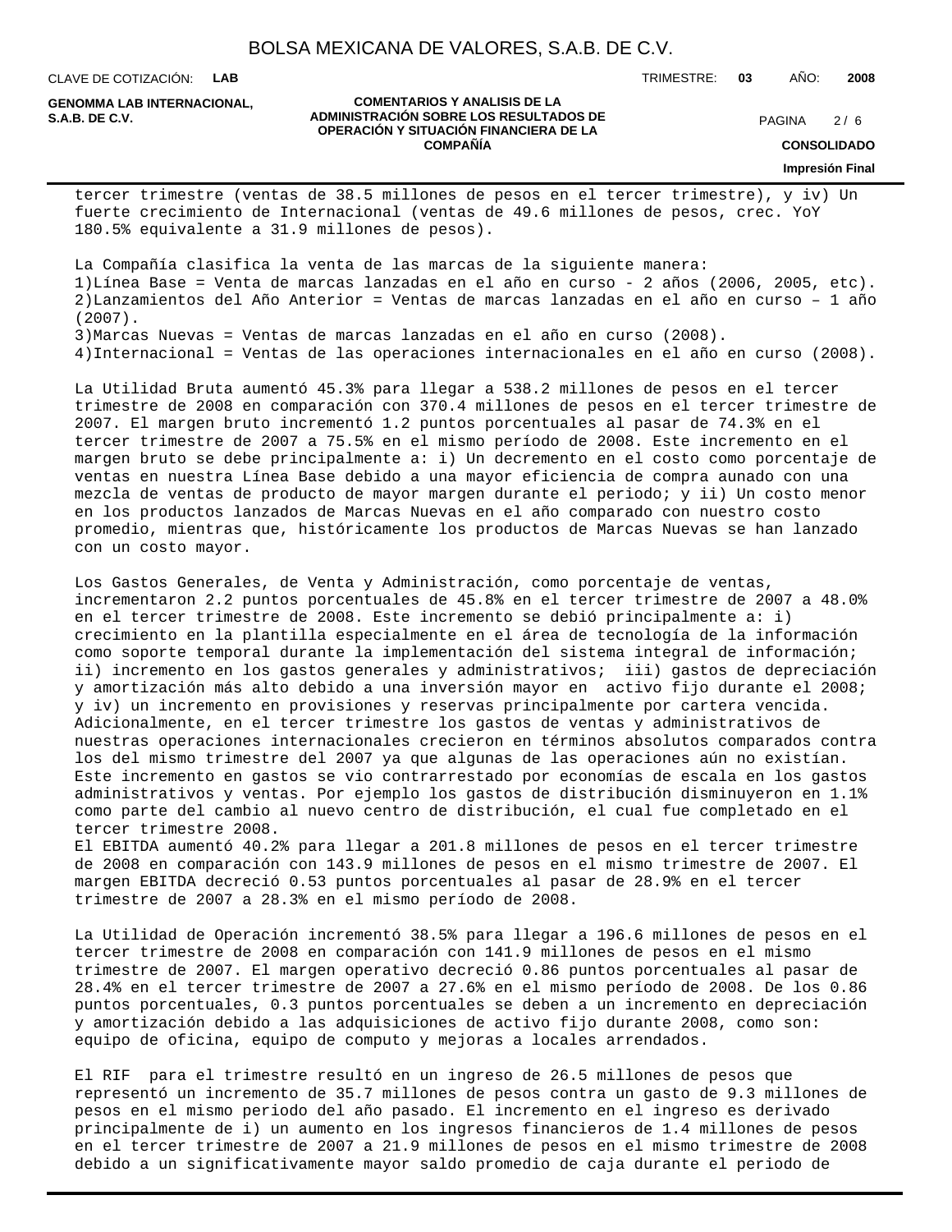tercer trimestre (ventas de 38.5 millones de pesos en el tercer trimestre), y iv) Un fuerte crecimiento de Internacional (ventas de 49.6 millones de pesos, crec. YoY 180.5% equivalente a 31.9 millones de pesos).

La Compañía clasifica la venta de las marcas de la siguiente manera:
1)Línea Base = Venta de marcas lanzadas en el año en curso - 2 años (2006, 2005, etc).
2)Lanzamientos del Año Anterior = Ventas de marcas lanzadas en el año en curso – 1 año (2007).
3)Marcas Nuevas = Ventas de marcas lanzadas en el año en curso (2008).
4)Internacional = Ventas de las operaciones internacionales en el año en curso (2008).

La Utilidad Bruta aumentó 45.3% para llegar a 538.2 millones de pesos en el tercer trimestre de 2008 en comparación con 370.4 millones de pesos en el tercer trimestre de 2007. El margen bruto incrementó 1.2 puntos porcentuales al pasar de 74.3% en el tercer trimestre de 2007 a 75.5% en el mismo período de 2008. Este incremento en el margen bruto se debe principalmente a: i) Un decremento en el costo como porcentaje de ventas en nuestra Línea Base debido a una mayor eficiencia de compra aunado con una mezcla de ventas de producto de mayor margen durante el periodo; y ii) Un costo menor en los productos lanzados de Marcas Nuevas en el año comparado con nuestro costo promedio, mientras que, históricamente los productos de Marcas Nuevas se han lanzado con un costo mayor.

Los Gastos Generales, de Venta y Administración, como porcentaje de ventas, incrementaron 2.2 puntos porcentuales de 45.8% en el tercer trimestre de 2007 a 48.0% en el tercer trimestre de 2008. Este incremento se debió principalmente a: i) crecimiento en la plantilla especialmente en el área de tecnología de la información como soporte temporal durante la implementación del sistema integral de información; ii) incremento en los gastos generales y administrativos; iii) gastos de depreciación y amortización más alto debido a una inversión mayor en activo fijo durante el 2008; y iv) un incremento en provisiones y reservas principalmente por cartera vencida. Adicionalmente, en el tercer trimestre los gastos de ventas y administrativos de nuestras operaciones internacionales crecieron en términos absolutos comparados contra los del mismo trimestre del 2007 ya que algunas de las operaciones aún no existían. Este incremento en gastos se vio contrarrestado por economías de escala en los gastos administrativos y ventas. Por ejemplo los gastos de distribución disminuyeron en 1.1% como parte del cambio al nuevo centro de distribución, el cual fue completado en el tercer trimestre 2008.
El EBITDA aumentó 40.2% para llegar a 201.8 millones de pesos en el tercer trimestre de 2008 en comparación con 143.9 millones de pesos en el mismo trimestre de 2007. El margen EBITDA decreció 0.53 puntos porcentuales al pasar de 28.9% en el tercer trimestre de 2007 a 28.3% en el mismo período de 2008.

La Utilidad de Operación incrementó 38.5% para llegar a 196.6 millones de pesos en el tercer trimestre de 2008 en comparación con 141.9 millones de pesos en el mismo trimestre de 2007. El margen operativo decreció 0.86 puntos porcentuales al pasar de 28.4% en el tercer trimestre de 2007 a 27.6% en el mismo período de 2008. De los 0.86 puntos porcentuales, 0.3 puntos porcentuales se deben a un incremento en depreciación y amortización debido a las adquisiciones de activo fijo durante 2008, como son: equipo de oficina, equipo de computo y mejoras a locales arrendados.

El RIF para el trimestre resultó en un ingreso de 26.5 millones de pesos que representó un incremento de 35.7 millones de pesos contra un gasto de 9.3 millones de pesos en el mismo periodo del año pasado. El incremento en el ingreso es derivado principalmente de i) un aumento en los ingresos financieros de 1.4 millones de pesos en el tercer trimestre de 2007 a 21.9 millones de pesos en el mismo trimestre de 2008 debido a un significativamente mayor saldo promedio de caja durante el periodo de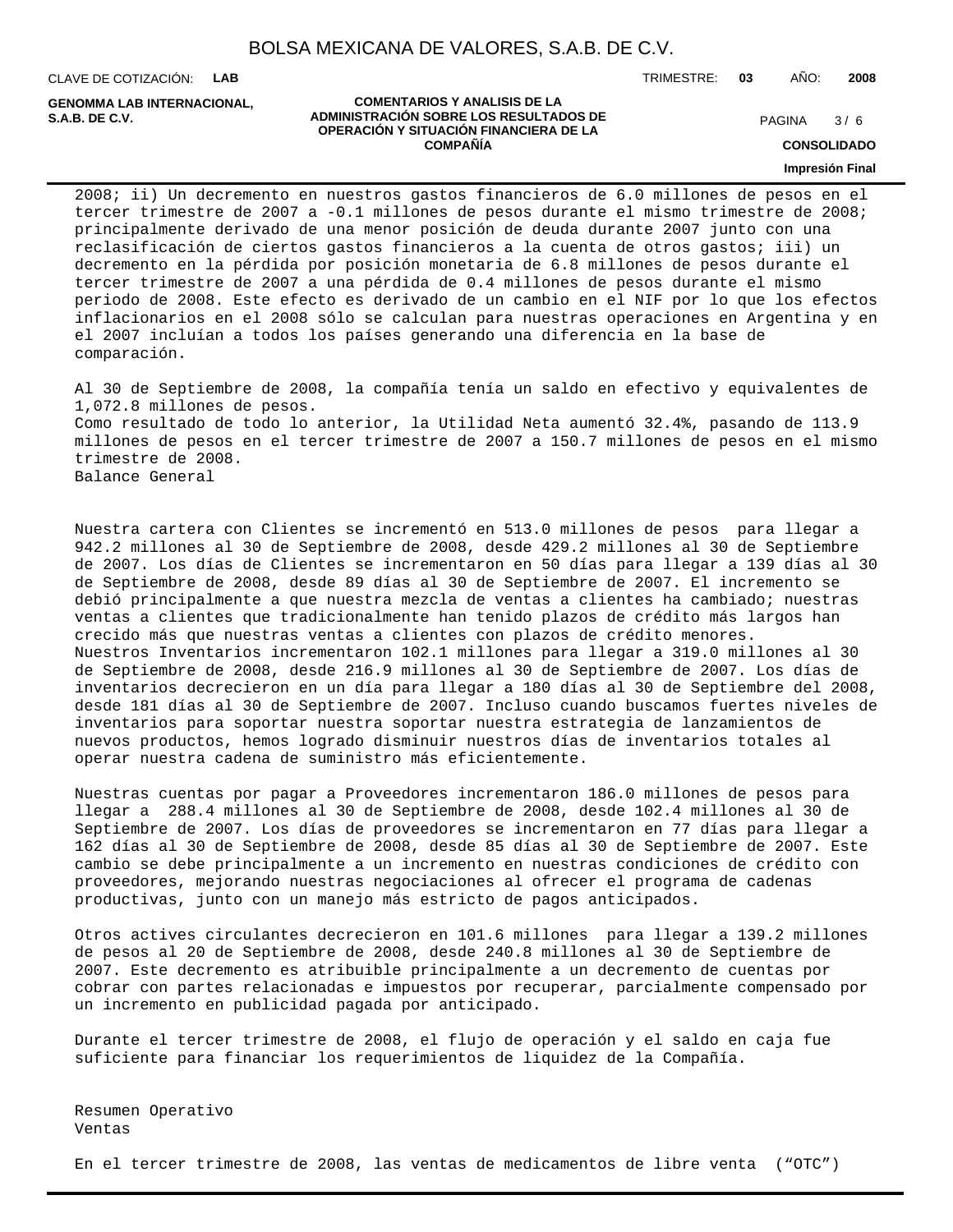2008; ii) Un decremento en nuestros gastos financieros de 6.0 millones de pesos en el tercer trimestre de 2007 a -0.1 millones de pesos durante el mismo trimestre de 2008; principalmente derivado de una menor posición de deuda durante 2007 junto con una reclasificación de ciertos gastos financieros a la cuenta de otros gastos; iii) un decremento en la pérdida por posición monetaria de 6.8 millones de pesos durante el tercer trimestre de 2007 a una pérdida de 0.4 millones de pesos durante el mismo periodo de 2008. Este efecto es derivado de un cambio en el NIF por lo que los efectos inflacionarios en el 2008 sólo se calculan para nuestras operaciones en Argentina y en el 2007 incluían a todos los países generando una diferencia en la base de comparación.

Al 30 de Septiembre de 2008, la compañía tenía un saldo en efectivo y equivalentes de 1,072.8 millones de pesos.
Como resultado de todo lo anterior, la Utilidad Neta aumentó 32.4%, pasando de 113.9 millones de pesos en el tercer trimestre de 2007 a 150.7 millones de pesos en el mismo trimestre de 2008.
Balance General

Nuestra cartera con Clientes se incrementó en 513.0 millones de pesos para llegar a 942.2 millones al 30 de Septiembre de 2008, desde 429.2 millones al 30 de Septiembre de 2007. Los días de Clientes se incrementaron en 50 días para llegar a 139 días al 30 de Septiembre de 2008, desde 89 días al 30 de Septiembre de 2007. El incremento se debió principalmente a que nuestra mezcla de ventas a clientes ha cambiado; nuestras ventas a clientes que tradicionalmente han tenido plazos de crédito más largos han crecido más que nuestras ventas a clientes con plazos de crédito menores.
Nuestros Inventarios incrementaron 102.1 millones para llegar a 319.0 millones al 30 de Septiembre de 2008, desde 216.9 millones al 30 de Septiembre de 2007. Los días de inventarios decrecieron en un día para llegar a 180 días al 30 de Septiembre del 2008, desde 181 días al 30 de Septiembre de 2007. Incluso cuando buscamos fuertes niveles de inventarios para soportar nuestra soportar nuestra estrategia de lanzamientos de nuevos productos, hemos logrado disminuir nuestros días de inventarios totales al operar nuestra cadena de suministro más eficientemente.

Nuestras cuentas por pagar a Proveedores incrementaron 186.0 millones de pesos para llegar a 288.4 millones al 30 de Septiembre de 2008, desde 102.4 millones al 30 de Septiembre de 2007. Los días de proveedores se incrementaron en 77 días para llegar a 162 días al 30 de Septiembre de 2008, desde 85 días al 30 de Septiembre de 2007. Este cambio se debe principalmente a un incremento en nuestras condiciones de crédito con proveedores, mejorando nuestras negociaciones al ofrecer el programa de cadenas productivas, junto con un manejo más estricto de pagos anticipados.

Otros actives circulantes decrecieron en 101.6 millones para llegar a 139.2 millones de pesos al 20 de Septiembre de 2008, desde 240.8 millones al 30 de Septiembre de 2007. Este decremento es atribuible principalmente a un decremento de cuentas por cobrar con partes relacionadas e impuestos por recuperar, parcialmente compensado por un incremento en publicidad pagada por anticipado.

Durante el tercer trimestre de 2008, el flujo de operación y el saldo en caja fue suficiente para financiar los requerimientos de liquidez de la Compañía.

Resumen Operativo
Ventas

En el tercer trimestre de 2008, las ventas de medicamentos de libre venta (“OTC”)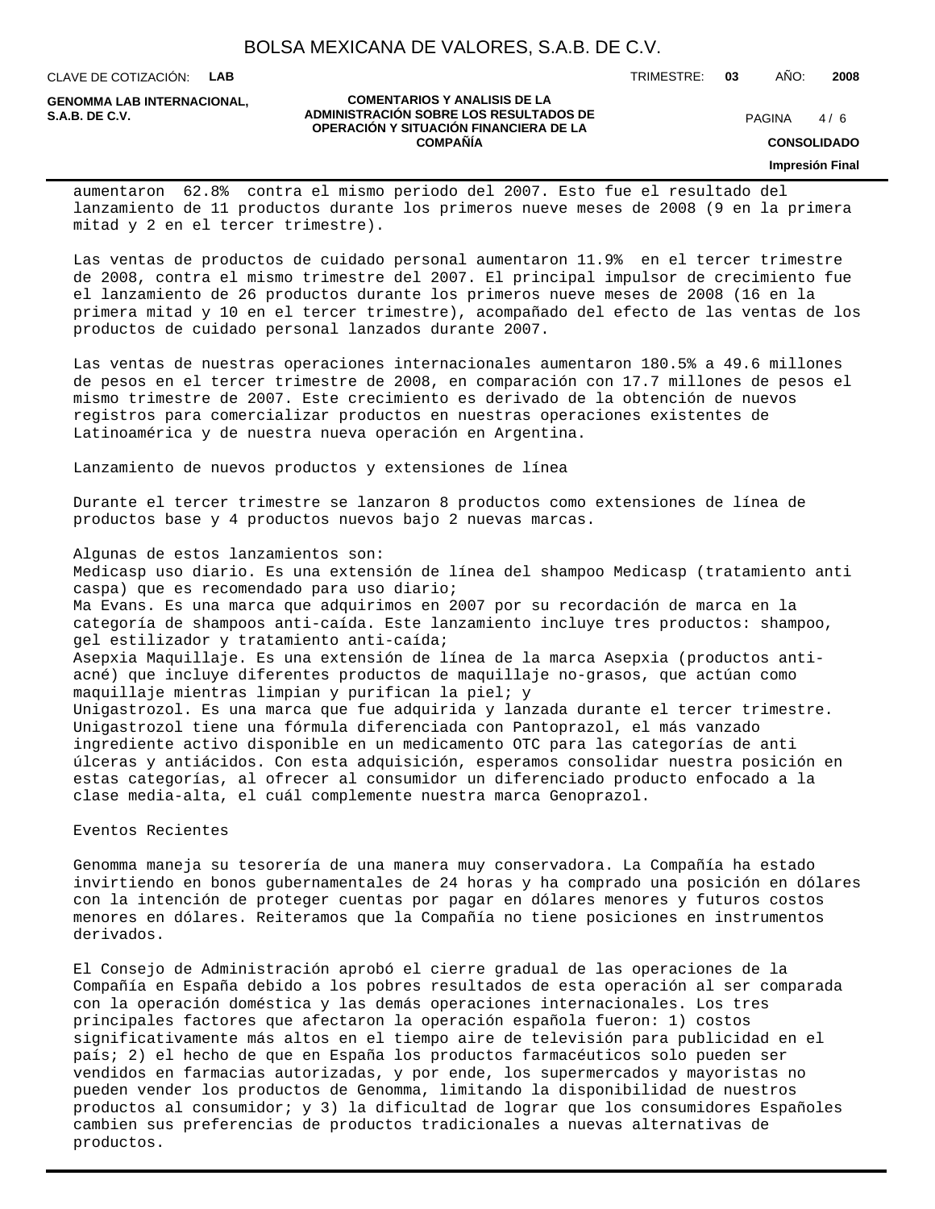aumentaron 62.8% contra el mismo periodo del 2007. Esto fue el resultado del lanzamiento de 11 productos durante los primeros nueve meses de 2008 (9 en la primera mitad y 2 en el tercer trimestre).

Las ventas de productos de cuidado personal aumentaron 11.9% en el tercer trimestre de 2008, contra el mismo trimestre del 2007. El principal impulsor de crecimiento fue el lanzamiento de 26 productos durante los primeros nueve meses de 2008 (16 en la primera mitad y 10 en el tercer trimestre), acompañado del efecto de las ventas de los productos de cuidado personal lanzados durante 2007.

Las ventas de nuestras operaciones internacionales aumentaron 180.5% a 49.6 millones de pesos en el tercer trimestre de 2008, en comparación con 17.7 millones de pesos el mismo trimestre de 2007. Este crecimiento es derivado de la obtención de nuevos registros para comercializar productos en nuestras operaciones existentes de Latinoamérica y de nuestra nueva operación en Argentina.

Lanzamiento de nuevos productos y extensiones de línea

Durante el tercer trimestre se lanzaron 8 productos como extensiones de línea de productos base y 4 productos nuevos bajo 2 nuevas marcas.

Algunas de estos lanzamientos son:
Medicasp uso diario. Es una extensión de línea del shampoo Medicasp (tratamiento anti caspa) que es recomendado para uso diario;
Ma Evans. Es una marca que adquirimos en 2007 por su recordación de marca en la categoría de shampoos anti-caída. Este lanzamiento incluye tres productos: shampoo, gel estilizador y tratamiento anti-caída;
Asepxia Maquillaje. Es una extensión de línea de la marca Asepxia (productos anti-acné) que incluye diferentes productos de maquillaje no-grasos, que actúan como maquillaje mientras limpian y purifican la piel; y
Unigastrozol. Es una marca que fue adquirida y lanzada durante el tercer trimestre. Unigastrozol tiene una fórmula diferenciada con Pantoprazol, el más vanzado ingrediente activo disponible en un medicamento OTC para las categorías de anti úlceras y antiácidos. Con esta adquisición, esperamos consolidar nuestra posición en estas categorías, al ofrecer al consumidor un diferenciado producto enfocado a la clase media-alta, el cuál complemente nuestra marca Genoprazol.

Eventos Recientes

Genomma maneja su tesorería de una manera muy conservadora. La Compañía ha estado invirtiendo en bonos gubernamentales de 24 horas y ha comprado una posición en dólares con la intención de proteger cuentas por pagar en dólares menores y futuros costos menores en dólares. Reiteramos que la Compañía no tiene posiciones en instrumentos derivados.

El Consejo de Administración aprobó el cierre gradual de las operaciones de la Compañía en España debido a los pobres resultados de esta operación al ser comparada con la operación doméstica y las demás operaciones internacionales. Los tres principales factores que afectaron la operación española fueron: 1) costos significativamente más altos en el tiempo aire de televisión para publicidad en el país; 2) el hecho de que en España los productos farmacéuticos solo pueden ser vendidos en farmacias autorizadas, y por ende, los supermercados y mayoristas no pueden vender los productos de Genomma, limitando la disponibilidad de nuestros productos al consumidor; y 3) la dificultad de lograr que los consumidores Españoles cambien sus preferencias de productos tradicionales a nuevas alternativas de productos.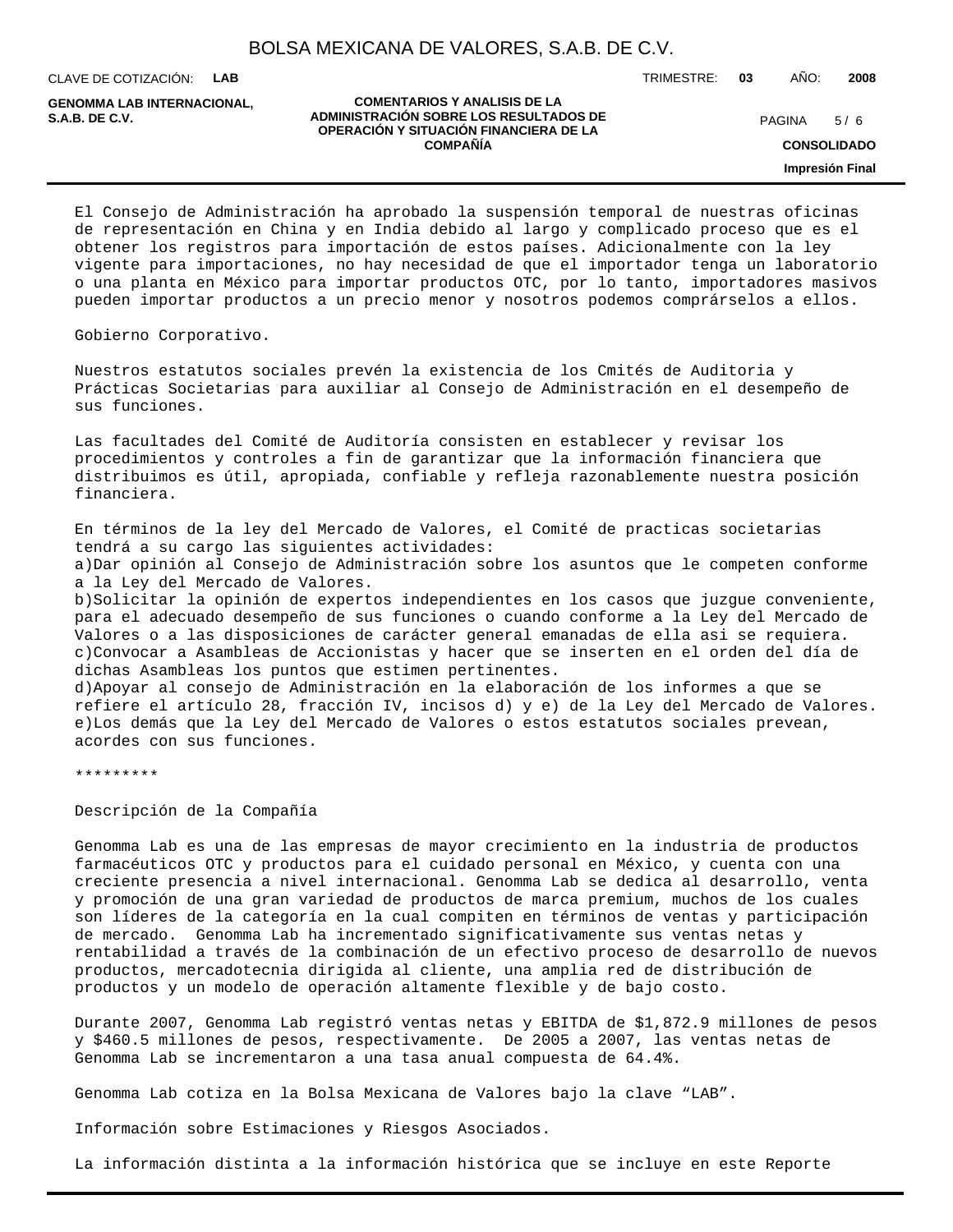El Consejo de Administración ha aprobado la suspensión temporal de nuestras oficinas de representación en China y en India debido al largo y complicado proceso que es el obtener los registros para importación de estos países. Adicionalmente con la ley vigente para importaciones, no hay necesidad de que el importador tenga un laboratorio o una planta en México para importar productos OTC, por lo tanto, importadores masivos pueden importar productos a un precio menor y nosotros podemos comprárselos a ellos.

Gobierno Corporativo.

Nuestros estatutos sociales prevén la existencia de los Cmités de Auditoria y Prácticas Societarias para auxiliar al Consejo de Administración en el desempeño de sus funciones.

Las facultades del Comité de Auditoría consisten en establecer y revisar los procedimientos y controles a fin de garantizar que la información financiera que distribuimos es útil, apropiada, confiable y refleja razonablemente nuestra posición financiera.

En términos de la ley del Mercado de Valores, el Comité de practicas societarias tendrá a su cargo las siguientes actividades:
a)Dar opinión al Consejo de Administración sobre los asuntos que le competen conforme a la Ley del Mercado de Valores.
b)Solicitar la opinión de expertos independientes en los casos que juzgue conveniente, para el adecuado desempeño de sus funciones o cuando conforme a la Ley del Mercado de Valores o a las disposiciones de carácter general emanadas de ella asi se requiera.
c)Convocar a Asambleas de Accionistas y hacer que se inserten en el orden del día de dichas Asambleas los puntos que estimen pertinentes.
d)Apoyar al consejo de Administración en la elaboración de los informes a que se refiere el artículo 28, fracción IV, incisos d) y e) de la Ley del Mercado de Valores.
e)Los demás que la Ley del Mercado de Valores o estos estatutos sociales prevean, acordes con sus funciones.

*********

Descripción de la Compañía

Genomma Lab es una de las empresas de mayor crecimiento en la industria de productos farmacéuticos OTC y productos para el cuidado personal en México, y cuenta con una creciente presencia a nivel internacional. Genomma Lab se dedica al desarrollo, venta y promoción de una gran variedad de productos de marca premium, muchos de los cuales son líderes de la categoría en la cual compiten en términos de ventas y participación de mercado. Genomma Lab ha incrementado significativamente sus ventas netas y rentabilidad a través de la combinación de un efectivo proceso de desarrollo de nuevos productos, mercadotecnia dirigida al cliente, una amplia red de distribución de productos y un modelo de operación altamente flexible y de bajo costo.

Durante 2007, Genomma Lab registró ventas netas y EBITDA de $1,872.9 millones de pesos y $460.5 millones de pesos, respectivamente. De 2005 a 2007, las ventas netas de Genomma Lab se incrementaron a una tasa anual compuesta de 64.4%.

Genomma Lab cotiza en la Bolsa Mexicana de Valores bajo la clave “LAB”.

Información sobre Estimaciones y Riesgos Asociados.

La información distinta a la información histórica que se incluye en este Reporte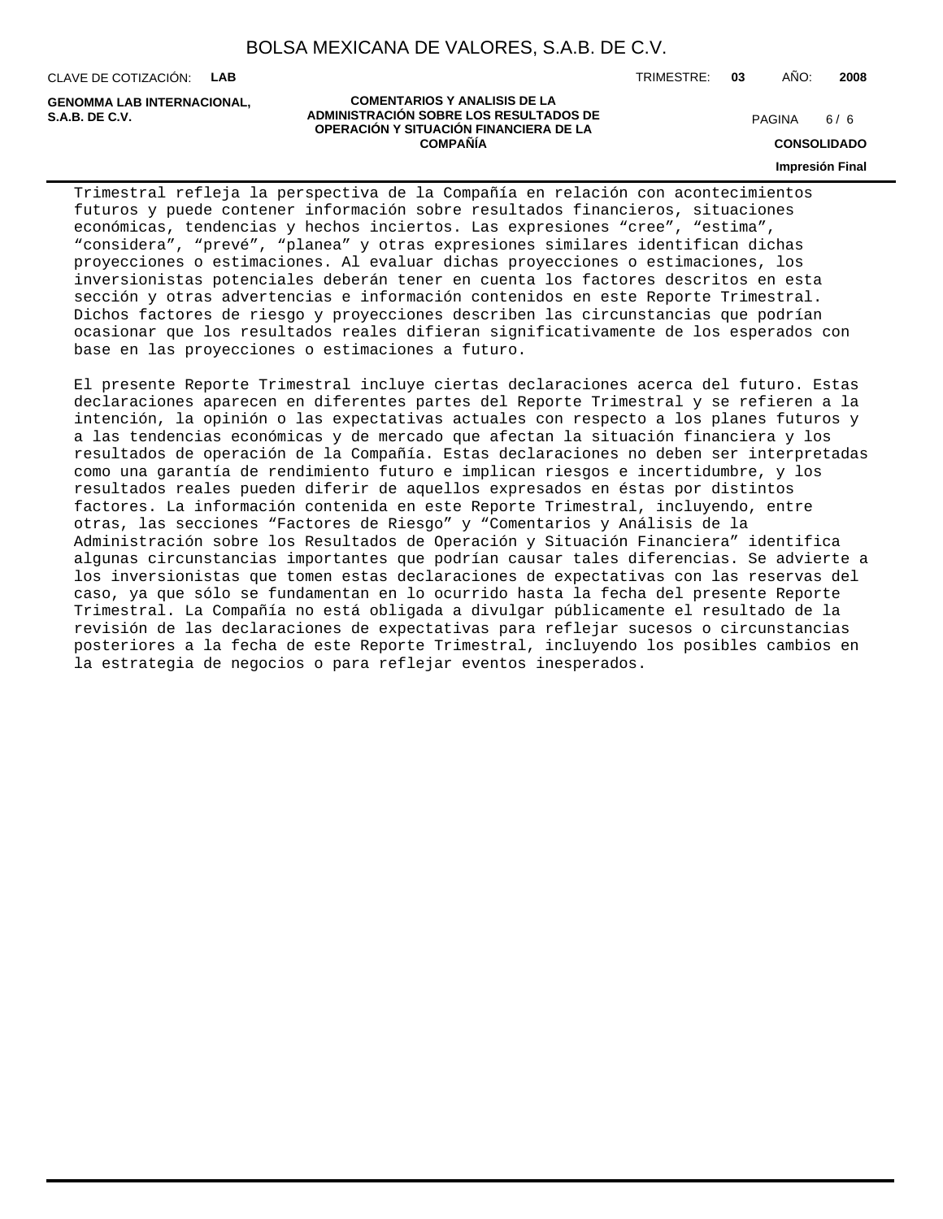Trimestral refleja la perspectiva de la Compañía en relación con acontecimientos futuros y puede contener información sobre resultados financieros, situaciones económicas, tendencias y hechos inciertos. Las expresiones “cree”, “estima”, “considera”, “prevé”, “planea” y otras expresiones similares identifican dichas proyecciones o estimaciones. Al evaluar dichas proyecciones o estimaciones, los inversionistas potenciales deberán tener en cuenta los factores descritos en esta sección y otras advertencias e información contenidos en este Reporte Trimestral. Dichos factores de riesgo y proyecciones describen las circunstancias que podrían ocasionar que los resultados reales difieran significativamente de los esperados con base en las proyecciones o estimaciones a futuro.

El presente Reporte Trimestral incluye ciertas declaraciones acerca del futuro. Estas declaraciones aparecen en diferentes partes del Reporte Trimestral y se refieren a la intención, la opinión o las expectativas actuales con respecto a los planes futuros y a las tendencias económicas y de mercado que afectan la situación financiera y los resultados de operación de la Compañía. Estas declaraciones no deben ser interpretadas como una garantía de rendimiento futuro e implican riesgos e incertidumbre, y los resultados reales pueden diferir de aquellos expresados en éstas por distintos factores. La información contenida en este Reporte Trimestral, incluyendo, entre otras, las secciones “Factores de Riesgo” y “Comentarios y Análisis de la Administración sobre los Resultados de Operación y Situación Financiera” identifica algunas circunstancias importantes que podrían causar tales diferencias. Se advierte a los inversionistas que tomen estas declaraciones de expectativas con las reservas del caso, ya que sólo se fundamentan en lo ocurrido hasta la fecha del presente Reporte Trimestral. La Compañía no está obligada a divulgar públicamente el resultado de la revisión de las declaraciones de expectativas para reflejar sucesos o circunstancias posteriores a la fecha de este Reporte Trimestral, incluyendo los posibles cambios en la estrategia de negocios o para reflejar eventos inesperados.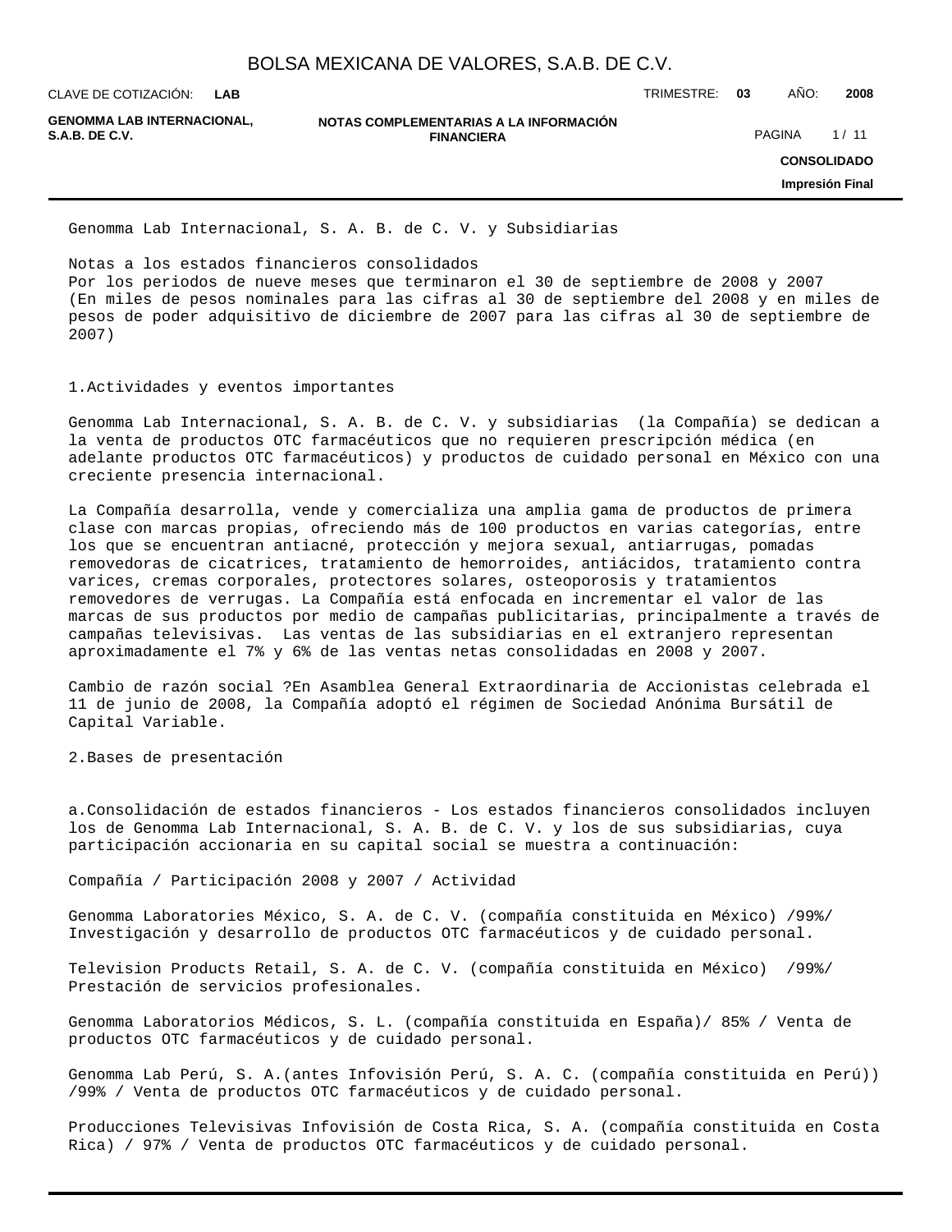Genomma Lab Internacional, S. A. B. de C. V. y Subsidiarias

Notas a los estados financieros consolidados
Por los periodos de nueve meses que terminaron el 30 de septiembre de 2008 y 2007
(En miles de pesos nominales para las cifras al 30 de septiembre del 2008 y en miles de pesos de poder adquisitivo de diciembre de 2007 para las cifras al 30 de septiembre de 2007)

## 1. Actividades y eventos importantes

Genomma Lab Internacional, S. A. B. de C. V. y subsidiarias (la Compañía) se dedican a la venta de productos OTC farmacéuticos que no requieren prescripción médica (en adelante productos OTC farmacéuticos) y productos de cuidado personal en México con una creciente presencia internacional.

La Compañía desarrolla, vende y comercializa una amplia gama de productos de primera clase con marcas propias, ofreciendo más de 100 productos en varias categorías, entre los que se encuentran antiacné, protección y mejora sexual, antiarrugas, pomadas removedoras de cicatrices, tratamiento de hemorroides, antiácidos, tratamiento contra varices, cremas corporales, protectores solares, osteoporosis y tratamientos removedores de verrugas. La Compañía está enfocada en incrementar el valor de las marcas de sus productos por medio de campañas publicitarias, principalmente a través de campañas televisivas. Las ventas de las subsidiarias en el extranjero representan aproximadamente el 7% y 6% de las ventas netas consolidadas en 2008 y 2007.

Cambio de razón social ?En Asamblea General Extraordinaria de Accionistas celebrada el 11 de junio de 2008, la Compañía adoptó el régimen de Sociedad Anónima Bursátil de Capital Variable.

## 2. Bases de presentación

a. Consolidación de estados financieros - Los estados financieros consolidados incluyen los de Genomma Lab Internacional, S. A. B. de C. V. y los de sus subsidiarias, cuya participación accionaria en su capital social se muestra a continuación:

Compañía / Participación 2008 y 2007 / Actividad

Genomma Laboratories México, S. A. de C. V. (compañía constituida en México) /99%/ Investigación y desarrollo de productos OTC farmacéuticos y de cuidado personal.

Television Products Retail, S. A. de C. V. (compañía constituida en México) /99%/ Prestación de servicios profesionales.

Genomma Laboratorios Médicos, S. L. (compañía constituida en España)/ 85% / Venta de productos OTC farmacéuticos y de cuidado personal.

Genomma Lab Perú, S. A.(antes Infovisión Perú, S. A. C. (compañía constituida en Perú)) /99% / Venta de productos OTC farmacéuticos y de cuidado personal.

Producciones Televisivas Infovisión de Costa Rica, S. A. (compañía constituida en Costa Rica) / 97% / Venta de productos OTC farmacéuticos y de cuidado personal.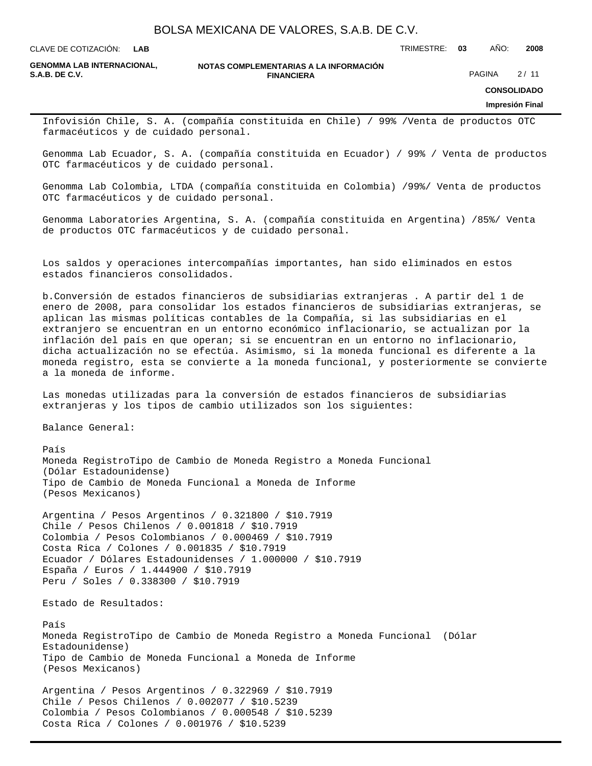Infovisión Chile, S. A. (compañía constituida en Chile) / 99% /Venta de productos OTC farmacéuticos y de cuidado personal.

Genomma Lab Ecuador, S. A. (compañía constituida en Ecuador) / 99% / Venta de productos OTC farmacéuticos y de cuidado personal.

Genomma Lab Colombia, LTDA (compañía constituida en Colombia) /99%/ Venta de productos OTC farmacéuticos y de cuidado personal.

Genomma Laboratories Argentina, S. A. (compañía constituida en Argentina) /85%/ Venta de productos OTC farmacéuticos y de cuidado personal.

Los saldos y operaciones intercompañías importantes, han sido eliminados en estos estados financieros consolidados.

b.Conversión de estados financieros de subsidiarias extranjeras . A partir del 1 de enero de 2008, para consolidar los estados financieros de subsidiarias extranjeras, se aplican las mismas políticas contables de la Compañía, si las subsidiarias en el extranjero se encuentran en un entorno económico inflacionario, se actualizan por la inflación del país en que operan; si se encuentran en un entorno no inflacionario, dicha actualización no se efectúa. Asimismo, si la moneda funcional es diferente a la moneda registro, esta se convierte a la moneda funcional, y posteriormente se convierte a la moneda de informe.

Las monedas utilizadas para la conversión de estados financieros de subsidiarias extranjeras y los tipos de cambio utilizados son los siguientes:

Balance General:

| País | Moneda Registro | Tipo de Cambio de Moneda Registro a Moneda Funcional (Dólar Estadounidense) | Tipo de Cambio de Moneda Funcional a Moneda de Informe (Pesos Mexicanos) |
|---|---|---|---|
| Argentina | Pesos Argentinos | 0.321800 | $10.7919 |
| Chile | Pesos Chilenos | 0.001818 | $10.7919 |
| Colombia | Pesos Colombianos | 0.000469 | $10.7919 |
| Costa Rica | Colones | 0.001835 | $10.7919 |
| Ecuador | Dólares Estadounidenses | 1.000000 | $10.7919 |
| España | Euros | 1.444900 | $10.7919 |
| Peru | Soles | 0.338300 | $10.7919 |

Estado de Resultados:

| País | Moneda Registro | Tipo de Cambio de Moneda Registro a Moneda Funcional (Dólar Estadounidense) | Tipo de Cambio de Moneda Funcional a Moneda de Informe (Pesos Mexicanos) |
|---|---|---|---|
| Argentina | Pesos Argentinos | 0.322969 | $10.7919 |
| Chile | Pesos Chilenos | 0.002077 | $10.5239 |
| Colombia | Pesos Colombianos | 0.000548 | $10.5239 |
| Costa Rica | Colones | 0.001976 | $10.5239 |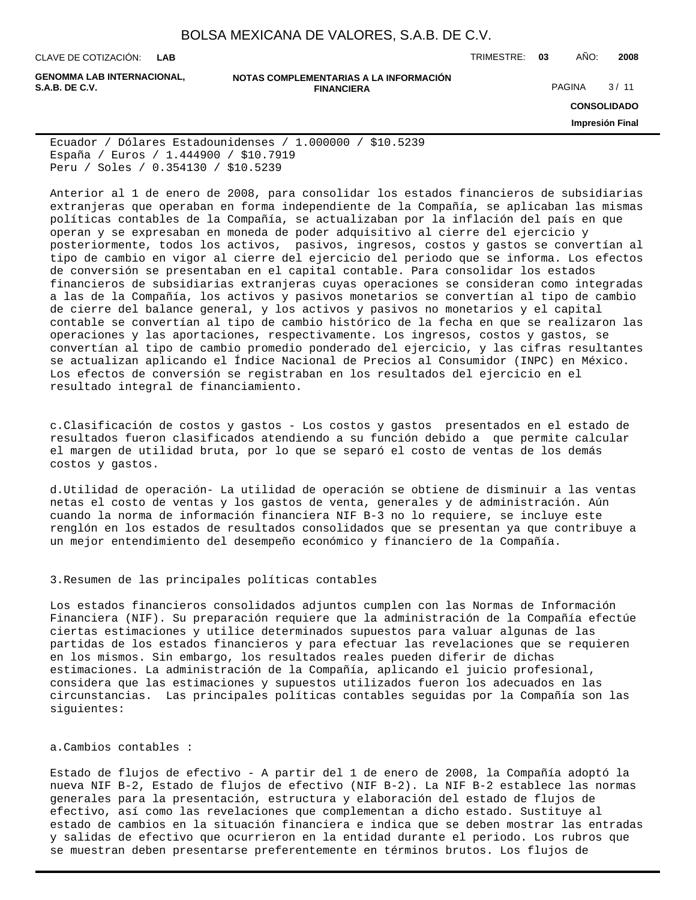Ecuador / Dólares Estadounidenses / 1.000000 / $10.5239
España / Euros / 1.444900 / $10.7919
Peru / Soles / 0.354130 / $10.5239

Anterior al 1 de enero de 2008, para consolidar los estados financieros de subsidiarias extranjeras que operaban en forma independiente de la Compañía, se aplicaban las mismas políticas contables de la Compañía, se actualizaban por la inflación del país en que operan y se expresaban en moneda de poder adquisitivo al cierre del ejercicio y posteriormente, todos los activos, pasivos, ingresos, costos y gastos se convertían al tipo de cambio en vigor al cierre del ejercicio del periodo que se informa. Los efectos de conversión se presentaban en el capital contable. Para consolidar los estados financieros de subsidiarias extranjeras cuyas operaciones se consideran como integradas a las de la Compañía, los activos y pasivos monetarios se convertían al tipo de cambio de cierre del balance general, y los activos y pasivos no monetarios y el capital contable se convertían al tipo de cambio histórico de la fecha en que se realizaron las operaciones y las aportaciones, respectivamente. Los ingresos, costos y gastos, se convertían al tipo de cambio promedio ponderado del ejercicio, y las cifras resultantes se actualizan aplicando el Índice Nacional de Precios al Consumidor (INPC) en México. Los efectos de conversión se registraban en los resultados del ejercicio en el resultado integral de financiamiento.

c. Clasificación de costos y gastos - Los costos y gastos presentados en el estado de resultados fueron clasificados atendiendo a su función debido a que permite calcular el margen de utilidad bruta, por lo que se separó el costo de ventas de los demás costos y gastos.

d. Utilidad de operación- La utilidad de operación se obtiene de disminuir a las ventas netas el costo de ventas y los gastos de venta, generales y de administración. Aún cuando la norma de información financiera NIF B-3 no lo requiere, se incluye este renglón en los estados de resultados consolidados que se presentan ya que contribuye a un mejor entendimiento del desempeño económico y financiero de la Compañía.

3. Resumen de las principales políticas contables

Los estados financieros consolidados adjuntos cumplen con las Normas de Información Financiera (NIF). Su preparación requiere que la administración de la Compañía efectúe ciertas estimaciones y utilice determinados supuestos para valuar algunas de las partidas de los estados financieros y para efectuar las revelaciones que se requieren en los mismos. Sin embargo, los resultados reales pueden diferir de dichas estimaciones. La administración de la Compañía, aplicando el juicio profesional, considera que las estimaciones y supuestos utilizados fueron los adecuados en las circunstancias. Las principales políticas contables seguidas por la Compañía son las siguientes:

a. Cambios contables :

Estado de flujos de efectivo - A partir del 1 de enero de 2008, la Compañía adoptó la nueva NIF B-2, Estado de flujos de efectivo (NIF B-2). La NIF B-2 establece las normas generales para la presentación, estructura y elaboración del estado de flujos de efectivo, así como las revelaciones que complementan a dicho estado. Sustituye al estado de cambios en la situación financiera e indica que se deben mostrar las entradas y salidas de efectivo que ocurrieron en la entidad durante el periodo. Los rubros que se muestran deben presentarse preferentemente en términos brutos. Los flujos de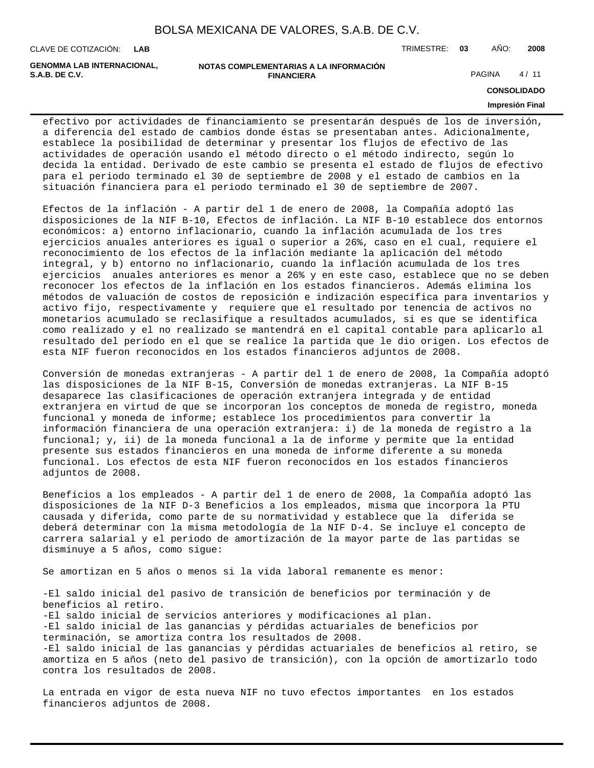efectivo por actividades de financiamiento se presentarán después de los de inversión, a diferencia del estado de cambios donde éstas se presentaban antes. Adicionalmente, establece la posibilidad de determinar y presentar los flujos de efectivo de las actividades de operación usando el método directo o el método indirecto, según lo decida la entidad. Derivado de este cambio se presenta el estado de flujos de efectivo para el periodo terminado el 30 de septiembre de 2008 y el estado de cambios en la situación financiera para el periodo terminado el 30 de septiembre de 2007.

Efectos de la inflación - A partir del 1 de enero de 2008, la Compañía adoptó las disposiciones de la NIF B-10, Efectos de inflación. La NIF B-10 establece dos entornos económicos: a) entorno inflacionario, cuando la inflación acumulada de los tres ejercicios anuales anteriores es igual o superior a 26%, caso en el cual, requiere el reconocimiento de los efectos de la inflación mediante la aplicación del método integral, y b) entorno no inflacionario, cuando la inflación acumulada de los tres ejercicios anuales anteriores es menor a 26% y en este caso, establece que no se deben reconocer los efectos de la inflación en los estados financieros. Además elimina los métodos de valuación de costos de reposición e indización específica para inventarios y activo fijo, respectivamente y requiere que el resultado por tenencia de activos no monetarios acumulado se reclasifique a resultados acumulados, si es que se identifica como realizado y el no realizado se mantendrá en el capital contable para aplicarlo al resultado del período en el que se realice la partida que le dio origen. Los efectos de esta NIF fueron reconocidos en los estados financieros adjuntos de 2008.

Conversión de monedas extranjeras - A partir del 1 de enero de 2008, la Compañía adoptó las disposiciones de la NIF B-15, Conversión de monedas extranjeras. La NIF B-15 desaparece las clasificaciones de operación extranjera integrada y de entidad extranjera en virtud de que se incorporan los conceptos de moneda de registro, moneda funcional y moneda de informe; establece los procedimientos para convertir la información financiera de una operación extranjera: i) de la moneda de registro a la funcional; y, ii) de la moneda funcional a la de informe y permite que la entidad presente sus estados financieros en una moneda de informe diferente a su moneda funcional. Los efectos de esta NIF fueron reconocidos en los estados financieros adjuntos de 2008.

Beneficios a los empleados - A partir del 1 de enero de 2008, la Compañía adoptó las disposiciones de la NIF D-3 Beneficios a los empleados, misma que incorpora la PTU causada y diferida, como parte de su normatividad y establece que la diferida se deberá determinar con la misma metodología de la NIF D-4. Se incluye el concepto de carrera salarial y el periodo de amortización de la mayor parte de las partidas se disminuye a 5 años, como sigue:

Se amortizan en 5 años o menos si la vida laboral remanente es menor:

- El saldo inicial del pasivo de transición de beneficios por terminación y de beneficios al retiro.
- El saldo inicial de servicios anteriores y modificaciones al plan.
- El saldo inicial de las ganancias y pérdidas actuariales de beneficios por terminación, se amortiza contra los resultados de 2008.
- El saldo inicial de las ganancias y pérdidas actuariales de beneficios al retiro, se amortiza en 5 años (neto del pasivo de transición), con la opción de amortizarlo todo contra los resultados de 2008.

La entrada en vigor de esta nueva NIF no tuvo efectos importantes en los estados financieros adjuntos de 2008.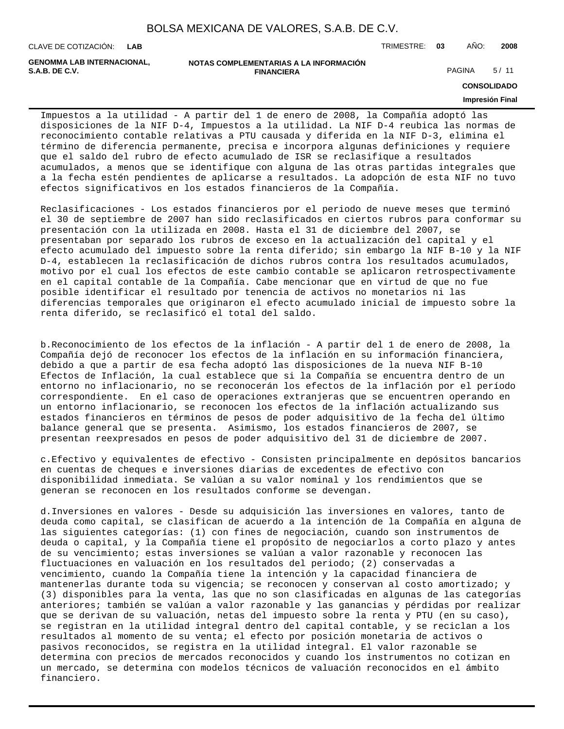Impuestos a la utilidad - A partir del 1 de enero de 2008, la Compañía adoptó las disposiciones de la NIF D-4, Impuestos a la utilidad. La NIF D-4 reubica las normas de reconocimiento contable relativas a PTU causada y diferida en la NIF D-3, elimina el término de diferencia permanente, precisa e incorpora algunas definiciones y requiere que el saldo del rubro de efecto acumulado de ISR se reclasifique a resultados acumulados, a menos que se identifique con alguna de las otras partidas integrales que a la fecha estén pendientes de aplicarse a resultados. La adopción de esta NIF no tuvo efectos significativos en los estados financieros de la Compañía.

Reclasificaciones - Los estados financieros por el periodo de nueve meses que terminó el 30 de septiembre de 2007 han sido reclasificados en ciertos rubros para conformar su presentación con la utilizada en 2008. Hasta el 31 de diciembre del 2007, se presentaban por separado los rubros de exceso en la actualización del capital y el efecto acumulado del impuesto sobre la renta diferido; sin embargo la NIF B-10 y la NIF D-4, establecen la reclasificación de dichos rubros contra los resultados acumulados, motivo por el cual los efectos de este cambio contable se aplicaron retrospectivamente en el capital contable de la Compañía. Cabe mencionar que en virtud de que no fue posible identificar el resultado por tenencia de activos no monetarios ni las diferencias temporales que originaron el efecto acumulado inicial de impuesto sobre la renta diferido, se reclasificó el total del saldo.

b.Reconocimiento de los efectos de la inflación - A partir del 1 de enero de 2008, la Compañía dejó de reconocer los efectos de la inflación en su información financiera, debido a que a partir de esa fecha adoptó las disposiciones de la nueva NIF B-10 Efectos de Inflación, la cual establece que si la Compañía se encuentra dentro de un entorno no inflacionario, no se reconocerán los efectos de la inflación por el período correspondiente. En el caso de operaciones extranjeras que se encuentren operando en un entorno inflacionario, se reconocen los efectos de la inflación actualizando sus estados financieros en términos de pesos de poder adquisitivo de la fecha del último balance general que se presenta. Asimismo, los estados financieros de 2007, se presentan reexpresados en pesos de poder adquisitivo del 31 de diciembre de 2007.

c.Efectivo y equivalentes de efectivo - Consisten principalmente en depósitos bancarios en cuentas de cheques e inversiones diarias de excedentes de efectivo con disponibilidad inmediata. Se valúan a su valor nominal y los rendimientos que se generan se reconocen en los resultados conforme se devengan.

d.Inversiones en valores - Desde su adquisición las inversiones en valores, tanto de deuda como capital, se clasifican de acuerdo a la intención de la Compañía en alguna de las siguientes categorías: (1) con fines de negociación, cuando son instrumentos de deuda o capital, y la Compañía tiene el propósito de negociarlos a corto plazo y antes de su vencimiento; estas inversiones se valúan a valor razonable y reconocen las fluctuaciones en valuación en los resultados del periodo; (2) conservadas a vencimiento, cuando la Compañía tiene la intención y la capacidad financiera de mantenerlas durante toda su vigencia; se reconocen y conservan al costo amortizado; y (3) disponibles para la venta, las que no son clasificadas en algunas de las categorías anteriores; también se valúan a valor razonable y las ganancias y pérdidas por realizar que se derivan de su valuación, netas del impuesto sobre la renta y PTU (en su caso), se registran en la utilidad integral dentro del capital contable, y se reciclan a los resultados al momento de su venta; el efecto por posición monetaria de activos o pasivos reconocidos, se registra en la utilidad integral. El valor razonable se determina con precios de mercados reconocidos y cuando los instrumentos no cotizan en un mercado, se determina con modelos técnicos de valuación reconocidos en el ámbito financiero.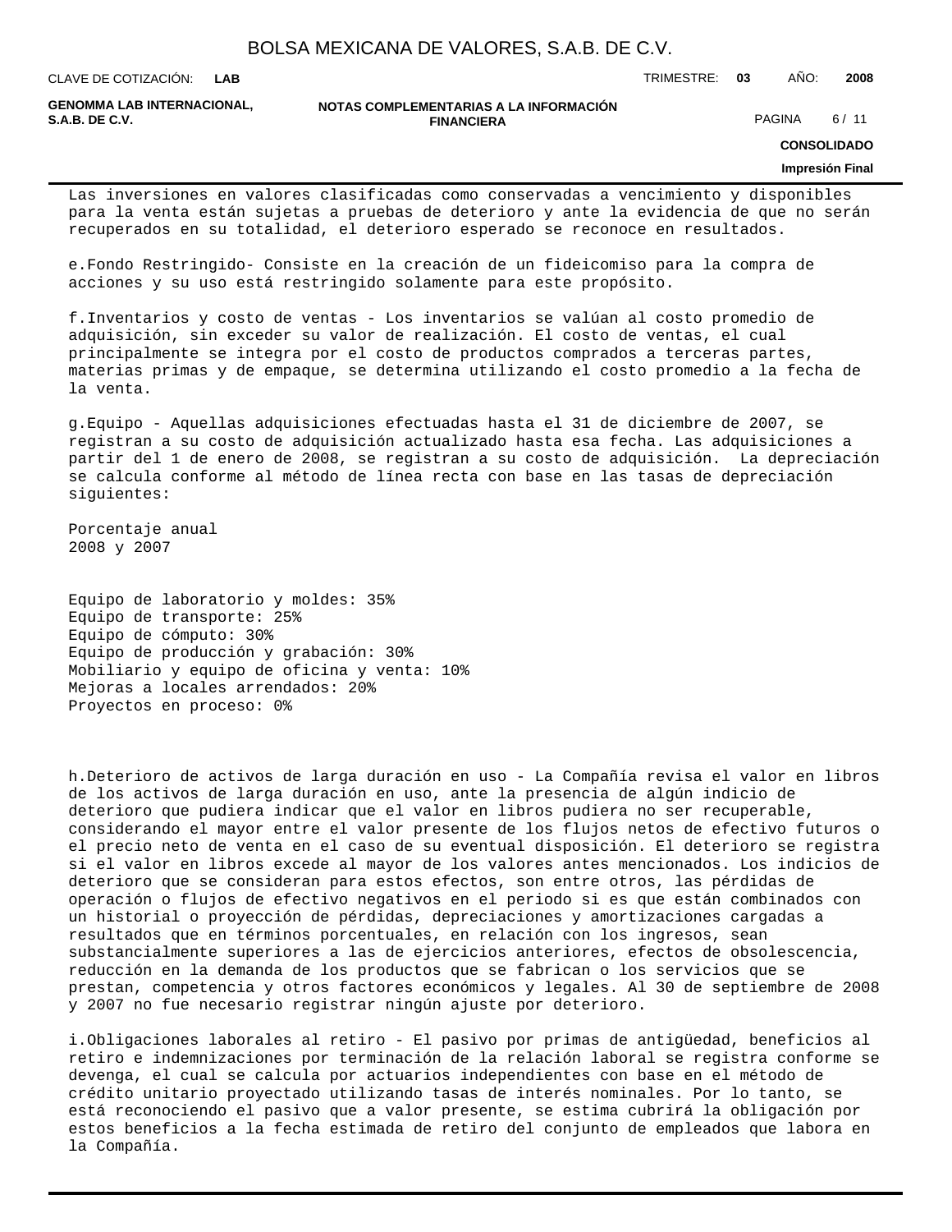Las inversiones en valores clasificadas como conservadas a vencimiento y disponibles para la venta están sujetas a pruebas de deterioro y ante la evidencia de que no serán recuperados en su totalidad, el deterioro esperado se reconoce en resultados.

e.Fondo Restringido- Consiste en la creación de un fideicomiso para la compra de acciones y su uso está restringido solamente para este propósito.

f.Inventarios y costo de ventas - Los inventarios se valúan al costo promedio de adquisición, sin exceder su valor de realización. El costo de ventas, el cual principalmente se integra por el costo de productos comprados a terceras partes, materias primas y de empaque, se determina utilizando el costo promedio a la fecha de la venta.

g.Equipo - Aquellas adquisiciones efectuadas hasta el 31 de diciembre de 2007, se registran a su costo de adquisición actualizado hasta esa fecha. Las adquisiciones a partir del 1 de enero de 2008, se registran a su costo de adquisición. La depreciación se calcula conforme al método de línea recta con base en las tasas de depreciación siguientes:

Porcentaje anual
2008 y 2007

Equipo de laboratorio y moldes: 35%
Equipo de transporte: 25%
Equipo de cómputo: 30%
Equipo de producción y grabación: 30%
Mobiliario y equipo de oficina y venta: 10%
Mejoras a locales arrendados: 20%
Proyectos en proceso: 0%

h.Deterioro de activos de larga duración en uso - La Compañía revisa el valor en libros de los activos de larga duración en uso, ante la presencia de algún indicio de deterioro que pudiera indicar que el valor en libros pudiera no ser recuperable, considerando el mayor entre el valor presente de los flujos netos de efectivo futuros o el precio neto de venta en el caso de su eventual disposición. El deterioro se registra si el valor en libros excede al mayor de los valores antes mencionados. Los indicios de deterioro que se consideran para estos efectos, son entre otros, las pérdidas de operación o flujos de efectivo negativos en el periodo si es que están combinados con un historial o proyección de pérdidas, depreciaciones y amortizaciones cargadas a resultados que en términos porcentuales, en relación con los ingresos, sean substancialmente superiores a las de ejercicios anteriores, efectos de obsolescencia, reducción en la demanda de los productos que se fabrican o los servicios que se prestan, competencia y otros factores económicos y legales. Al 30 de septiembre de 2008 y 2007 no fue necesario registrar ningún ajuste por deterioro.

i.Obligaciones laborales al retiro - El pasivo por primas de antigüedad, beneficios al retiro e indemnizaciones por terminación de la relación laboral se registra conforme se devenga, el cual se calcula por actuarios independientes con base en el método de crédito unitario proyectado utilizando tasas de interés nominales. Por lo tanto, se está reconociendo el pasivo que a valor presente, se estima cubrirá la obligación por estos beneficios a la fecha estimada de retiro del conjunto de empleados que labora en la Compañía.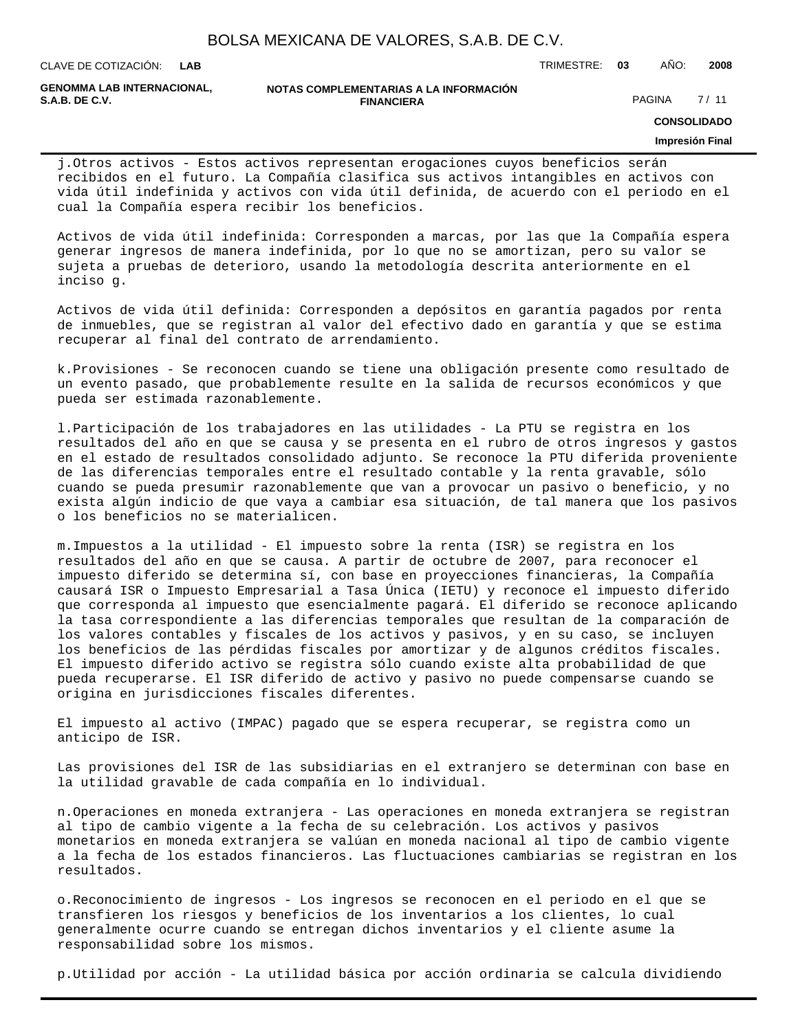j.Otros activos - Estos activos representan erogaciones cuyos beneficios serán recibidos en el futuro. La Compañía clasifica sus activos intangibles en activos con vida útil indefinida y activos con vida útil definida, de acuerdo con el periodo en el cual la Compañía espera recibir los beneficios.

Activos de vida útil indefinida: Corresponden a marcas, por las que la Compañía espera generar ingresos de manera indefinida, por lo que no se amortizan, pero su valor se sujeta a pruebas de deterioro, usando la metodología descrita anteriormente en el inciso g.

Activos de vida útil definida: Corresponden a depósitos en garantía pagados por renta de inmuebles, que se registran al valor del efectivo dado en garantía y que se estima recuperar al final del contrato de arrendamiento.

k.Provisiones - Se reconocen cuando se tiene una obligación presente como resultado de un evento pasado, que probablemente resulte en la salida de recursos económicos y que pueda ser estimada razonablemente.

l.Participación de los trabajadores en las utilidades - La PTU se registra en los resultados del año en que se causa y se presenta en el rubro de otros ingresos y gastos en el estado de resultados consolidado adjunto. Se reconoce la PTU diferida proveniente de las diferencias temporales entre el resultado contable y la renta gravable, sólo cuando se pueda presumir razonablemente que van a provocar un pasivo o beneficio, y no exista algún indicio de que vaya a cambiar esa situación, de tal manera que los pasivos o los beneficios no se materialicen.

m.Impuestos a la utilidad - El impuesto sobre la renta (ISR) se registra en los resultados del año en que se causa. A partir de octubre de 2007, para reconocer el impuesto diferido se determina sí, con base en proyecciones financieras, la Compañía causará ISR o Impuesto Empresarial a Tasa Única (IETU) y reconoce el impuesto diferido que corresponda al impuesto que esencialmente pagará. El diferido se reconoce aplicando la tasa correspondiente a las diferencias temporales que resultan de la comparación de los valores contables y fiscales de los activos y pasivos, y en su caso, se incluyen los beneficios de las pérdidas fiscales por amortizar y de algunos créditos fiscales. El impuesto diferido activo se registra sólo cuando existe alta probabilidad de que pueda recuperarse. El ISR diferido de activo y pasivo no puede compensarse cuando se origina en jurisdicciones fiscales diferentes.

El impuesto al activo (IMPAC) pagado que se espera recuperar, se registra como un anticipo de ISR.

Las provisiones del ISR de las subsidiarias en el extranjero se determinan con base en la utilidad gravable de cada compañía en lo individual.

n.Operaciones en moneda extranjera - Las operaciones en moneda extranjera se registran al tipo de cambio vigente a la fecha de su celebración. Los activos y pasivos monetarios en moneda extranjera se valúan en moneda nacional al tipo de cambio vigente a la fecha de los estados financieros. Las fluctuaciones cambiarias se registran en los resultados.

o.Reconocimiento de ingresos - Los ingresos se reconocen en el periodo en el que se transfieren los riesgos y beneficios de los inventarios a los clientes, lo cual generalmente ocurre cuando se entregan dichos inventarios y el cliente asume la responsabilidad sobre los mismos.

p.Utilidad por acción - La utilidad básica por acción ordinaria se calcula dividiendo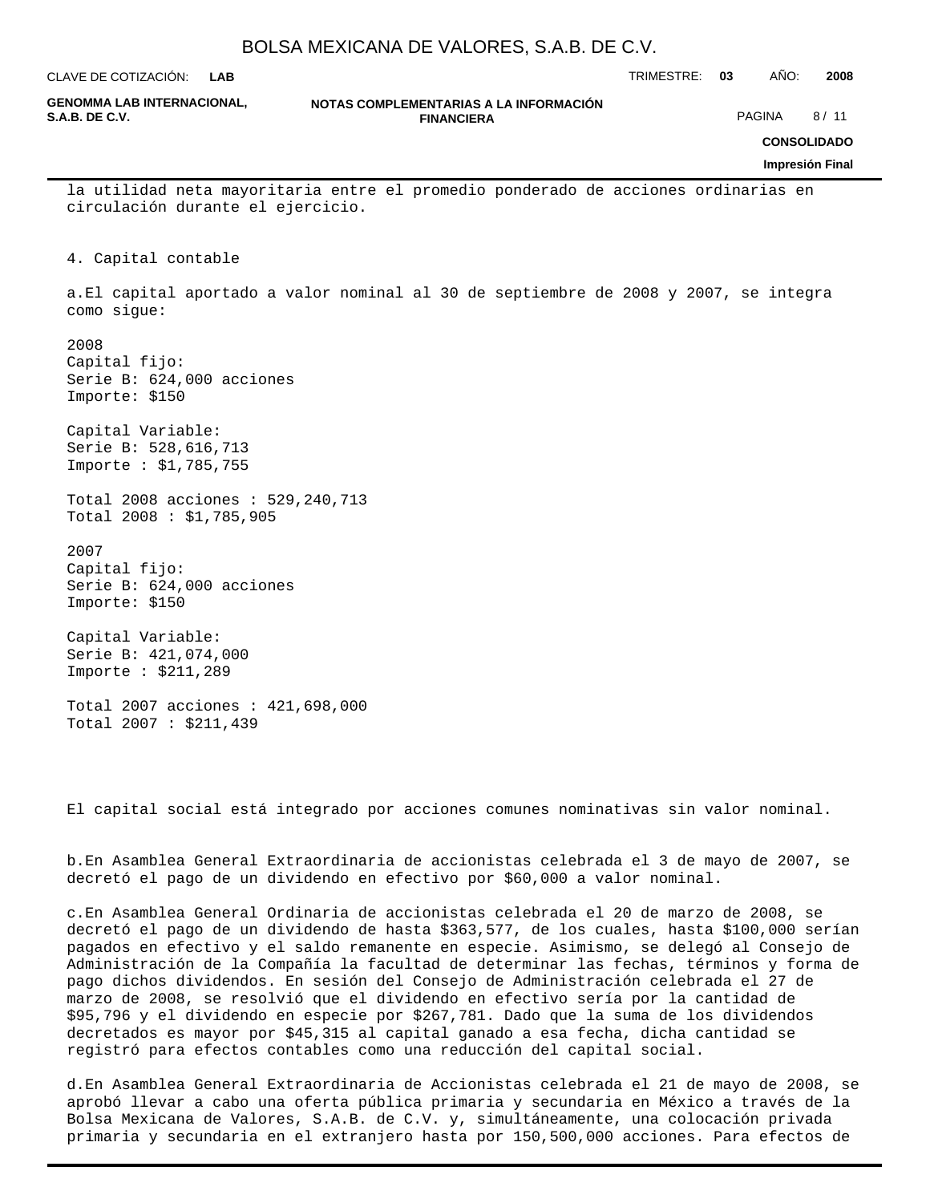la utilidad neta mayoritaria entre el promedio ponderado de acciones ordinarias en circulación durante el ejercicio.

4. Capital contable

a.El capital aportado a valor nominal al 30 de septiembre de 2008 y 2007, se integra como sigue:

2008
Capital fijo:
Serie B: 624,000 acciones
Importe: $150

Capital Variable:
Serie B: 528,616,713
Importe : $1,785,755

Total 2008 acciones : 529,240,713
Total 2008 : $1,785,905

2007
Capital fijo:
Serie B: 624,000 acciones
Importe: $150

Capital Variable:
Serie B: 421,074,000
Importe : $211,289

Total 2007 acciones : 421,698,000
Total 2007 : $211,439

El capital social está integrado por acciones comunes nominativas sin valor nominal.

b.En Asamblea General Extraordinaria de accionistas celebrada el 3 de mayo de 2007, se decretó el pago de un dividendo en efectivo por $60,000 a valor nominal.

c.En Asamblea General Ordinaria de accionistas celebrada el 20 de marzo de 2008, se decretó el pago de un dividendo de hasta $363,577, de los cuales, hasta $100,000 serían pagados en efectivo y el saldo remanente en especie. Asimismo, se delegó al Consejo de Administración de la Compañía la facultad de determinar las fechas, términos y forma de pago dichos dividendos. En sesión del Consejo de Administración celebrada el 27 de marzo de 2008, se resolvió que el dividendo en efectivo sería por la cantidad de $95,796 y el dividendo en especie por $267,781. Dado que la suma de los dividendos decretados es mayor por $45,315 al capital ganado a esa fecha, dicha cantidad se registró para efectos contables como una reducción del capital social.

d.En Asamblea General Extraordinaria de Accionistas celebrada el 21 de mayo de 2008, se aprobó llevar a cabo una oferta pública primaria y secundaria en México a través de la Bolsa Mexicana de Valores, S.A.B. de C.V. y, simultáneamente, una colocación privada primaria y secundaria en el extranjero hasta por 150,500,000 acciones. Para efectos de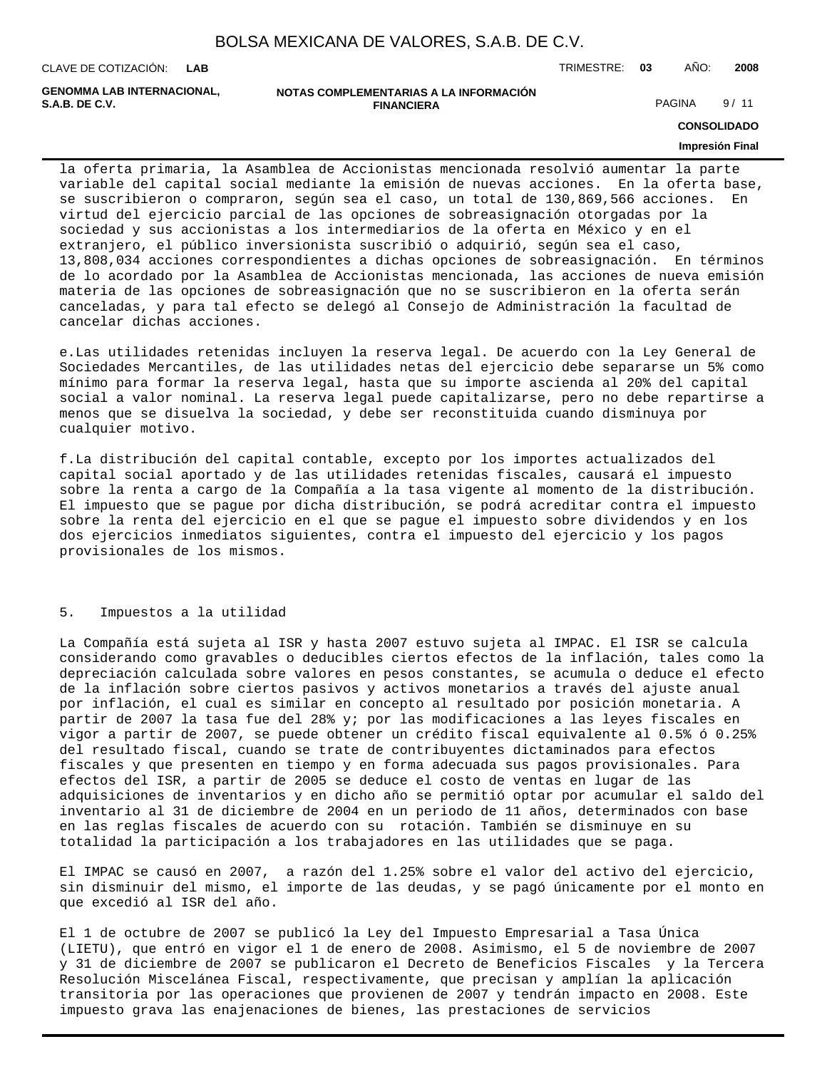la oferta primaria, la Asamblea de Accionistas mencionada resolvió aumentar la parte variable del capital social mediante la emisión de nuevas acciones. En la oferta base, se suscribieron o compraron, según sea el caso, un total de 130,869,566 acciones. En virtud del ejercicio parcial de las opciones de sobreasignación otorgadas por la sociedad y sus accionistas a los intermediarios de la oferta en México y en el extranjero, el público inversionista suscribió o adquirió, según sea el caso, 13,808,034 acciones correspondientes a dichas opciones de sobreasignación. En términos de lo acordado por la Asamblea de Accionistas mencionada, las acciones de nueva emisión materia de las opciones de sobreasignación que no se suscribieron en la oferta serán canceladas, y para tal efecto se delegó al Consejo de Administración la facultad de cancelar dichas acciones.

e.Las utilidades retenidas incluyen la reserva legal. De acuerdo con la Ley General de Sociedades Mercantiles, de las utilidades netas del ejercicio debe separarse un 5% como mínimo para formar la reserva legal, hasta que su importe ascienda al 20% del capital social a valor nominal. La reserva legal puede capitalizarse, pero no debe repartirse a menos que se disuelva la sociedad, y debe ser reconstituida cuando disminuya por cualquier motivo.

f.La distribución del capital contable, excepto por los importes actualizados del capital social aportado y de las utilidades retenidas fiscales, causará el impuesto sobre la renta a cargo de la Compañía a la tasa vigente al momento de la distribución. El impuesto que se pague por dicha distribución, se podrá acreditar contra el impuesto sobre la renta del ejercicio en el que se pague el impuesto sobre dividendos y en los dos ejercicios inmediatos siguientes, contra el impuesto del ejercicio y los pagos provisionales de los mismos.

## 5. Impuestos a la utilidad

La Compañía está sujeta al ISR y hasta 2007 estuvo sujeta al IMPAC. El ISR se calcula considerando como gravables o deducibles ciertos efectos de la inflación, tales como la depreciación calculada sobre valores en pesos constantes, se acumula o deduce el efecto de la inflación sobre ciertos pasivos y activos monetarios a través del ajuste anual por inflación, el cual es similar en concepto al resultado por posición monetaria. A partir de 2007 la tasa fue del 28% y; por las modificaciones a las leyes fiscales en vigor a partir de 2007, se puede obtener un crédito fiscal equivalente al 0.5% ó 0.25% del resultado fiscal, cuando se trate de contribuyentes dictaminados para efectos fiscales y que presenten en tiempo y en forma adecuada sus pagos provisionales. Para efectos del ISR, a partir de 2005 se deduce el costo de ventas en lugar de las adquisiciones de inventarios y en dicho año se permitió optar por acumular el saldo del inventario al 31 de diciembre de 2004 en un periodo de 11 años, determinados con base en las reglas fiscales de acuerdo con su rotación. También se disminuye en su totalidad la participación a los trabajadores en las utilidades que se paga.

El IMPAC se causó en 2007, a razón del 1.25% sobre el valor del activo del ejercicio, sin disminuir del mismo, el importe de las deudas, y se pagó únicamente por el monto en que excedió al ISR del año.

El 1 de octubre de 2007 se publicó la Ley del Impuesto Empresarial a Tasa Única (LIETU), que entró en vigor el 1 de enero de 2008. Asimismo, el 5 de noviembre de 2007 y 31 de diciembre de 2007 se publicaron el Decreto de Beneficios Fiscales y la Tercera Resolución Miscelánea Fiscal, respectivamente, que precisan y amplían la aplicación transitoria por las operaciones que provienen de 2007 y tendrán impacto en 2008. Este impuesto grava las enajenaciones de bienes, las prestaciones de servicios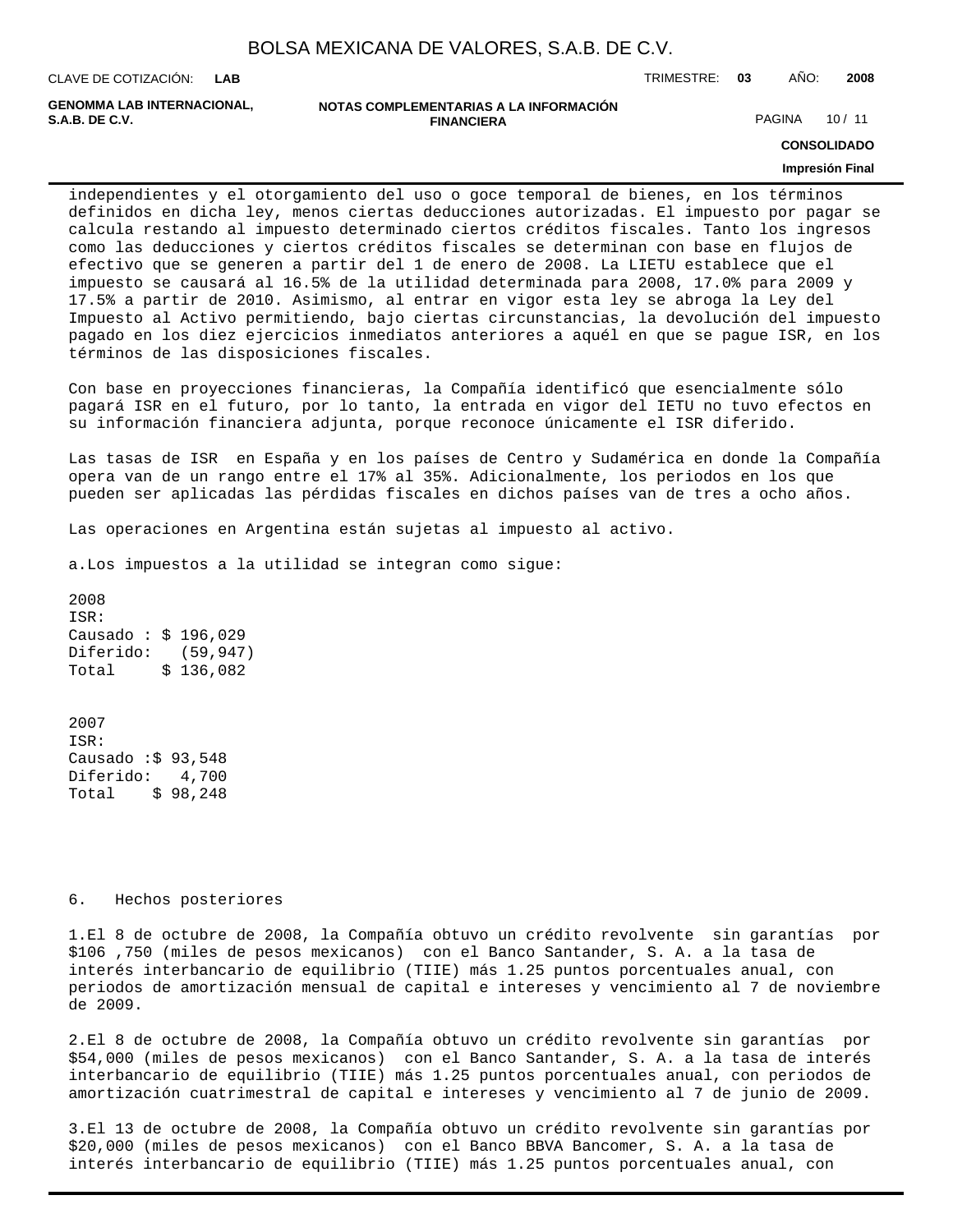independientes y el otorgamiento del uso o goce temporal de bienes, en los términos definidos en dicha ley, menos ciertas deducciones autorizadas. El impuesto por pagar se calcula restando al impuesto determinado ciertos créditos fiscales. Tanto los ingresos como las deducciones y ciertos créditos fiscales se determinan con base en flujos de efectivo que se generen a partir del 1 de enero de 2008. La LIETU establece que el impuesto se causará al 16.5% de la utilidad determinada para 2008, 17.0% para 2009 y 17.5% a partir de 2010. Asimismo, al entrar en vigor esta ley se abroga la Ley del Impuesto al Activo permitiendo, bajo ciertas circunstancias, la devolución del impuesto pagado en los diez ejercicios inmediatos anteriores a aquél en que se pague ISR, en los términos de las disposiciones fiscales.

Con base en proyecciones financieras, la Compañía identificó que esencialmente sólo pagará ISR en el futuro, por lo tanto, la entrada en vigor del IETU no tuvo efectos en su información financiera adjunta, porque reconoce únicamente el ISR diferido.

Las tasas de ISR en España y en los países de Centro y Sudamérica en donde la Compañía opera van de un rango entre el 17% al 35%. Adicionalmente, los periodos en los que pueden ser aplicadas las pérdidas fiscales en dichos países van de tres a ocho años.

Las operaciones en Argentina están sujetas al impuesto al activo.

a.Los impuestos a la utilidad se integran como sigue:

2008

| ISR: | |
|---|---|
| Causado : | $ 196,029 |
| Diferido: | (59,947) |
| Total | $ 136,082 |

2007

| ISR: | |
|---|---|
| Causado : | $ 93,548 |
| Diferido: | 4,700 |
| Total | $ 98,248 |

6. Hechos posteriores

1.El 8 de octubre de 2008, la Compañía obtuvo un crédito revolvente sin garantías por $106 ,750 (miles de pesos mexicanos) con el Banco Santander, S. A. a la tasa de interés interbancario de equilibrio (TIIE) más 1.25 puntos porcentuales anual, con periodos de amortización mensual de capital e intereses y vencimiento al 7 de noviembre de 2009.

2.El 8 de octubre de 2008, la Compañía obtuvo un crédito revolvente sin garantías por $54,000 (miles de pesos mexicanos) con el Banco Santander, S. A. a la tasa de interés interbancario de equilibrio (TIIE) más 1.25 puntos porcentuales anual, con periodos de amortización cuatrimestral de capital e intereses y vencimiento al 7 de junio de 2009.

3.El 13 de octubre de 2008, la Compañía obtuvo un crédito revolvente sin garantías por $20,000 (miles de pesos mexicanos) con el Banco BBVA Bancomer, S. A. a la tasa de interés interbancario de equilibrio (TIIE) más 1.25 puntos porcentuales anual, con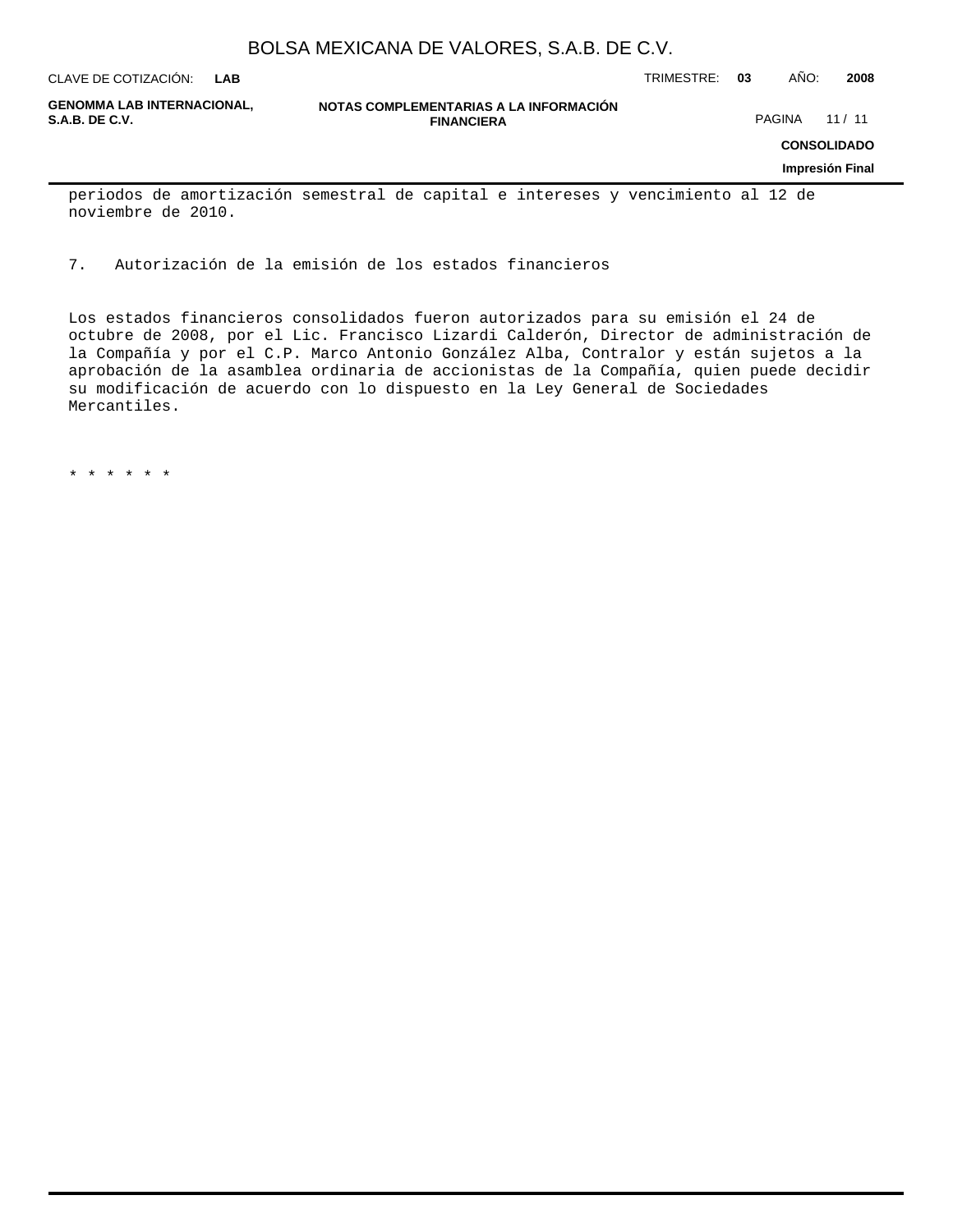periodos de amortización semestral de capital e intereses y vencimiento al 12 de noviembre de 2010.

7. Autorización de la emisión de los estados financieros

Los estados financieros consolidados fueron autorizados para su emisión el 24 de octubre de 2008, por el Lic. Francisco Lizardi Calderón, Director de administración de la Compañía y por el C.P. Marco Antonio González Alba, Contralor y están sujetos a la aprobación de la asamblea ordinaria de accionistas de la Compañía, quien puede decidir su modificación de acuerdo con lo dispuesto en la Ley General de Sociedades Mercantiles.

\* \* \* \* \* \*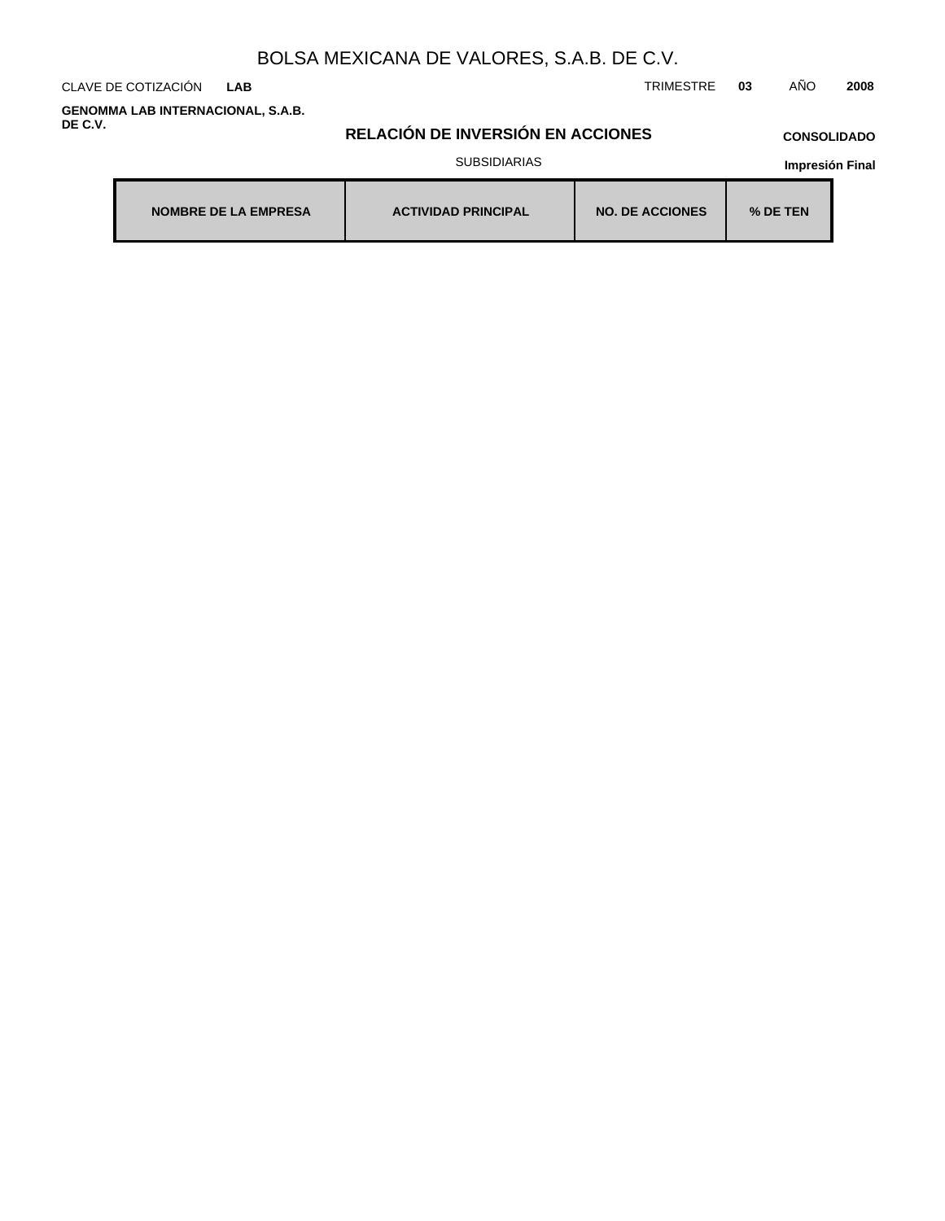BOLSA MEXICANA DE VALORES, S.A.B. DE C.V.

CLAVE DE COTIZACIÓN **LAB**

TRIMESTRE **03** AÑO **2008**

**GENOMMA LAB INTERNACIONAL, S.A.B. DE C.V.**

## RELACIÓN DE INVERSIÓN EN ACCIONES

**CONSOLIDADO**

SUBSIDIARIAS

**Impresión Final**

| NOMBRE DE LA EMPRESA | ACTIVIDAD PRINCIPAL | NO. DE ACCIONES | % DE TEN |
| --- | --- | --- | --- |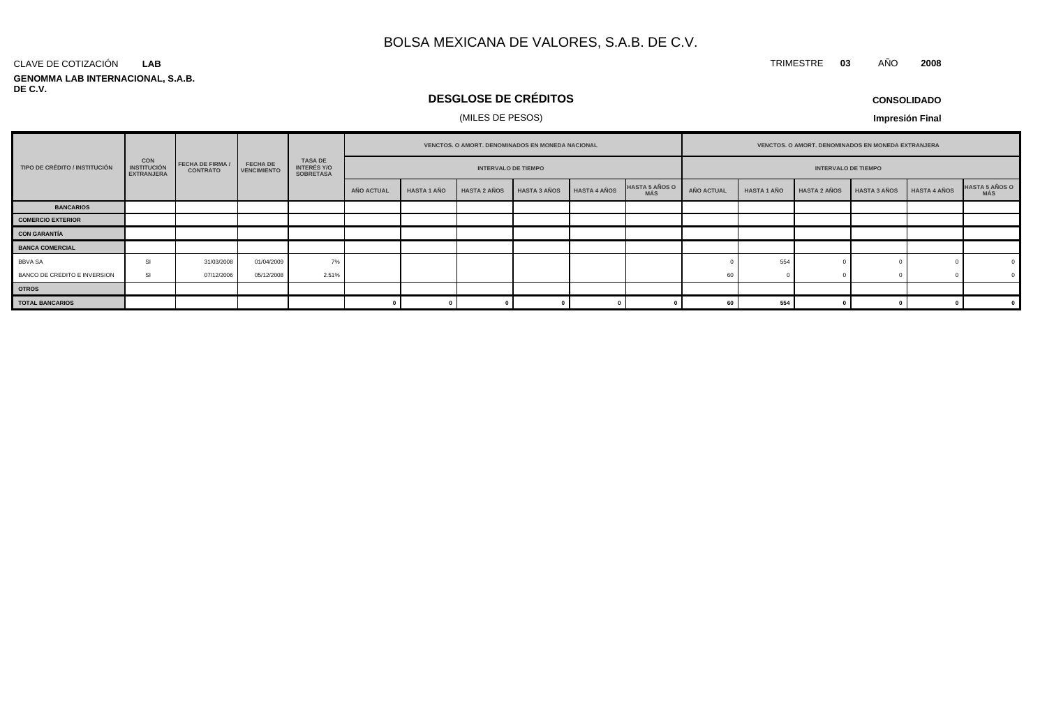# BOLSA MEXICANA DE VALORES, S.A.B. DE C.V.

CLAVE DE COTIZACIÓN **LAB**

TRIMESTRE **03** AÑO **2008**

**GENOMMA LAB INTERNACIONAL, S.A.B. DE C.V.**

## DESGLOSE DE CRÉDITOS

(MILES DE PESOS)

**CONSOLIDADO**

**Impresión Final**

| TIPO DE CRÉDITO / INSTITUCIÓN | CON INSTITUCIÓN EXTRANJERA | FECHA DE FIRMA / CONTRATO | FECHA DE VENCIMIENTO | TASA DE INTERÉS Y/O SOBRETASA | VENCTOS. O AMORT. DENOMINADOS EN MONEDA NACIONAL | | | | | | VENCTOS. O AMORT. DENOMINADOS EN MONEDA EXTRANJERA | | | | | |
|---|---|---|---|---|---|---|---|---|---|---|---|---|---|---|---|---|
| | | | | | INTERVALO DE TIEMPO | | | | | | INTERVALO DE TIEMPO | | | | | |
| | | | | | AÑO ACTUAL | HASTA 1 AÑO | HASTA 2 AÑOS | HASTA 3 AÑOS | HASTA 4 AÑOS | HASTA 5 AÑOS O MÁS | AÑO ACTUAL | HASTA 1 AÑO | HASTA 2 AÑOS | HASTA 3 AÑOS | HASTA 4 AÑOS | HASTA 5 AÑOS O MÁS |
| **BANCARIOS** | | | | | | | | | | | | | | | | |
| **COMERCIO EXTERIOR** | | | | | | | | | | | | | | | | |
| **CON GARANTÍA** | | | | | | | | | | | | | | | | |
| **BANCA COMERCIAL** | | | | | | | | | | | | | | | | |
| BBVA SA | SI | 31/03/2008 | 01/04/2009 | 7% | | | | | | | 0 | 554 | 0 | 0 | 0 | 0 |
| BANCO DE CREDITO E INVERSION | SI | 07/12/2006 | 05/12/2008 | 2.51% | | | | | | | 60 | 0 | 0 | 0 | 0 | 0 |
| **OTROS** | | | | | | | | | | | | | | | | |
| **TOTAL BANCARIOS** | | | | | 0 | 0 | 0 | 0 | 0 | 0 | 60 | 554 | 0 | 0 | 0 | 0 |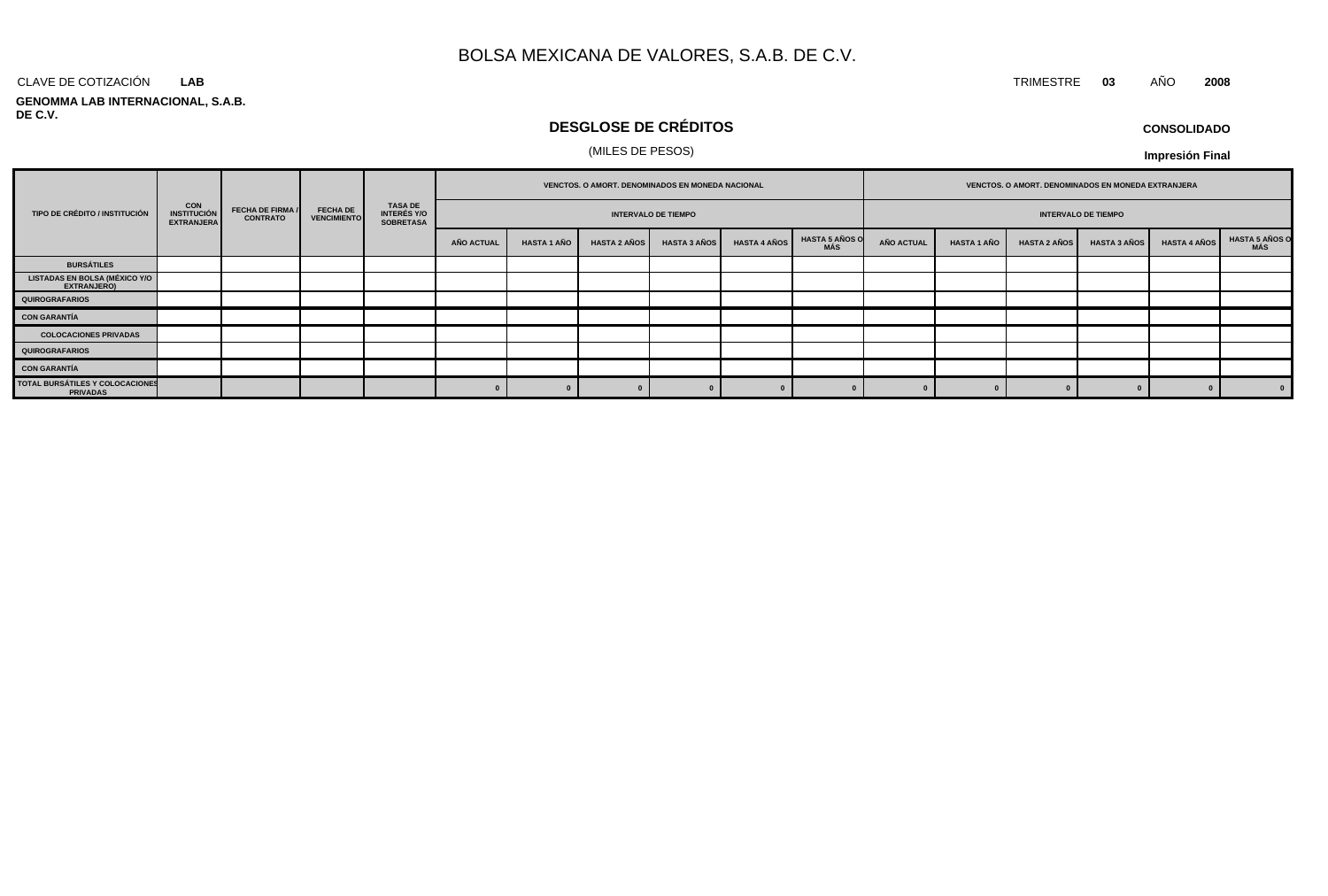# BOLSA MEXICANA DE VALORES, S.A.B. DE C.V.

CLAVE DE COTIZACIÓN **LAB**

TRIMESTRE **03** AÑO **2008**

**GENOMMA LAB INTERNACIONAL, S.A.B. DE C.V.**

## DESGLOSE DE CRÉDITOS

(MILES DE PESOS)

**CONSOLIDADO**

**Impresión Final**

| TIPO DE CRÉDITO / INSTITUCIÓN | CON INSTITUCIÓN EXTRANJERA | FECHA DE FIRMA / CONTRATO | FECHA DE VENCIMIENTO | TASA DE INTERÉS Y/O SOBRETASA | VENCTOS. O AMORT. DENOMINADOS EN MONEDA NACIONAL | | | | | | VENCTOS. O AMORT. DENOMINADOS EN MONEDA EXTRANJERA | | | | | |
|---|---|---|---|---|---|---|---|---|---|---|---|---|---|---|---|---|
| | | | | | INTERVALO DE TIEMPO | | | | | | INTERVALO DE TIEMPO | | | | | |
| | | | | | AÑO ACTUAL | HASTA 1 AÑO | HASTA 2 AÑOS | HASTA 3 AÑOS | HASTA 4 AÑOS | HASTA 5 AÑOS O MÁS | AÑO ACTUAL | HASTA 1 AÑO | HASTA 2 AÑOS | HASTA 3 AÑOS | HASTA 4 AÑOS | HASTA 5 AÑOS O MÁS |
| BURSÁTILES | | | | | | | | | | | | | | | | |
| LISTADAS EN BOLSA (MÉXICO Y/O EXTRANJERO) | | | | | | | | | | | | | | | | |
| QUIROGRAFARIOS | | | | | | | | | | | | | | | | |
| CON GARANTÍA | | | | | | | | | | | | | | | | |
| COLOCACIONES PRIVADAS | | | | | | | | | | | | | | | | |
| QUIROGRAFARIOS | | | | | | | | | | | | | | | | |
| CON GARANTÍA | | | | | | | | | | | | | | | | |
| TOTAL BURSÁTILES Y COLOCACIONES PRIVADAS | | | | | 0 | 0 | 0 | 0 | 0 | 0 | 0 | 0 | 0 | 0 | 0 | 0 |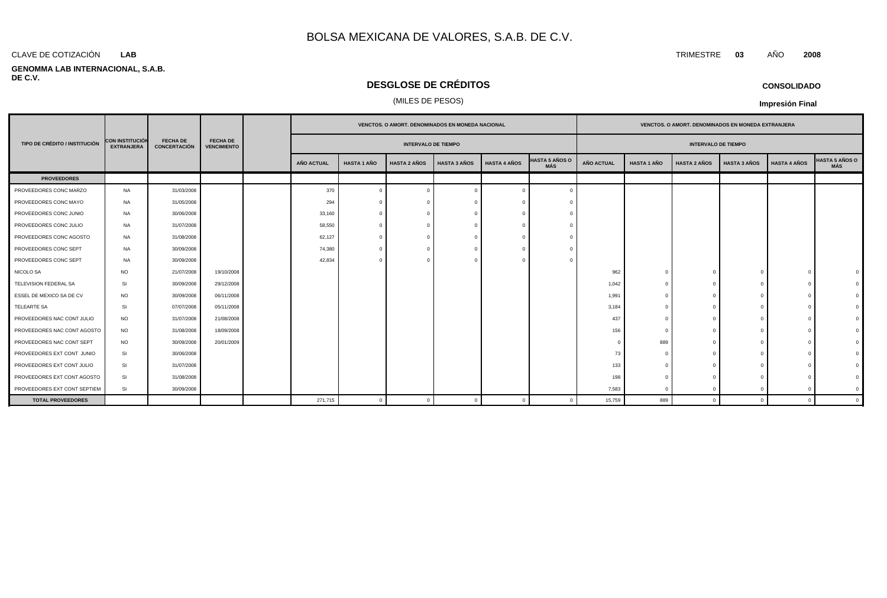# BOLSA MEXICANA DE VALORES, S.A.B. DE C.V.

CLAVE DE COTIZACIÓN **LAB**

TRIMESTRE **03** AÑO **2008**

**GENOMMA LAB INTERNACIONAL, S.A.B. DE C.V.**

## DESGLOSE DE CRÉDITOS

(MILES DE PESOS)

**CONSOLIDADO**

**Impresión Final**

| TIPO DE CRÉDITO / INSTITUCIÓN | CON INSTITUCIÓN EXTRANJERA | FECHA DE CONCERTACIÓN | FECHA DE VENCIMIENTO | | VENCTOS. O AMORT. DENOMINADOS EN MONEDA NACIONAL | | | | | | VENCTOS. O AMORT. DENOMINADOS EN MONEDA EXTRANJERA | | | | | |
|---|---|---|---|---|---|---|---|---|---|---|---|---|---|---|---|---|
| | | | | | INTERVALO DE TIEMPO | | | | | | INTERVALO DE TIEMPO | | | | | |
| | | | | | AÑO ACTUAL | HASTA 1 AÑO | HASTA 2 AÑOS | HASTA 3 AÑOS | HASTA 4 AÑOS | HASTA 5 AÑOS O MÁS | AÑO ACTUAL | HASTA 1 AÑO | HASTA 2 AÑOS | HASTA 3 AÑOS | HASTA 4 AÑOS | HASTA 5 AÑOS O MÁS |
| **PROVEEDORES** | | | | | | | | | | | | | | | | |
| PROVEEDORES CONC MARZO | NA | 31/03/2008 | | | 370 | 0 | 0 | 0 | 0 | 0 | | | | | | |
| PROVEEDORES CONC MAYO | NA | 31/05/2008 | | | 294 | 0 | 0 | 0 | 0 | 0 | | | | | | |
| PROVEEDORES CONC JUNIO | NA | 30/06/2008 | | | 33,160 | 0 | 0 | 0 | 0 | 0 | | | | | | |
| PROVEEDORES CONC JULIO | NA | 31/07/2008 | | | 58,550 | 0 | 0 | 0 | 0 | 0 | | | | | | |
| PROVEEDORES CONC AGOSTO | NA | 31/08/2008 | | | 62,127 | 0 | 0 | 0 | 0 | 0 | | | | | | |
| PROVEEDORES CONC SEPT | NA | 30/09/2008 | | | 74,380 | 0 | 0 | 0 | 0 | 0 | | | | | | |
| PROVEEDORES CONC SEPT | NA | 30/09/2008 | | | 42,834 | 0 | 0 | 0 | 0 | 0 | | | | | | |
| NICOLO SA | NO | 21/07/2008 | 19/10/2008 | | | | | | | | 962 | 0 | 0 | 0 | 0 | 0 |
| TELEVISION FEDERAL SA | SI | 30/09/2008 | 29/12/2008 | | | | | | | | 1,042 | 0 | 0 | 0 | 0 | 0 |
| ESSEL DE MEXICO SA DE CV | NO | 30/09/2008 | 06/11/2008 | | | | | | | | 1,991 | 0 | 0 | 0 | 0 | 0 |
| TELEARTE SA | SI | 07/07/2008 | 05/11/2008 | | | | | | | | 3,184 | 0 | 0 | 0 | 0 | 0 |
| PROVEEDORES NAC CONT JULIO | NO | 31/07/2008 | 21/08/2008 | | | | | | | | 437 | 0 | 0 | 0 | 0 | 0 |
| PROVEEDORES NAC CONT AGOSTO | NO | 31/08/2008 | 18/09/2008 | | | | | | | | 156 | 0 | 0 | 0 | 0 | 0 |
| PROVEEDORES NAC CONT SEPT | NO | 30/09/2008 | 20/01/2009 | | | | | | | | 0 | 889 | 0 | 0 | 0 | 0 |
| PROVEEDORES EXT CONT JUNIO | SI | 30/06/2008 | | | | | | | | | 73 | 0 | 0 | 0 | 0 | 0 |
| PROVEEDORES EXT CONT JULIO | SI | 31/07/2008 | | | | | | | | | 133 | 0 | 0 | 0 | 0 | 0 |
| PROVEEDORES EXT CONT AGOSTO | SI | 31/08/2008 | | | | | | | | | 198 | 0 | 0 | 0 | 0 | 0 |
| PROVEEDORES EXT CONT SEPTIEM | SI | 30/09/2008 | | | | | | | | | 7,583 | 0 | 0 | 0 | 0 | 0 |
| **TOTAL PROVEEDORES** | | | | | 271,715 | 0 | 0 | 0 | 0 | 0 | 15,759 | 889 | 0 | 0 | 0 | 0 |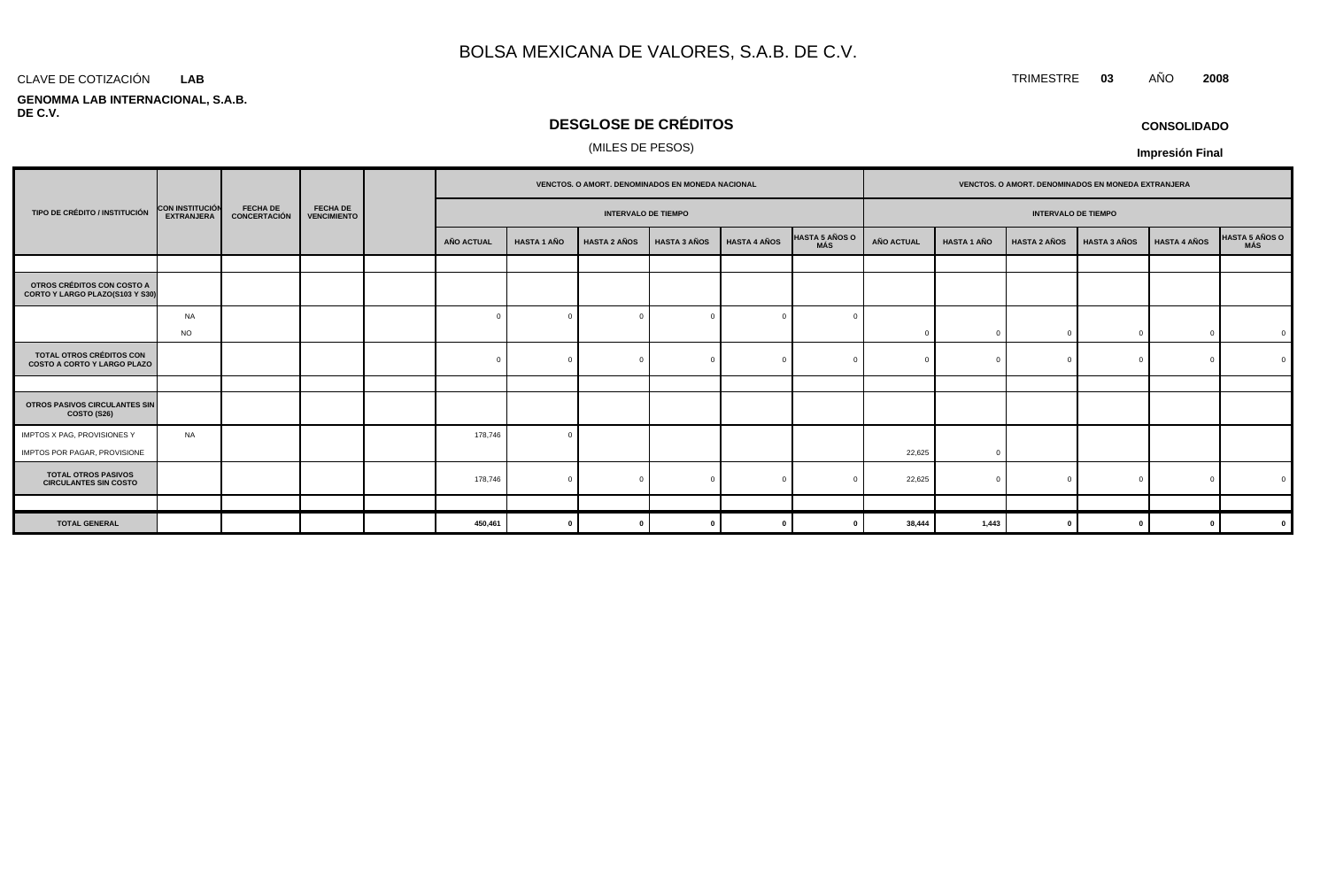# BOLSA MEXICANA DE VALORES, S.A.B. DE C.V.

CLAVE DE COTIZACIÓN **LAB**

TRIMESTRE **03** AÑO **2008**

**GENOMMA LAB INTERNACIONAL, S.A.B. DE C.V.**

## DESGLOSE DE CRÉDITOS

(MILES DE PESOS)

**CONSOLIDADO**

**Impresión Final**

| TIPO DE CRÉDITO / INSTITUCIÓN | CON INSTITUCIÓN EXTRANJERA | FECHA DE CONCERTACIÓN | FECHA DE VENCIMIENTO | | VENCTOS. O AMORT. DENOMINADOS EN MONEDA NACIONAL | | | | | | VENCTOS. O AMORT. DENOMINADOS EN MONEDA EXTRANJERA | | | | | |
|---|---|---|---|---|---|---|---|---|---|---|---|---|---|---|---|---|
| | | | | | INTERVALO DE TIEMPO | | | | | | INTERVALO DE TIEMPO | | | | | |
| | | | | | AÑO ACTUAL | HASTA 1 AÑO | HASTA 2 AÑOS | HASTA 3 AÑOS | HASTA 4 AÑOS | HASTA 5 AÑOS O MÁS | AÑO ACTUAL | HASTA 1 AÑO | HASTA 2 AÑOS | HASTA 3 AÑOS | HASTA 4 AÑOS | HASTA 5 AÑOS O MÁS |
| | | | | | | | | | | | | | | | | |
| **OTROS CRÉDITOS CON COSTO A CORTO Y LARGO PLAZO(S103 Y S30)** | | | | | | | | | | | | | | | | |
| | NA | | | | 0 | 0 | 0 | 0 | 0 | 0 | | | | | | |
| | NO | | | | | | | | | | 0 | 0 | 0 | 0 | 0 | 0 |
| **TOTAL OTROS CRÉDITOS CON COSTO A CORTO Y LARGO PLAZO** | | | | | 0 | 0 | 0 | 0 | 0 | 0 | 0 | 0 | 0 | 0 | 0 | 0 |
| | | | | | | | | | | | | | | | | |
| **OTROS PASIVOS CIRCULANTES SIN COSTO (S26)** | | | | | | | | | | | | | | | | |
| IMPTOS X PAG, PROVISIONES Y | NA | | | | 178,746 | 0 | | | | | | | | | | |
| IMPTOS POR PAGAR, PROVISIONE | | | | | | | | | | | 22,625 | 0 | | | | |
| **TOTAL OTROS PASIVOS CIRCULANTES SIN COSTO** | | | | | 178,746 | 0 | 0 | 0 | 0 | 0 | 22,625 | 0 | 0 | 0 | 0 | 0 |
| | | | | | | | | | | | | | | | | |
| **TOTAL GENERAL** | | | | | **450,461** | **0** | **0** | **0** | **0** | **0** | **38,444** | **1,443** | **0** | **0** | **0** | **0** |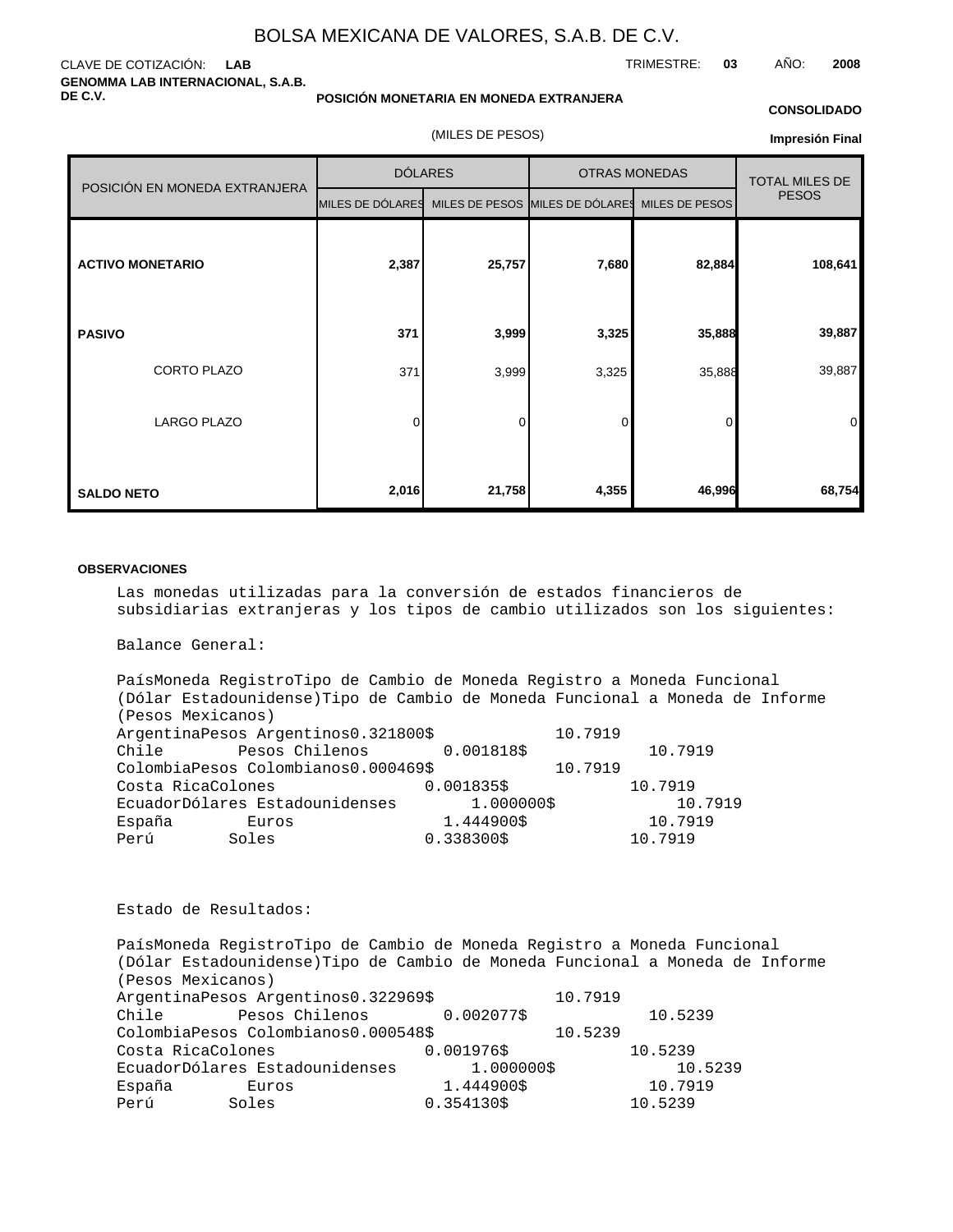# BOLSA MEXICANA DE VALORES, S.A.B. DE C.V.

CLAVE DE COTIZACIÓN: **LAB** TRIMESTRE: **03** AÑO: **2008**

**GENOMMA LAB INTERNACIONAL, S.A.B. DE C.V.**

**POSICIÓN MONETARIA EN MONEDA EXTRANJERA**

**CONSOLIDADO**

(MILES DE PESOS)

**Impresión Final**

| POSICIÓN EN MONEDA EXTRANJERA | DÓLARES | | OTRAS MONEDAS | | TOTAL MILES DE PESOS |
|---|---|---|---|---|---|
| | MILES DE DÓLARES | MILES DE PESOS | MILES DE DÓLARES | MILES DE PESOS | |
| **ACTIVO MONETARIO** | **2,387** | **25,757** | **7,680** | **82,884** | **108,641** |
| **PASIVO** | **371** | **3,999** | **3,325** | **35,888** | **39,887** |
| CORTO PLAZO | 371 | 3,999 | 3,325 | 35,888 | 39,887 |
| LARGO PLAZO | 0 | 0 | 0 | 0 | 0 |
| **SALDO NETO** | **2,016** | **21,758** | **4,355** | **46,996** | **68,754** |

**OBSERVACIONES**

Las monedas utilizadas para la conversión de estados financieros de subsidiarias extranjeras y los tipos de cambio utilizados son los siguientes:

Balance General:

| País | Moneda Registro | Tipo de Cambio de Moneda Registro a Moneda Funcional (Dólar Estadounidense) | Tipo de Cambio de Moneda Funcional a Moneda de Informe (Pesos Mexicanos) |
|---|---|---|---|
| Argentina | Pesos Argentinos | 0.321800$ | 10.7919 |
| Chile | Pesos Chilenos | 0.001818$ | 10.7919 |
| Colombia | Pesos Colombianos | 0.000469$ | 10.7919 |
| Costa Rica | Colones | 0.001835$ | 10.7919 |
| Ecuador | Dólares Estadounidenses | 1.000000$ | 10.7919 |
| España | Euros | 1.444900$ | 10.7919 |
| Perú | Soles | 0.338300$ | 10.7919 |

Estado de Resultados:

| País | Moneda Registro | Tipo de Cambio de Moneda Registro a Moneda Funcional (Dólar Estadounidense) | Tipo de Cambio de Moneda Funcional a Moneda de Informe (Pesos Mexicanos) |
|---|---|---|---|
| Argentina | Pesos Argentinos | 0.322969$ | 10.7919 |
| Chile | Pesos Chilenos | 0.002077$ | 10.5239 |
| Colombia | Pesos Colombianos | 0.000548$ | 10.5239 |
| Costa Rica | Colones | 0.001976$ | 10.5239 |
| Ecuador | Dólares Estadounidenses | 1.000000$ | 10.5239 |
| España | Euros | 1.444900$ | 10.7919 |
| Perú | Soles | 0.354130$ | 10.5239 |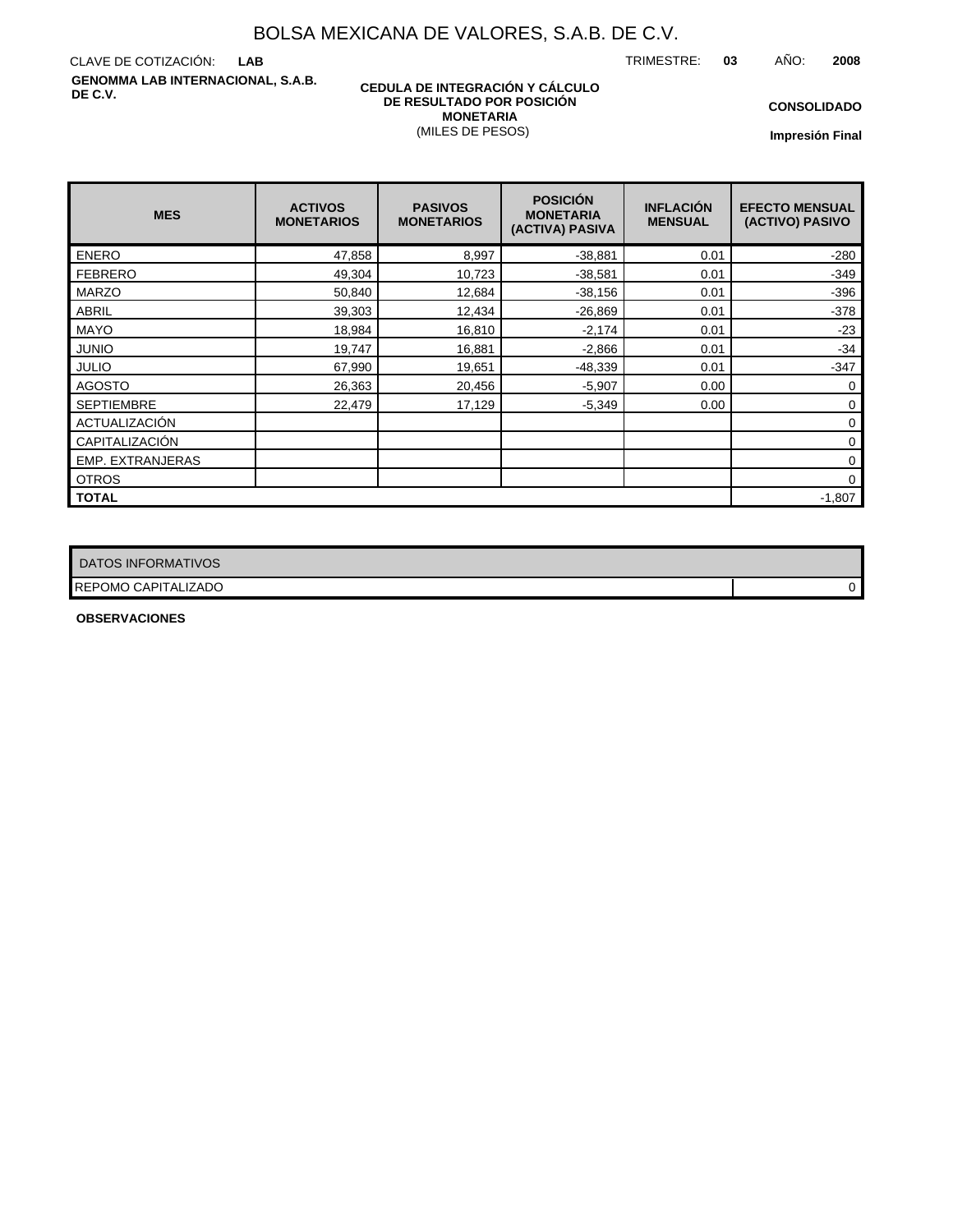# BOLSA MEXICANA DE VALORES, S.A.B. DE C.V.

CLAVE DE COTIZACIÓN: **LAB**

TRIMESTRE: **03** AÑO: **2008**

**GENOMMA LAB INTERNACIONAL, S.A.B. DE C.V.**

**CEDULA DE INTEGRACIÓN Y CÁLCULO DE RESULTADO POR POSICIÓN MONETARIA**
(MILES DE PESOS)

**CONSOLIDADO**

**Impresión Final**

| MES | ACTIVOS MONETARIOS | PASIVOS MONETARIOS | POSICIÓN MONETARIA (ACTIVA) PASIVA | INFLACIÓN MENSUAL | EFECTO MENSUAL (ACTIVO) PASIVO |
|---|---|---|---|---|---|
| ENERO | 47,858 | 8,997 | -38,881 | 0.01 | -280 |
| FEBRERO | 49,304 | 10,723 | -38,581 | 0.01 | -349 |
| MARZO | 50,840 | 12,684 | -38,156 | 0.01 | -396 |
| ABRIL | 39,303 | 12,434 | -26,869 | 0.01 | -378 |
| MAYO | 18,984 | 16,810 | -2,174 | 0.01 | -23 |
| JUNIO | 19,747 | 16,881 | -2,866 | 0.01 | -34 |
| JULIO | 67,990 | 19,651 | -48,339 | 0.01 | -347 |
| AGOSTO | 26,363 | 20,456 | -5,907 | 0.00 | 0 |
| SEPTIEMBRE | 22,479 | 17,129 | -5,349 | 0.00 | 0 |
| ACTUALIZACIÓN | | | | | 0 |
| CAPITALIZACIÓN | | | | | 0 |
| EMP. EXTRANJERAS | | | | | 0 |
| OTROS | | | | | 0 |
| **TOTAL** | | | | | -1,807 |

| DATOS INFORMATIVOS | |
|---|---|
| REPOMO CAPITALIZADO | 0 |

**OBSERVACIONES**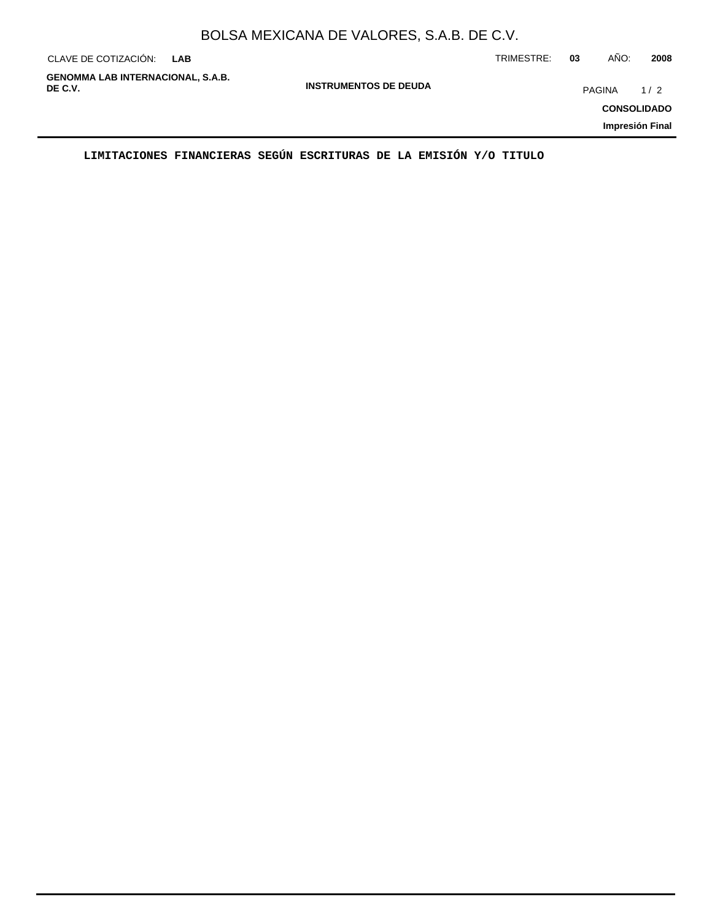## LIMITACIONES FINANCIERAS SEGÚN ESCRITURAS DE LA EMISIÓN Y/O TITULO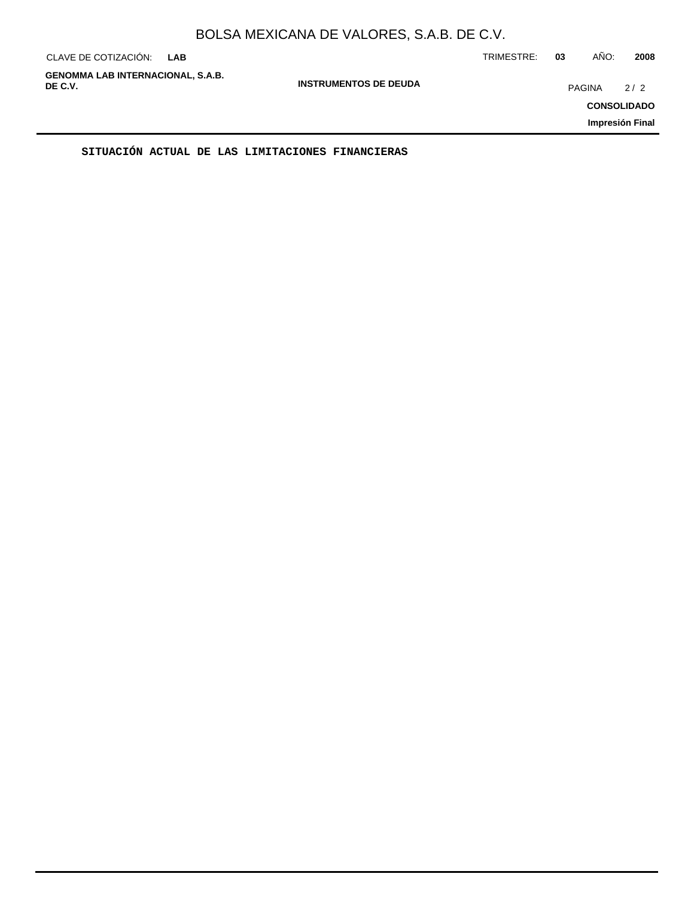**SITUACIÓN ACTUAL DE LAS LIMITACIONES FINANCIERAS**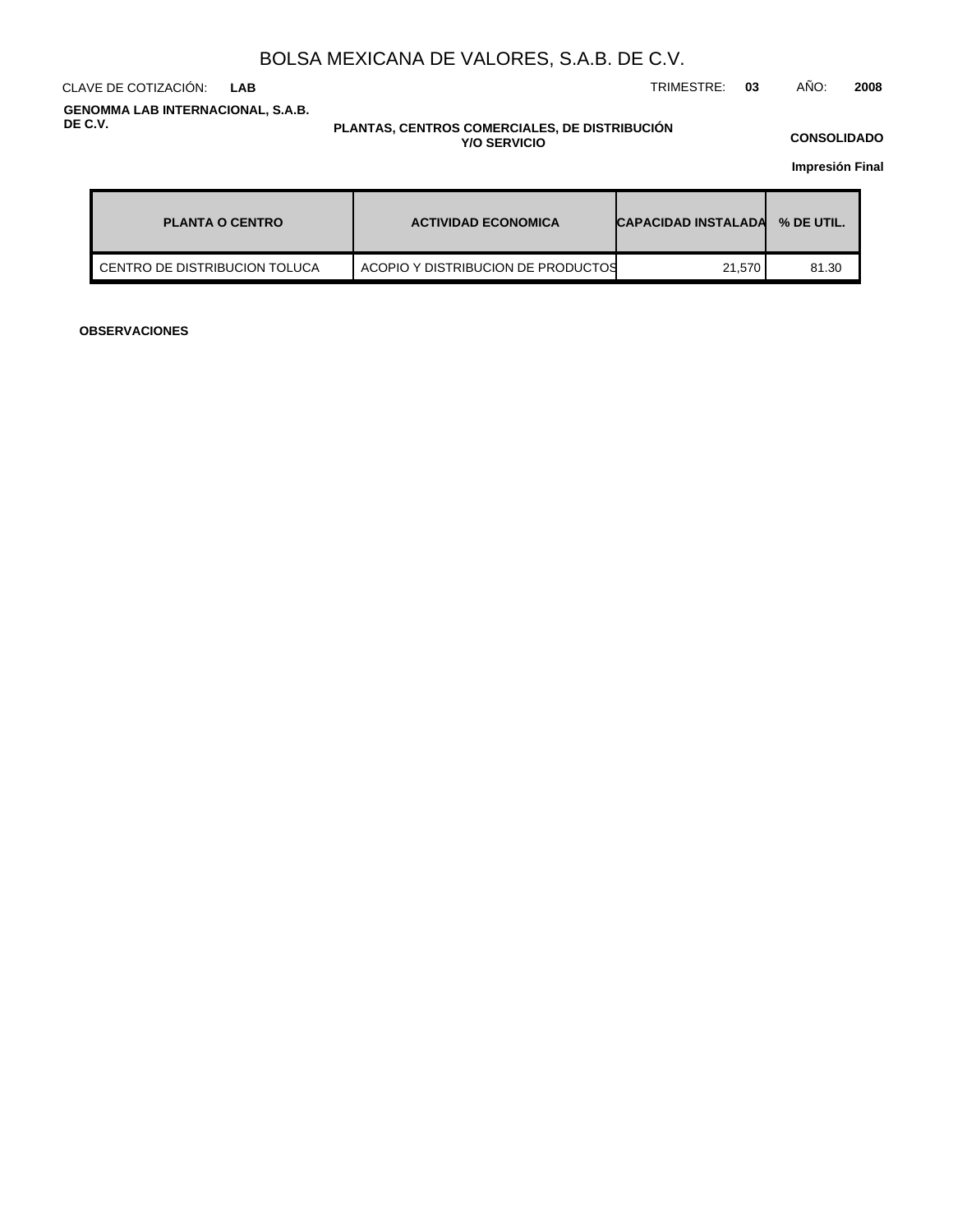# BOLSA MEXICANA DE VALORES, S.A.B. DE C.V.

CLAVE DE COTIZACIÓN: **LAB** TRIMESTRE: **03** AÑO: **2008**

**GENOMMA LAB INTERNACIONAL, S.A.B. DE C.V.**

**PLANTAS, CENTROS COMERCIALES, DE DISTRIBUCIÓN Y/O SERVICIO**

**CONSOLIDADO**

**Impresión Final**

| PLANTA O CENTRO | ACTIVIDAD ECONOMICA | CAPACIDAD INSTALADA | % DE UTIL. |
| --- | --- | --- | --- |
| CENTRO DE DISTRIBUCION TOLUCA | ACOPIO Y DISTRIBUCION DE PRODUCTOS | 21,570 | 81.30 |

**OBSERVACIONES**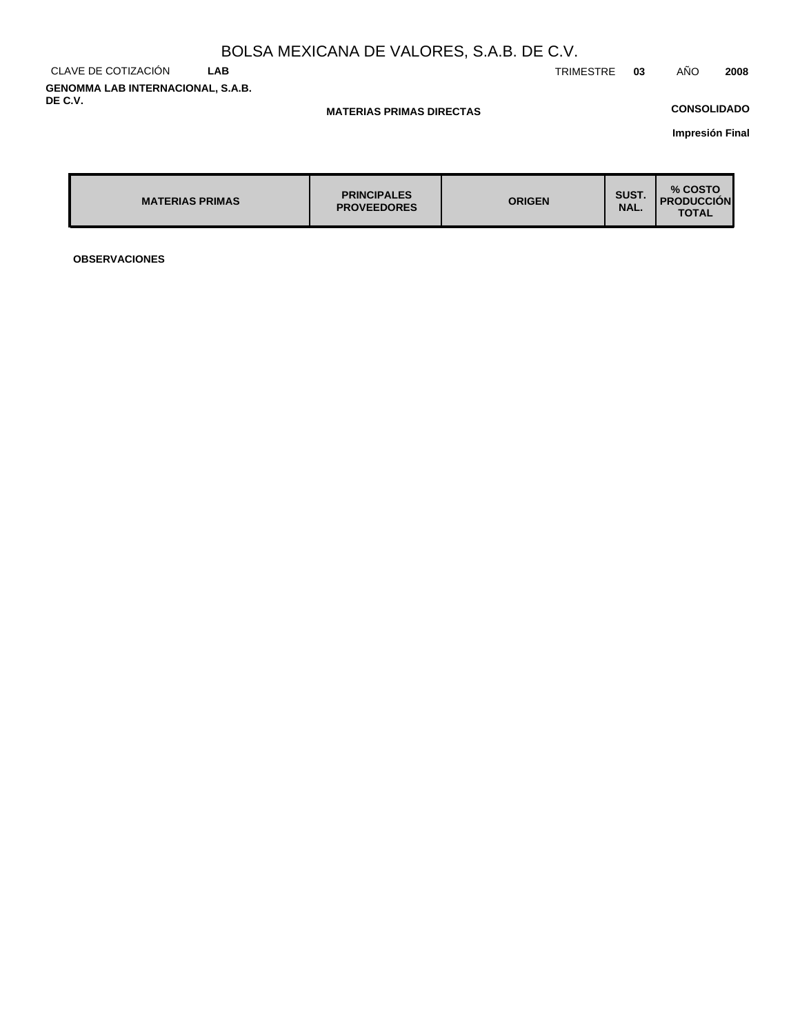# BOLSA MEXICANA DE VALORES, S.A.B. DE C.V.

CLAVE DE COTIZACIÓN **LAB** TRIMESTRE **03** AÑO **2008**

**GENOMMA LAB INTERNACIONAL, S.A.B. DE C.V.**

**MATERIAS PRIMAS DIRECTAS**

**CONSOLIDADO**

**Impresión Final**

| MATERIAS PRIMAS | PRINCIPALES PROVEEDORES | ORIGEN | SUST. NAL. | % COSTO PRODUCCIÓN TOTAL |
|---|---|---|---|---|

**OBSERVACIONES**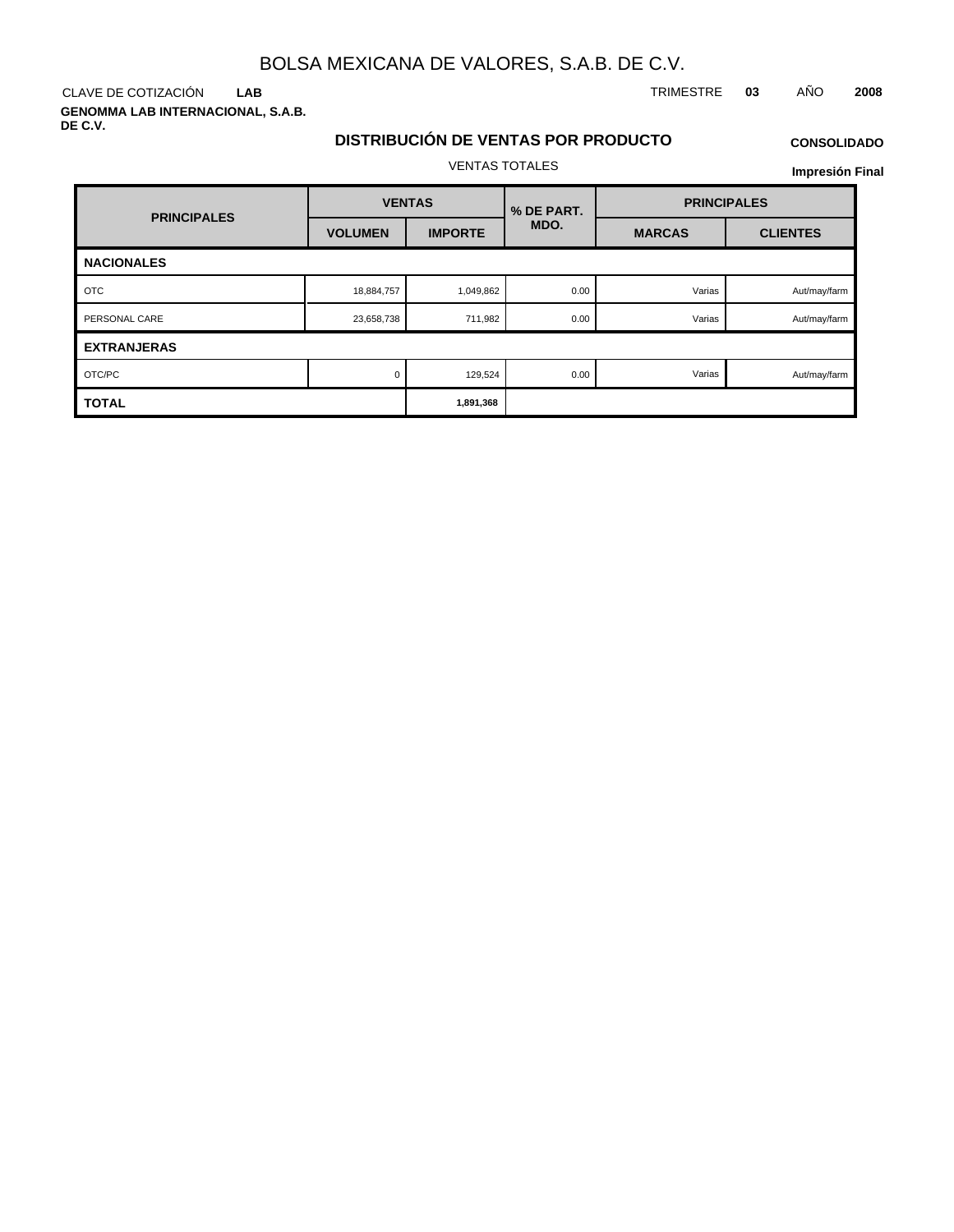# BOLSA MEXICANA DE VALORES, S.A.B. DE C.V.

CLAVE DE COTIZACIÓN **LAB**

TRIMESTRE **03** AÑO **2008**

**GENOMMA LAB INTERNACIONAL, S.A.B. DE C.V.**

## DISTRIBUCIÓN DE VENTAS POR PRODUCTO

**CONSOLIDADO**

VENTAS TOTALES

**Impresión Final**

| PRINCIPALES | VENTAS | | % DE PART. MDO. | PRINCIPALES | |
|---|---|---|---|---|---|
| | VOLUMEN | IMPORTE | | MARCAS | CLIENTES |
| **NACIONALES** | | | | | |
| OTC | 18,884,757 | 1,049,862 | 0.00 | Varias | Aut/may/farm |
| PERSONAL CARE | 23,658,738 | 711,982 | 0.00 | Varias | Aut/may/farm |
| **EXTRANJERAS** | | | | | |
| OTC/PC | 0 | 129,524 | 0.00 | Varias | Aut/may/farm |
| **TOTAL** | | **1,891,368** | | | |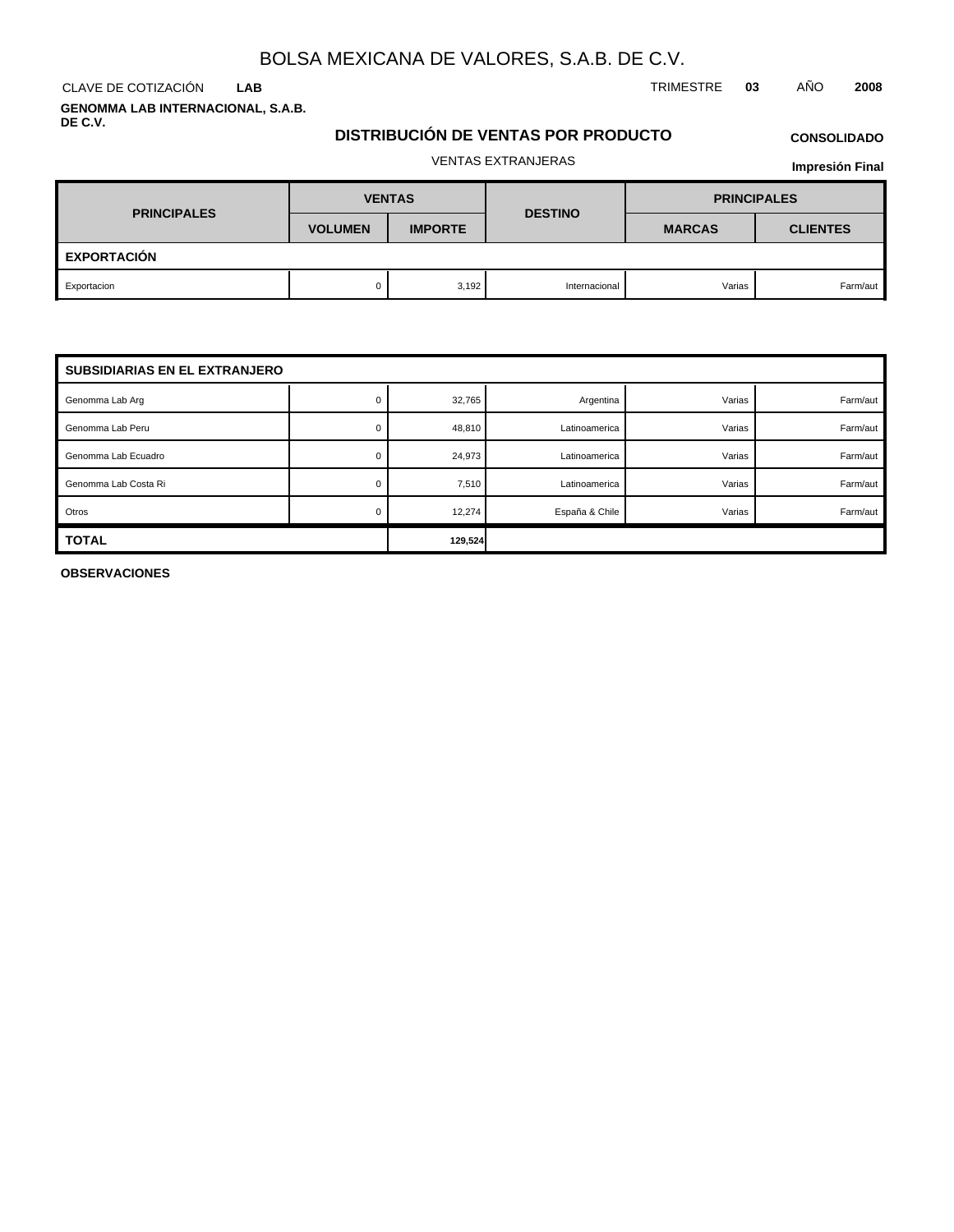# BOLSA MEXICANA DE VALORES, S.A.B. DE C.V.

CLAVE DE COTIZACIÓN **LAB**

TRIMESTRE **03** AÑO **2008**

**GENOMMA LAB INTERNACIONAL, S.A.B. DE C.V.**

## DISTRIBUCIÓN DE VENTAS POR PRODUCTO

**CONSOLIDADO**

VENTAS EXTRANJERAS

**Impresión Final**

| PRINCIPALES | VENTAS | | DESTINO | PRINCIPALES | |
|---|---|---|---|---|---|
| | VOLUMEN | IMPORTE | | MARCAS | CLIENTES |
| **EXPORTACIÓN** | | | | | |
| Exportacion | 0 | 3,192 | Internacional | Varias | Farm/aut |
| **SUBSIDIARIAS EN EL EXTRANJERO** | | | | | |
| Genomma Lab Arg | 0 | 32,765 | Argentina | Varias | Farm/aut |
| Genomma Lab Peru | 0 | 48,810 | Latinoamerica | Varias | Farm/aut |
| Genomma Lab Ecuadro | 0 | 24,973 | Latinoamerica | Varias | Farm/aut |
| Genomma Lab Costa Ri | 0 | 7,510 | Latinoamerica | Varias | Farm/aut |
| Otros | 0 | 12,274 | España & Chile | Varias | Farm/aut |
| **TOTAL** | | **129,524** | | | |

**OBSERVACIONES**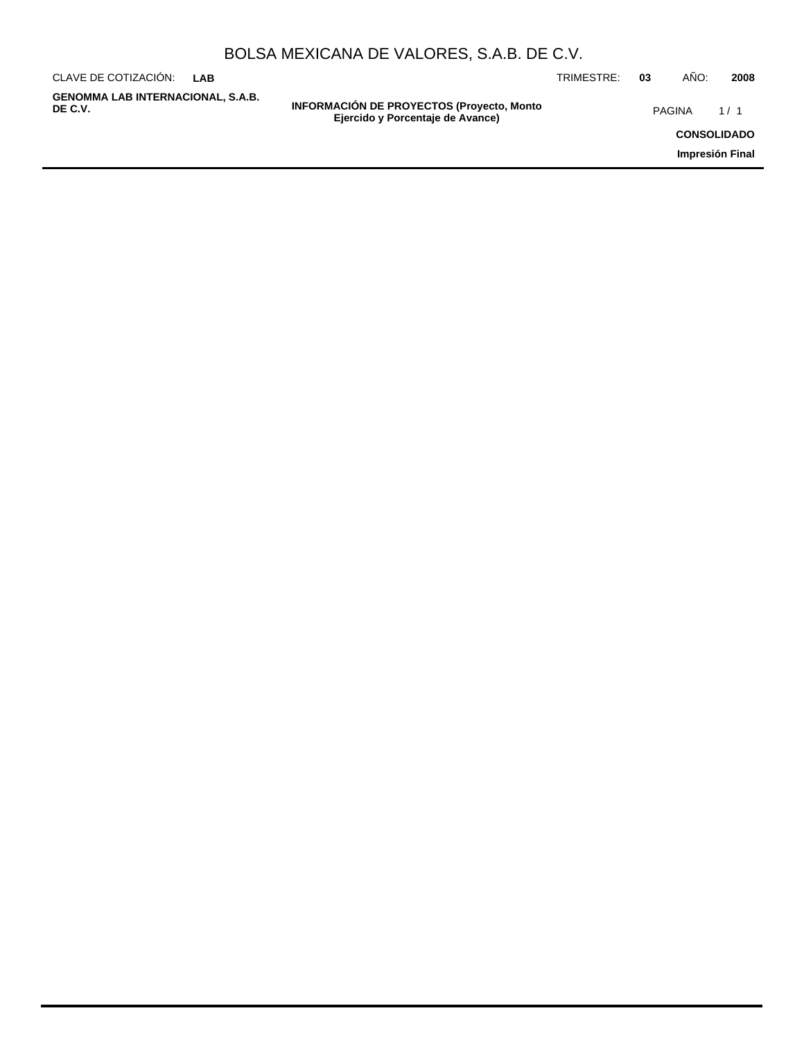# INFORMACIÓN DE PROYECTOS (Proyecto, Monto Ejercido y Porcentaje de Avance)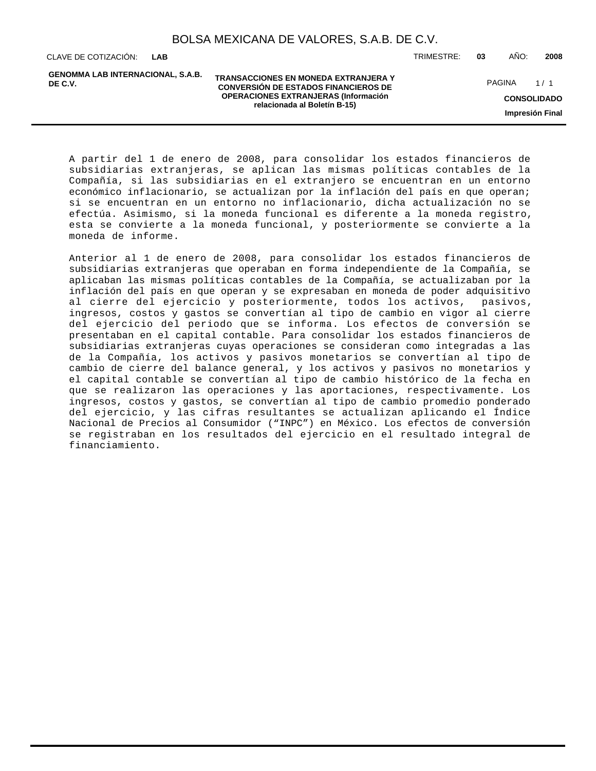A partir del 1 de enero de 2008, para consolidar los estados financieros de subsidiarias extranjeras, se aplican las mismas políticas contables de la Compañía, si las subsidiarias en el extranjero se encuentran en un entorno económico inflacionario, se actualizan por la inflación del país en que operan; si se encuentran en un entorno no inflacionario, dicha actualización no se efectúa. Asimismo, si la moneda funcional es diferente a la moneda registro, esta se convierte a la moneda funcional, y posteriormente se convierte a la moneda de informe.

Anterior al 1 de enero de 2008, para consolidar los estados financieros de subsidiarias extranjeras que operaban en forma independiente de la Compañía, se aplicaban las mismas políticas contables de la Compañía, se actualizaban por la inflación del país en que operan y se expresaban en moneda de poder adquisitivo al cierre del ejercicio y posteriormente, todos los activos, pasivos, ingresos, costos y gastos se convertían al tipo de cambio en vigor al cierre del ejercicio del periodo que se informa. Los efectos de conversión se presentaban en el capital contable. Para consolidar los estados financieros de subsidiarias extranjeras cuyas operaciones se consideran como integradas a las de la Compañía, los activos y pasivos monetarios se convertían al tipo de cambio de cierre del balance general, y los activos y pasivos no monetarios y el capital contable se convertían al tipo de cambio histórico de la fecha en que se realizaron las operaciones y las aportaciones, respectivamente. Los ingresos, costos y gastos, se convertían al tipo de cambio promedio ponderado del ejercicio, y las cifras resultantes se actualizan aplicando el Índice Nacional de Precios al Consumidor ("INPC") en México. Los efectos de conversión se registraban en los resultados del ejercicio en el resultado integral de financiamiento.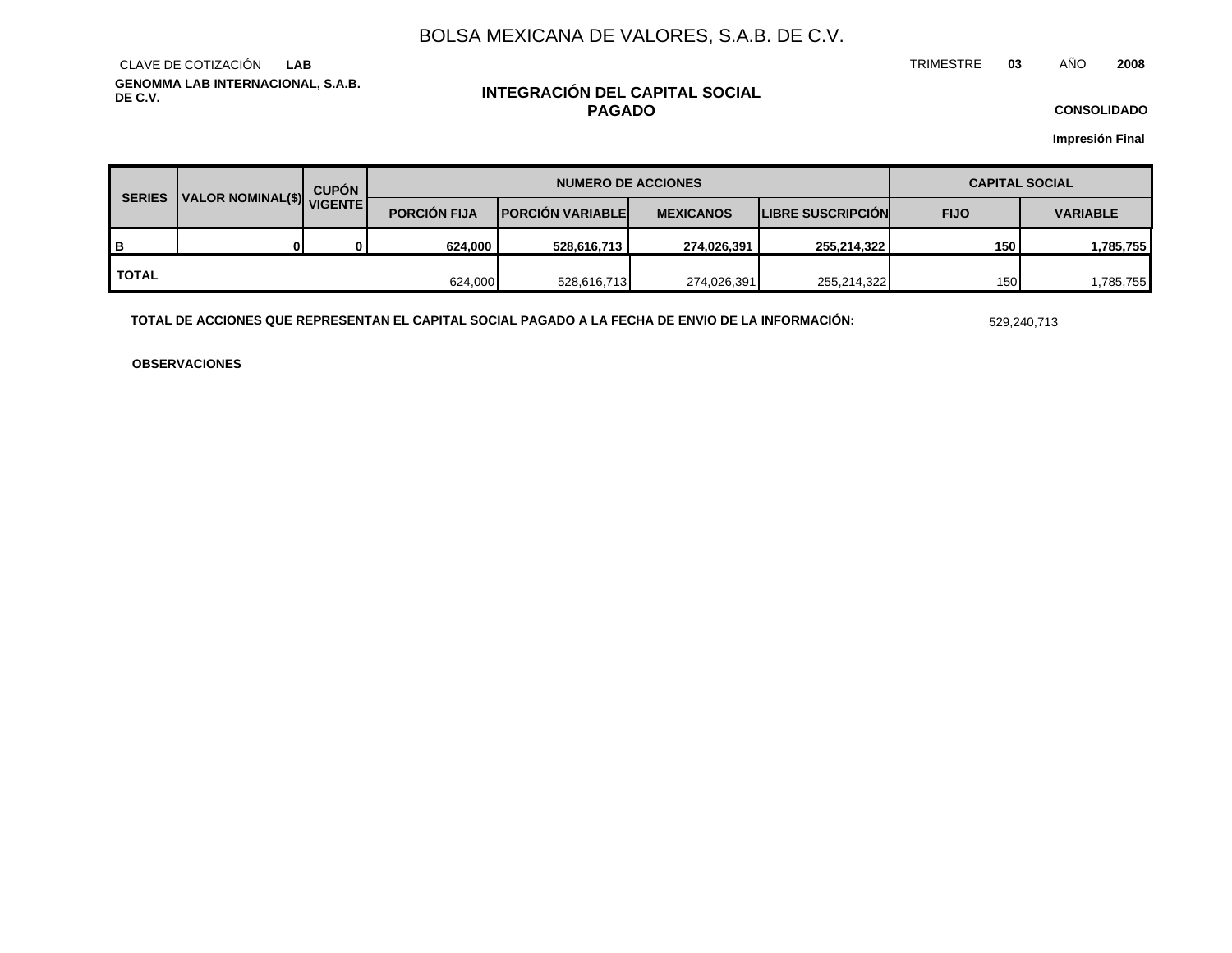BOLSA MEXICANA DE VALORES, S.A.B. DE C.V.

CLAVE DE COTIZACIÓN **LAB**

TRIMESTRE **03** AÑO **2008**

**GENOMMA LAB INTERNACIONAL, S.A.B. DE C.V.**

## INTEGRACIÓN DEL CAPITAL SOCIAL PAGADO

**CONSOLIDADO**

**Impresión Final**

| SERIES | VALOR NOMINAL($) | CUPÓN VIGENTE | NUMERO DE ACCIONES | | | | CAPITAL SOCIAL | |
|---|---|---|---|---|---|---|---|---|
| | | | PORCIÓN FIJA | PORCIÓN VARIABLE | MEXICANOS | LIBRE SUSCRIPCIÓN | FIJO | VARIABLE |
| **B** | **0** | **0** | **624,000** | **528,616,713** | **274,026,391** | **255,214,322** | **150** | **1,785,755** |
| **TOTAL** | | | 624,000 | 528,616,713 | 274,026,391 | 255,214,322 | 150 | 1,785,755 |

**TOTAL DE ACCIONES QUE REPRESENTAN EL CAPITAL SOCIAL PAGADO A LA FECHA DE ENVIO DE LA INFORMACIÓN:** 529,240,713

**OBSERVACIONES**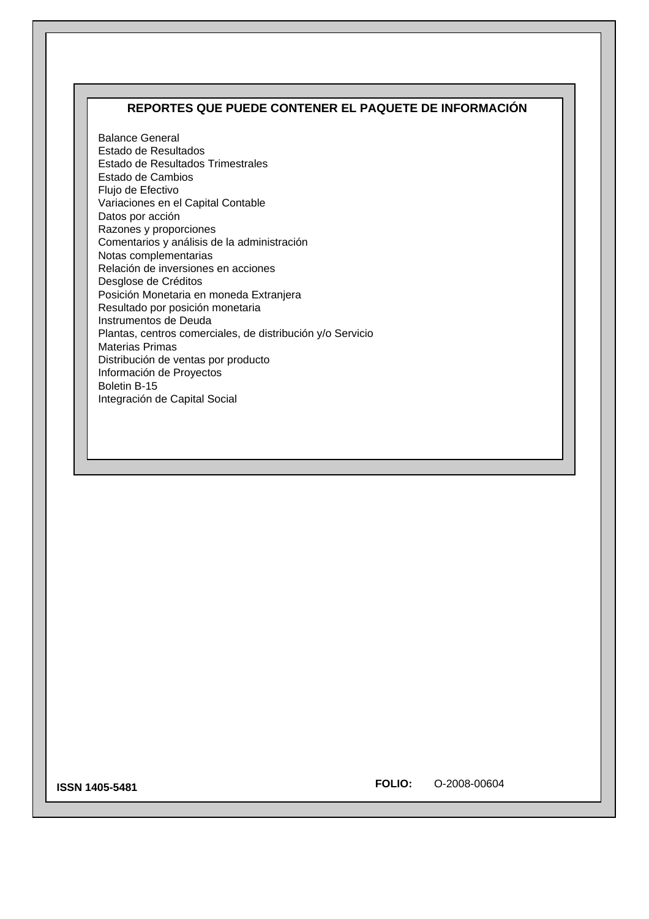## REPORTES QUE PUEDE CONTENER EL PAQUETE DE INFORMACIÓN

Balance General
Estado de Resultados
Estado de Resultados Trimestrales
Estado de Cambios
Flujo de Efectivo
Variaciones en el Capital Contable
Datos por acción
Razones y proporciones
Comentarios y análisis de la administración
Notas complementarias
Relación de inversiones en acciones
Desglose de Créditos
Posición Monetaria en moneda Extranjera
Resultado por posición monetaria
Instrumentos de Deuda
Plantas, centros comerciales, de distribución y/o Servicio
Materias Primas
Distribución de ventas por producto
Información de Proyectos
Boletin B-15
Integración de Capital Social

**ISSN 1405-5481**

**FOLIO:** O-2008-00604